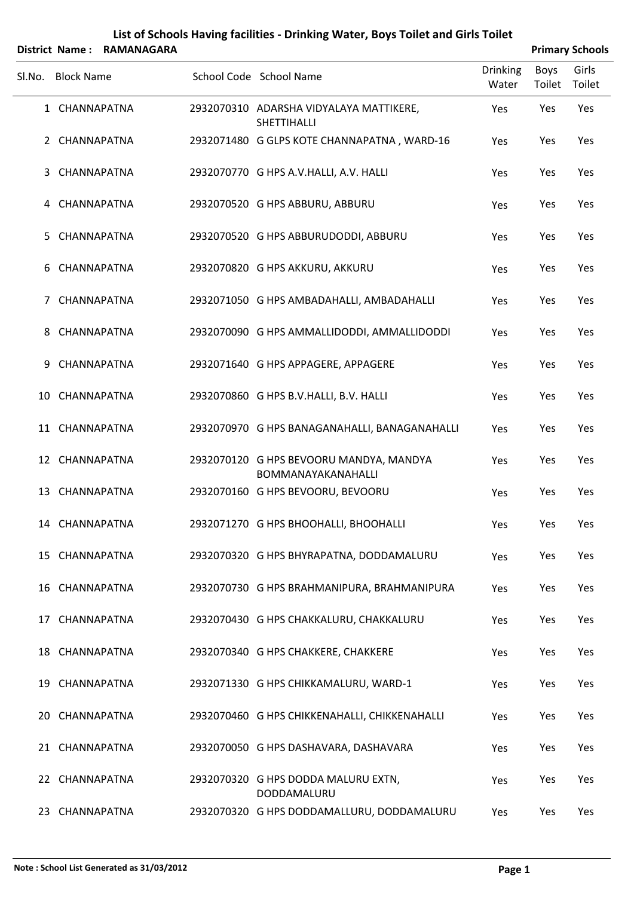# List of Schools Having facilities - Drinking Water, Boys Toilet and Girls Toilet

**District Name : RAMANAGARA** **Primary Schools**

| Sl.No. | Block Name | School Code | School Name | Drinking Water | Boys Toilet | Girls Toilet |
|---|---|---|---|---|---|---|
| 1 | CHANNAPATNA | 2932070310 | ADARSHA VIDYALAYA MATTIKERE, SHETTIHALLI | Yes | Yes | Yes |
| 2 | CHANNAPATNA | 2932071480 | G GLPS KOTE CHANNAPATNA , WARD-16 | Yes | Yes | Yes |
| 3 | CHANNAPATNA | 2932070770 | G HPS A.V.HALLI, A.V. HALLI | Yes | Yes | Yes |
| 4 | CHANNAPATNA | 2932070520 | G HPS ABBURU, ABBURU | Yes | Yes | Yes |
| 5 | CHANNAPATNA | 2932070520 | G HPS ABBURUDODDI, ABBURU | Yes | Yes | Yes |
| 6 | CHANNAPATNA | 2932070820 | G HPS AKKURU, AKKURU | Yes | Yes | Yes |
| 7 | CHANNAPATNA | 2932071050 | G HPS AMBADAHALLI, AMBADAHALLI | Yes | Yes | Yes |
| 8 | CHANNAPATNA | 2932070090 | G HPS AMMALLIDODDI, AMMALLIDODDI | Yes | Yes | Yes |
| 9 | CHANNAPATNA | 2932071640 | G HPS APPAGERE, APPAGERE | Yes | Yes | Yes |
| 10 | CHANNAPATNA | 2932070860 | G HPS B.V.HALLI, B.V. HALLI | Yes | Yes | Yes |
| 11 | CHANNAPATNA | 2932070970 | G HPS BANAGANAHALLI, BANAGANAHALLI | Yes | Yes | Yes |
| 12 | CHANNAPATNA | 2932070120 | G HPS BEVOORU MANDYA, MANDYA BOMMANAYAKANAHALLI | Yes | Yes | Yes |
| 13 | CHANNAPATNA | 2932070160 | G HPS BEVOORU, BEVOORU | Yes | Yes | Yes |
| 14 | CHANNAPATNA | 2932071270 | G HPS BHOOHALLI, BHOOHALLI | Yes | Yes | Yes |
| 15 | CHANNAPATNA | 2932070320 | G HPS BHYRAPATNA, DODDAMALURU | Yes | Yes | Yes |
| 16 | CHANNAPATNA | 2932070730 | G HPS BRAHMANIPURA, BRAHMANIPURA | Yes | Yes | Yes |
| 17 | CHANNAPATNA | 2932070430 | G HPS CHAKKALURU, CHAKKALURU | Yes | Yes | Yes |
| 18 | CHANNAPATNA | 2932070340 | G HPS CHAKKERE, CHAKKERE | Yes | Yes | Yes |
| 19 | CHANNAPATNA | 2932071330 | G HPS CHIKKAMALURU, WARD-1 | Yes | Yes | Yes |
| 20 | CHANNAPATNA | 2932070460 | G HPS CHIKKENAHALLI, CHIKKENAHALLI | Yes | Yes | Yes |
| 21 | CHANNAPATNA | 2932070050 | G HPS DASHAVARA, DASHAVARA | Yes | Yes | Yes |
| 22 | CHANNAPATNA | 2932070320 | G HPS DODDA MALURU EXTN, DODDAMALURU | Yes | Yes | Yes |
| 23 | CHANNAPATNA | 2932070320 | G HPS DODDAMALLURU, DODDAMALURU | Yes | Yes | Yes |

**Note : School List Generated as 31/03/2012**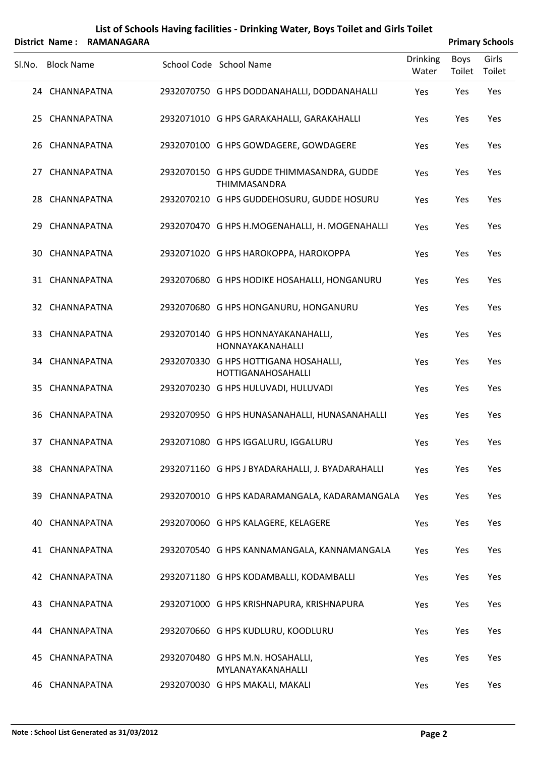# List of Schools Having facilities - Drinking Water, Boys Toilet and Girls Toilet

**District Name : RAMANAGARA** **Primary Schools**

| Sl.No. | Block Name | School Code | School Name | Drinking Water | Boys Toilet | Girls Toilet |
|---|---|---|---|---|---|---|
| 24 | CHANNAPATNA | 2932070750 | G HPS DODDANAHALLI, DODDANAHALLI | Yes | Yes | Yes |
| 25 | CHANNAPATNA | 2932071010 | G HPS GARAKAHALLI, GARAKAHALLI | Yes | Yes | Yes |
| 26 | CHANNAPATNA | 2932070100 | G HPS GOWDAGERE, GOWDAGERE | Yes | Yes | Yes |
| 27 | CHANNAPATNA | 2932070150 | G HPS GUDDE THIMMASANDRA, GUDDE THIMMASANDRA | Yes | Yes | Yes |
| 28 | CHANNAPATNA | 2932070210 | G HPS GUDDEHOSURU, GUDDE HOSURU | Yes | Yes | Yes |
| 29 | CHANNAPATNA | 2932070470 | G HPS H.MOGENAHALLI, H. MOGENAHALLI | Yes | Yes | Yes |
| 30 | CHANNAPATNA | 2932071020 | G HPS HAROKOPPA, HAROKOPPA | Yes | Yes | Yes |
| 31 | CHANNAPATNA | 2932070680 | G HPS HODIKE HOSAHALLI, HONGANURU | Yes | Yes | Yes |
| 32 | CHANNAPATNA | 2932070680 | G HPS HONGANURU, HONGANURU | Yes | Yes | Yes |
| 33 | CHANNAPATNA | 2932070140 | G HPS HONNAYAKANAHALLI, HONNAYAKANAHALLI | Yes | Yes | Yes |
| 34 | CHANNAPATNA | 2932070330 | G HPS HOTTIGANA HOSAHALLI, HOTTIGANAHOSAHALLI | Yes | Yes | Yes |
| 35 | CHANNAPATNA | 2932070230 | G HPS HULUVADI, HULUVADI | Yes | Yes | Yes |
| 36 | CHANNAPATNA | 2932070950 | G HPS HUNASANAHALLI, HUNASANAHALLI | Yes | Yes | Yes |
| 37 | CHANNAPATNA | 2932071080 | G HPS IGGALURU, IGGALURU | Yes | Yes | Yes |
| 38 | CHANNAPATNA | 2932071160 | G HPS J BYADARAHALLI, J. BYADARAHALLI | Yes | Yes | Yes |
| 39 | CHANNAPATNA | 2932070010 | G HPS KADARAMANGALA, KADARAMANGALA | Yes | Yes | Yes |
| 40 | CHANNAPATNA | 2932070060 | G HPS KALAGERE, KELAGERE | Yes | Yes | Yes |
| 41 | CHANNAPATNA | 2932070540 | G HPS KANNAMANGALA, KANNAMANGALA | Yes | Yes | Yes |
| 42 | CHANNAPATNA | 2932071180 | G HPS KODAMBALLI, KODAMBALLI | Yes | Yes | Yes |
| 43 | CHANNAPATNA | 2932071000 | G HPS KRISHNAPURA, KRISHNAPURA | Yes | Yes | Yes |
| 44 | CHANNAPATNA | 2932070660 | G HPS KUDLURU, KOODLURU | Yes | Yes | Yes |
| 45 | CHANNAPATNA | 2932070480 | G HPS M.N. HOSAHALLI, MYLANAYAKANAHALLI | Yes | Yes | Yes |
| 46 | CHANNAPATNA | 2932070030 | G HPS MAKALI, MAKALI | Yes | Yes | Yes |

**Note : School List Generated as 31/03/2012**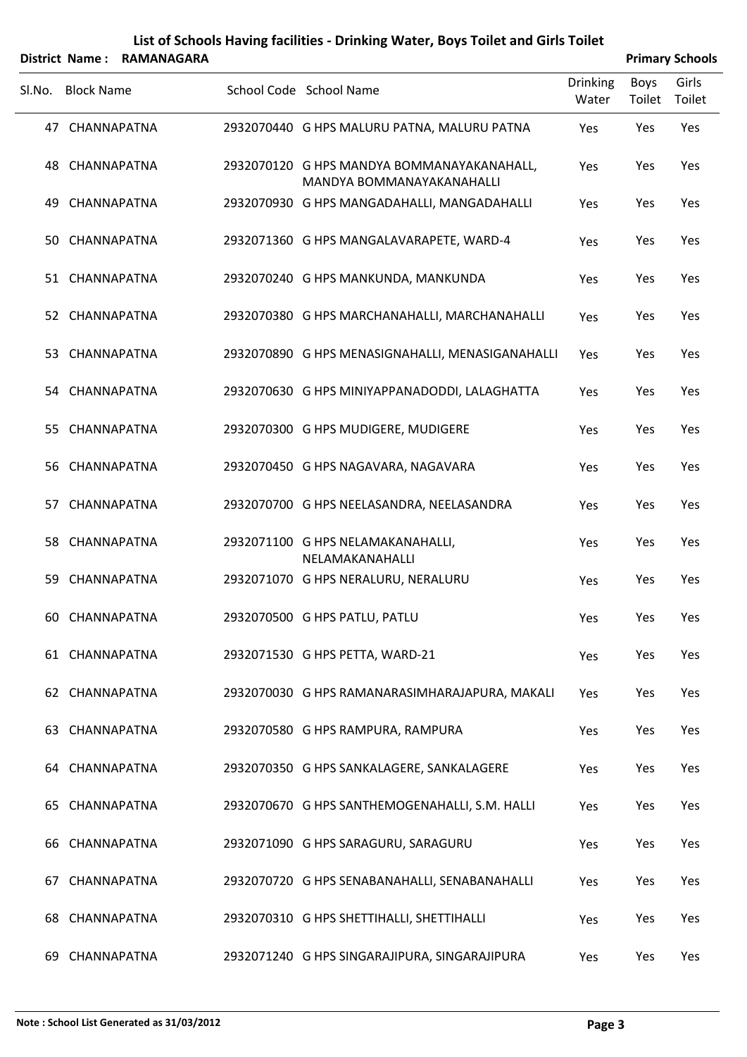# List of Schools Having facilities - Drinking Water, Boys Toilet and Girls Toilet

**District Name : RAMANAGARA** **Primary Schools**

| Sl.No. | Block Name | School Code | School Name | Drinking Water | Boys Toilet | Girls Toilet |
|---|---|---|---|---|---|---|
| 47 | CHANNAPATNA | 2932070440 | G HPS MALURU PATNA, MALURU PATNA | Yes | Yes | Yes |
| 48 | CHANNAPATNA | 2932070120 | G HPS MANDYA BOMMANAYAKANAHALL, MANDYA BOMMANAYAKANAHALLI | Yes | Yes | Yes |
| 49 | CHANNAPATNA | 2932070930 | G HPS MANGADAHALLI, MANGADAHALLI | Yes | Yes | Yes |
| 50 | CHANNAPATNA | 2932071360 | G HPS MANGALAVARAPETE, WARD-4 | Yes | Yes | Yes |
| 51 | CHANNAPATNA | 2932070240 | G HPS MANKUNDA, MANKUNDA | Yes | Yes | Yes |
| 52 | CHANNAPATNA | 2932070380 | G HPS MARCHANAHALLI, MARCHANAHALLI | Yes | Yes | Yes |
| 53 | CHANNAPATNA | 2932070890 | G HPS MENASIGNAHALLI, MENASIGANAHALLI | Yes | Yes | Yes |
| 54 | CHANNAPATNA | 2932070630 | G HPS MINIYAPPANADODDI, LALAGHATTA | Yes | Yes | Yes |
| 55 | CHANNAPATNA | 2932070300 | G HPS MUDIGERE, MUDIGERE | Yes | Yes | Yes |
| 56 | CHANNAPATNA | 2932070450 | G HPS NAGAVARA, NAGAVARA | Yes | Yes | Yes |
| 57 | CHANNAPATNA | 2932070700 | G HPS NEELASANDRA, NEELASANDRA | Yes | Yes | Yes |
| 58 | CHANNAPATNA | 2932071100 | G HPS NELAMAKANAHALLI, NELAMAKANAHALLI | Yes | Yes | Yes |
| 59 | CHANNAPATNA | 2932071070 | G HPS NERALURU, NERALURU | Yes | Yes | Yes |
| 60 | CHANNAPATNA | 2932070500 | G HPS PATLU, PATLU | Yes | Yes | Yes |
| 61 | CHANNAPATNA | 2932071530 | G HPS PETTA, WARD-21 | Yes | Yes | Yes |
| 62 | CHANNAPATNA | 2932070030 | G HPS RAMANARASIMHARAJAPURA, MAKALI | Yes | Yes | Yes |
| 63 | CHANNAPATNA | 2932070580 | G HPS RAMPURA, RAMPURA | Yes | Yes | Yes |
| 64 | CHANNAPATNA | 2932070350 | G HPS SANKALAGERE, SANKALAGERE | Yes | Yes | Yes |
| 65 | CHANNAPATNA | 2932070670 | G HPS SANTHEMOGENAHALLI, S.M. HALLI | Yes | Yes | Yes |
| 66 | CHANNAPATNA | 2932071090 | G HPS SARAGURU, SARAGURU | Yes | Yes | Yes |
| 67 | CHANNAPATNA | 2932070720 | G HPS SENABANAHALLI, SENABANAHALLI | Yes | Yes | Yes |
| 68 | CHANNAPATNA | 2932070310 | G HPS SHETTIHALLI, SHETTIHALLI | Yes | Yes | Yes |
| 69 | CHANNAPATNA | 2932071240 | G HPS SINGARAJIPURA, SINGARAJIPURA | Yes | Yes | Yes |

**Note : School List Generated as 31/03/2012**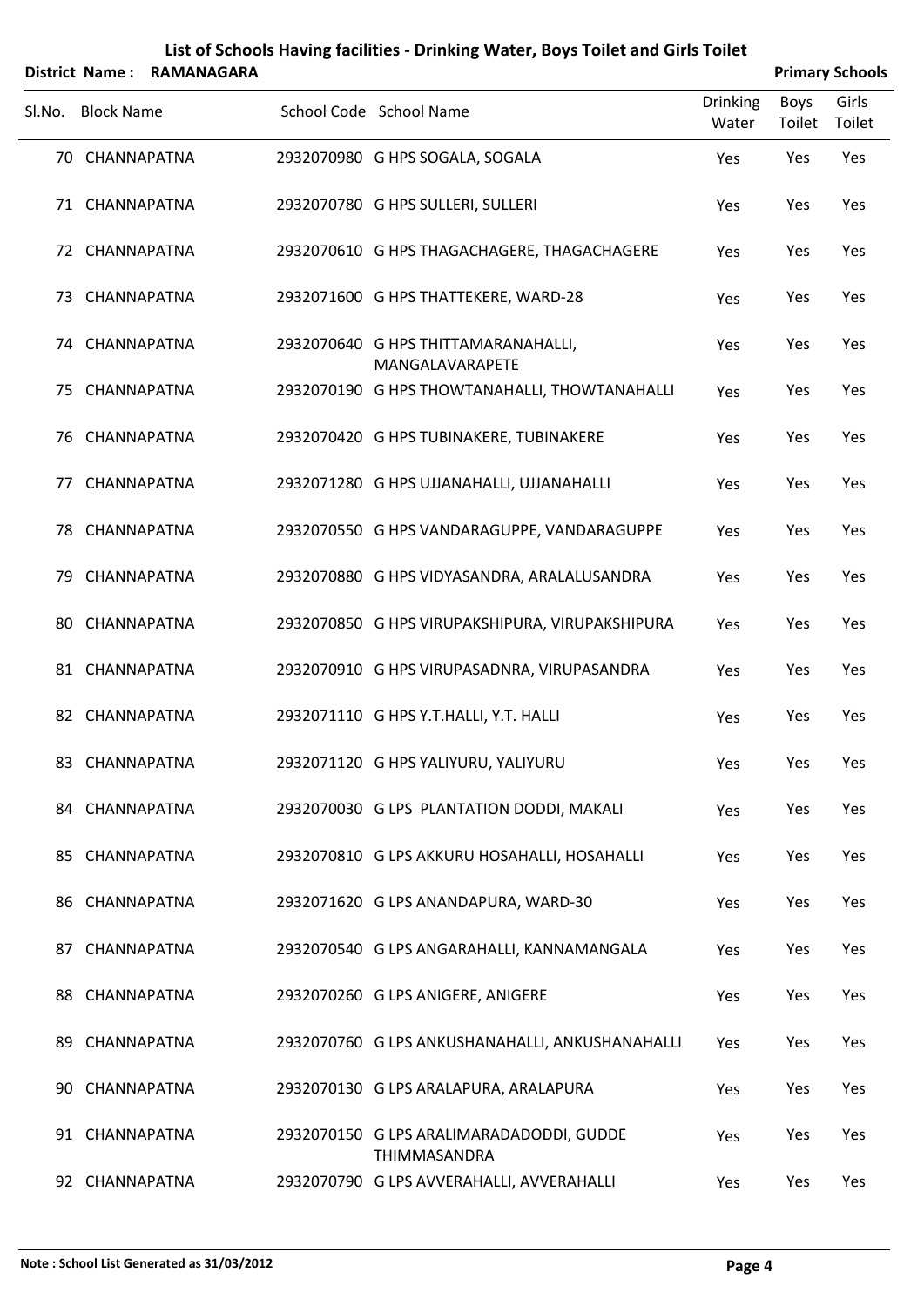# List of Schools Having facilities - Drinking Water, Boys Toilet and Girls Toilet

**District Name : RAMANAGARA** **Primary Schools**

| Sl.No. | Block Name | School Code | School Name | Drinking Water | Boys Toilet | Girls Toilet |
|---|---|---|---|---|---|---|
| 70 | CHANNAPATNA | 2932070980 | G HPS SOGALA, SOGALA | Yes | Yes | Yes |
| 71 | CHANNAPATNA | 2932070780 | G HPS SULLERI, SULLERI | Yes | Yes | Yes |
| 72 | CHANNAPATNA | 2932070610 | G HPS THAGACHAGERE, THAGACHAGERE | Yes | Yes | Yes |
| 73 | CHANNAPATNA | 2932071600 | G HPS THATTEKERE, WARD-28 | Yes | Yes | Yes |
| 74 | CHANNAPATNA | 2932070640 | G HPS THITTAMARANAHALLI, MANGALAVARAPETE | Yes | Yes | Yes |
| 75 | CHANNAPATNA | 2932070190 | G HPS THOWTANAHALLI, THOWTANAHALLI | Yes | Yes | Yes |
| 76 | CHANNAPATNA | 2932070420 | G HPS TUBINAKERE, TUBINAKERE | Yes | Yes | Yes |
| 77 | CHANNAPATNA | 2932071280 | G HPS UJJANAHALLI, UJJANAHALLI | Yes | Yes | Yes |
| 78 | CHANNAPATNA | 2932070550 | G HPS VANDARAGUPPE, VANDARAGUPPE | Yes | Yes | Yes |
| 79 | CHANNAPATNA | 2932070880 | G HPS VIDYASANDRA, ARALALUSANDRA | Yes | Yes | Yes |
| 80 | CHANNAPATNA | 2932070850 | G HPS VIRUPAKSHIPURA, VIRUPAKSHIPURA | Yes | Yes | Yes |
| 81 | CHANNAPATNA | 2932070910 | G HPS VIRUPASADNRA, VIRUPASANDRA | Yes | Yes | Yes |
| 82 | CHANNAPATNA | 2932071110 | G HPS Y.T.HALLI, Y.T. HALLI | Yes | Yes | Yes |
| 83 | CHANNAPATNA | 2932071120 | G HPS YALIYURU, YALIYURU | Yes | Yes | Yes |
| 84 | CHANNAPATNA | 2932070030 | G LPS PLANTATION DODDI, MAKALI | Yes | Yes | Yes |
| 85 | CHANNAPATNA | 2932070810 | G LPS AKKURU HOSAHALLI, HOSAHALLI | Yes | Yes | Yes |
| 86 | CHANNAPATNA | 2932071620 | G LPS ANANDAPURA, WARD-30 | Yes | Yes | Yes |
| 87 | CHANNAPATNA | 2932070540 | G LPS ANGARAHALLI, KANNAMANGALA | Yes | Yes | Yes |
| 88 | CHANNAPATNA | 2932070260 | G LPS ANIGERE, ANIGERE | Yes | Yes | Yes |
| 89 | CHANNAPATNA | 2932070760 | G LPS ANKUSHANAHALLI, ANKUSHANAHALLI | Yes | Yes | Yes |
| 90 | CHANNAPATNA | 2932070130 | G LPS ARALAPURA, ARALAPURA | Yes | Yes | Yes |
| 91 | CHANNAPATNA | 2932070150 | G LPS ARALIMARADADODDI, GUDDE THIMMASANDRA | Yes | Yes | Yes |
| 92 | CHANNAPATNA | 2932070790 | G LPS AVVERAHALLI, AVVERAHALLI | Yes | Yes | Yes |

**Note : School List Generated as 31/03/2012**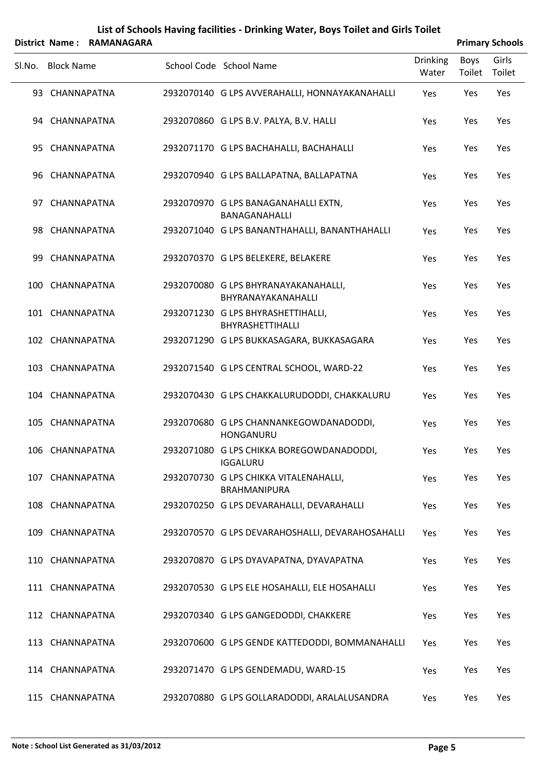# List of Schools Having facilities - Drinking Water, Boys Toilet and Girls Toilet

**District Name : RAMANAGARA** — **Primary Schools**

| Sl.No. | Block Name | School Code | School Name | Drinking Water | Boys Toilet | Girls Toilet |
|---|---|---|---|---|---|---|
| 93 | CHANNAPATNA | 2932070140 | G LPS AVVERAHALLI, HONNAYAKANAHALLI | Yes | Yes | Yes |
| 94 | CHANNAPATNA | 2932070860 | G LPS B.V. PALYA, B.V. HALLI | Yes | Yes | Yes |
| 95 | CHANNAPATNA | 2932071170 | G LPS BACHAHALLI, BACHAHALLI | Yes | Yes | Yes |
| 96 | CHANNAPATNA | 2932070940 | G LPS BALLAPATNA, BALLAPATNA | Yes | Yes | Yes |
| 97 | CHANNAPATNA | 2932070970 | G LPS BANAGANAHALLI EXTN, BANAGANAHALLI | Yes | Yes | Yes |
| 98 | CHANNAPATNA | 2932071040 | G LPS BANANTHAHALLI, BANANTHAHALLI | Yes | Yes | Yes |
| 99 | CHANNAPATNA | 2932070370 | G LPS BELEKERE, BELAKERE | Yes | Yes | Yes |
| 100 | CHANNAPATNA | 2932070080 | G LPS BHYRANAYAKANAHALLI, BHYRANAYAKANAHALLI | Yes | Yes | Yes |
| 101 | CHANNAPATNA | 2932071230 | G LPS BHYRASHETTIHALLI, BHYRASHETTIHALLI | Yes | Yes | Yes |
| 102 | CHANNAPATNA | 2932071290 | G LPS BUKKASAGARA, BUKKASAGARA | Yes | Yes | Yes |
| 103 | CHANNAPATNA | 2932071540 | G LPS CENTRAL SCHOOL, WARD-22 | Yes | Yes | Yes |
| 104 | CHANNAPATNA | 2932070430 | G LPS CHAKKALURUDODDI, CHAKKALURU | Yes | Yes | Yes |
| 105 | CHANNAPATNA | 2932070680 | G LPS CHANNANKEGOWDANADODDI, HONGANURU | Yes | Yes | Yes |
| 106 | CHANNAPATNA | 2932071080 | G LPS CHIKKA BOREGOWDANADODDI, IGGALURU | Yes | Yes | Yes |
| 107 | CHANNAPATNA | 2932070730 | G LPS CHIKKA VITALENAHALLI, BRAHMANIPURA | Yes | Yes | Yes |
| 108 | CHANNAPATNA | 2932070250 | G LPS DEVARAHALLI, DEVARAHALLI | Yes | Yes | Yes |
| 109 | CHANNAPATNA | 2932070570 | G LPS DEVARAHOSHALLI, DEVARAHOSAHALLI | Yes | Yes | Yes |
| 110 | CHANNAPATNA | 2932070870 | G LPS DYAVAPATNA, DYAVAPATNA | Yes | Yes | Yes |
| 111 | CHANNAPATNA | 2932070530 | G LPS ELE HOSAHALLI, ELE HOSAHALLI | Yes | Yes | Yes |
| 112 | CHANNAPATNA | 2932070340 | G LPS GANGEDODDI, CHAKKERE | Yes | Yes | Yes |
| 113 | CHANNAPATNA | 2932070600 | G LPS GENDE KATTEDODDI, BOMMANAHALLI | Yes | Yes | Yes |
| 114 | CHANNAPATNA | 2932071470 | G LPS GENDEMADU, WARD-15 | Yes | Yes | Yes |
| 115 | CHANNAPATNA | 2932070880 | G LPS GOLLARADODDI, ARALALUSANDRA | Yes | Yes | Yes |

**Note : School List Generated as 31/03/2012**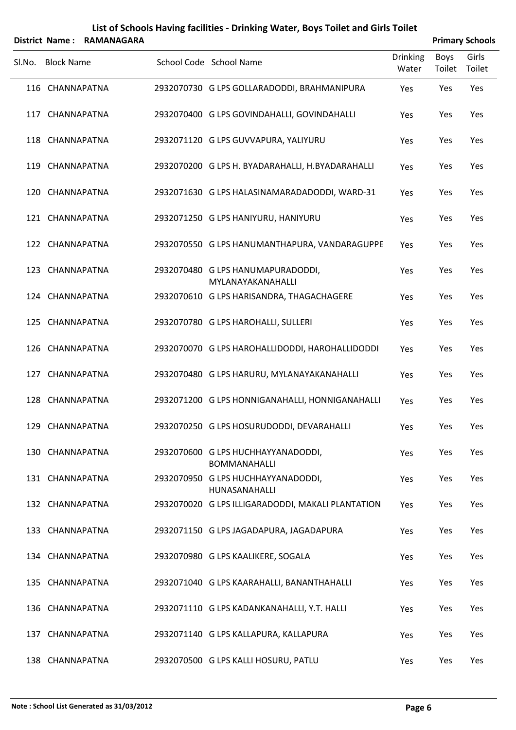## List of Schools Having facilities - Drinking Water, Boys Toilet and Girls Toilet

**District Name : RAMANAGARA** **Primary Schools**

| Sl.No. | Block Name | School Code | School Name | Drinking Water | Boys Toilet | Girls Toilet |
|---|---|---|---|---|---|---|
| 116 | CHANNAPATNA | 2932070730 | G LPS GOLLARADODDI, BRAHMANIPURA | Yes | Yes | Yes |
| 117 | CHANNAPATNA | 2932070400 | G LPS GOVINDAHALLI, GOVINDAHALLI | Yes | Yes | Yes |
| 118 | CHANNAPATNA | 2932071120 | G LPS GUVVAPURA, YALIYURU | Yes | Yes | Yes |
| 119 | CHANNAPATNA | 2932070200 | G LPS H. BYADARAHALLI, H.BYADARAHALLI | Yes | Yes | Yes |
| 120 | CHANNAPATNA | 2932071630 | G LPS HALASINAMARADADODDI, WARD-31 | Yes | Yes | Yes |
| 121 | CHANNAPATNA | 2932071250 | G LPS HANIYURU, HANIYURU | Yes | Yes | Yes |
| 122 | CHANNAPATNA | 2932070550 | G LPS HANUMANTHAPURA, VANDARAGUPPE | Yes | Yes | Yes |
| 123 | CHANNAPATNA | 2932070480 | G LPS HANUMAPURADODDI, MYLANAYAKANAHALLI | Yes | Yes | Yes |
| 124 | CHANNAPATNA | 2932070610 | G LPS HARISANDRA, THAGACHAGERE | Yes | Yes | Yes |
| 125 | CHANNAPATNA | 2932070780 | G LPS HAROHALLI, SULLERI | Yes | Yes | Yes |
| 126 | CHANNAPATNA | 2932070070 | G LPS HAROHALLIDODDI, HAROHALLIDODDI | Yes | Yes | Yes |
| 127 | CHANNAPATNA | 2932070480 | G LPS HARURU, MYLANAYAKANAHALLI | Yes | Yes | Yes |
| 128 | CHANNAPATNA | 2932071200 | G LPS HONNIGANAHALLI, HONNIGANAHALLI | Yes | Yes | Yes |
| 129 | CHANNAPATNA | 2932070250 | G LPS HOSURUDODDI, DEVARAHALLI | Yes | Yes | Yes |
| 130 | CHANNAPATNA | 2932070600 | G LPS HUCHHAYYANADODDI, BOMMANAHALLI | Yes | Yes | Yes |
| 131 | CHANNAPATNA | 2932070950 | G LPS HUCHHAYYANADODDI, HUNASANAHALLI | Yes | Yes | Yes |
| 132 | CHANNAPATNA | 2932070020 | G LPS ILLIGARADODDI, MAKALI PLANTATION | Yes | Yes | Yes |
| 133 | CHANNAPATNA | 2932071150 | G LPS JAGADAPURA, JAGADAPURA | Yes | Yes | Yes |
| 134 | CHANNAPATNA | 2932070980 | G LPS KAALIKERE, SOGALA | Yes | Yes | Yes |
| 135 | CHANNAPATNA | 2932071040 | G LPS KAARAHALLI, BANANTHAHALLI | Yes | Yes | Yes |
| 136 | CHANNAPATNA | 2932071110 | G LPS KADANKANAHALLI, Y.T. HALLI | Yes | Yes | Yes |
| 137 | CHANNAPATNA | 2932071140 | G LPS KALLAPURA, KALLAPURA | Yes | Yes | Yes |
| 138 | CHANNAPATNA | 2932070500 | G LPS KALLI HOSURU, PATLU | Yes | Yes | Yes |

**Note : School List Generated as 31/03/2012**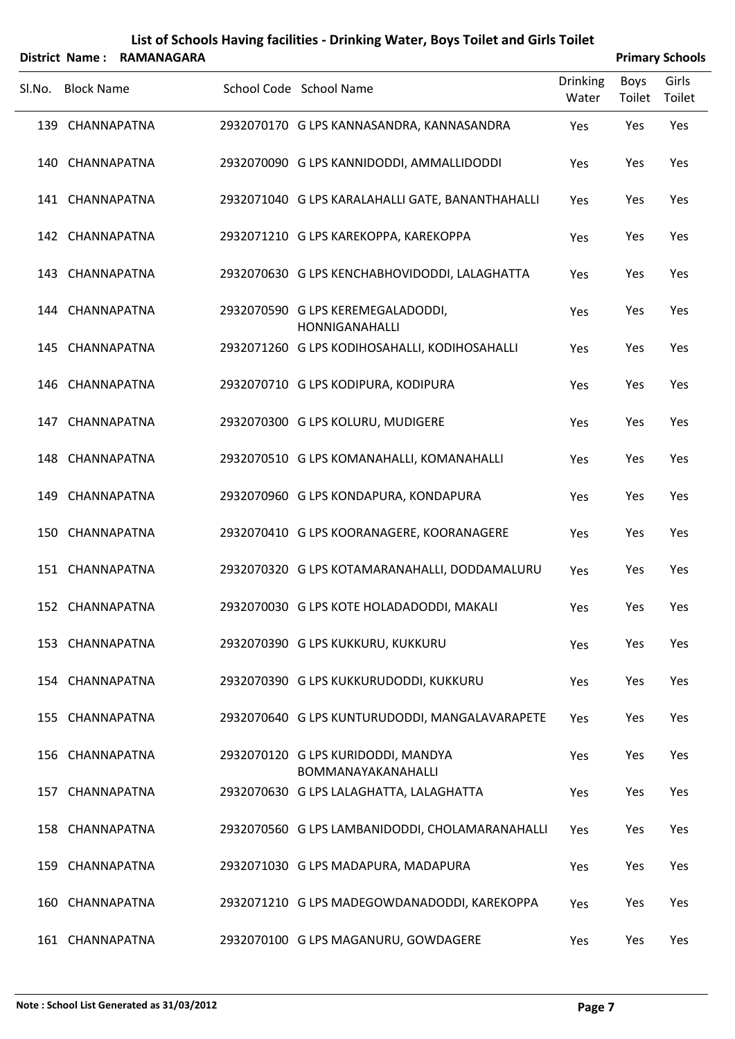## List of Schools Having facilities - Drinking Water, Boys Toilet and Girls Toilet

**District Name : RAMANAGARA** **Primary Schools**

| Sl.No. | Block Name | School Code | School Name | Drinking Water | Boys Toilet | Girls Toilet |
|---|---|---|---|---|---|---|
| 139 | CHANNAPATNA | 2932070170 | G LPS KANNASANDRA, KANNASANDRA | Yes | Yes | Yes |
| 140 | CHANNAPATNA | 2932070090 | G LPS KANNIDODDI, AMMALLIDODDI | Yes | Yes | Yes |
| 141 | CHANNAPATNA | 2932071040 | G LPS KARALAHALLI GATE, BANANTHAHALLI | Yes | Yes | Yes |
| 142 | CHANNAPATNA | 2932071210 | G LPS KAREKOPPA, KAREKOPPA | Yes | Yes | Yes |
| 143 | CHANNAPATNA | 2932070630 | G LPS KENCHABHOVIDODDI, LALAGHATTA | Yes | Yes | Yes |
| 144 | CHANNAPATNA | 2932070590 | G LPS KEREMEGALADODDI, HONNIGANAHALLI | Yes | Yes | Yes |
| 145 | CHANNAPATNA | 2932071260 | G LPS KODIHOSAHALLI, KODIHOSAHALLI | Yes | Yes | Yes |
| 146 | CHANNAPATNA | 2932070710 | G LPS KODIPURA, KODIPURA | Yes | Yes | Yes |
| 147 | CHANNAPATNA | 2932070300 | G LPS KOLURU, MUDIGERE | Yes | Yes | Yes |
| 148 | CHANNAPATNA | 2932070510 | G LPS KOMANAHALLI, KOMANAHALLI | Yes | Yes | Yes |
| 149 | CHANNAPATNA | 2932070960 | G LPS KONDAPURA, KONDAPURA | Yes | Yes | Yes |
| 150 | CHANNAPATNA | 2932070410 | G LPS KOORANAGERE, KOORANAGERE | Yes | Yes | Yes |
| 151 | CHANNAPATNA | 2932070320 | G LPS KOTAMARANAHALLI, DODDAMALURU | Yes | Yes | Yes |
| 152 | CHANNAPATNA | 2932070030 | G LPS KOTE HOLADADODDI, MAKALI | Yes | Yes | Yes |
| 153 | CHANNAPATNA | 2932070390 | G LPS KUKKURU, KUKKURU | Yes | Yes | Yes |
| 154 | CHANNAPATNA | 2932070390 | G LPS KUKKURUDODDI, KUKKURU | Yes | Yes | Yes |
| 155 | CHANNAPATNA | 2932070640 | G LPS KUNTURUDODDI, MANGALAVARAPETE | Yes | Yes | Yes |
| 156 | CHANNAPATNA | 2932070120 | G LPS KURIDODDI, MANDYA BOMMANAYAKANAHALLI | Yes | Yes | Yes |
| 157 | CHANNAPATNA | 2932070630 | G LPS LALAGHATTA, LALAGHATTA | Yes | Yes | Yes |
| 158 | CHANNAPATNA | 2932070560 | G LPS LAMBANIDODDI, CHOLAMARANAHALLI | Yes | Yes | Yes |
| 159 | CHANNAPATNA | 2932071030 | G LPS MADAPURA, MADAPURA | Yes | Yes | Yes |
| 160 | CHANNAPATNA | 2932071210 | G LPS MADEGOWDANADODDI, KAREKOPPA | Yes | Yes | Yes |
| 161 | CHANNAPATNA | 2932070100 | G LPS MAGANURU, GOWDAGERE | Yes | Yes | Yes |

**Note : School List Generated as 31/03/2012**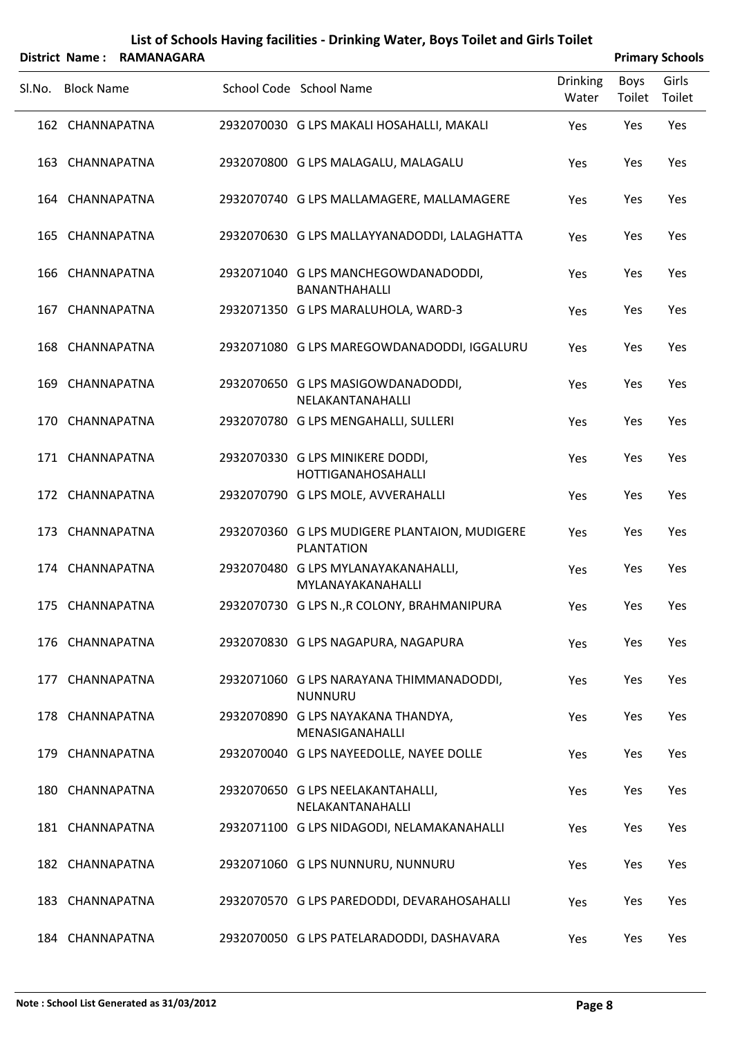# List of Schools Having facilities - Drinking Water, Boys Toilet and Girls Toilet

**District Name : RAMANAGARA** **Primary Schools**

| Sl.No. | Block Name | School Code | School Name | Drinking Water | Boys Toilet | Girls Toilet |
|---|---|---|---|---|---|---|
| 162 | CHANNAPATNA | 2932070030 | G LPS MAKALI HOSAHALLI, MAKALI | Yes | Yes | Yes |
| 163 | CHANNAPATNA | 2932070800 | G LPS MALAGALU, MALAGALU | Yes | Yes | Yes |
| 164 | CHANNAPATNA | 2932070740 | G LPS MALLAMAGERE, MALLAMAGERE | Yes | Yes | Yes |
| 165 | CHANNAPATNA | 2932070630 | G LPS MALLAYYANADODDI, LALAGHATTA | Yes | Yes | Yes |
| 166 | CHANNAPATNA | 2932071040 | G LPS MANCHEGOWDANADODDI, BANANTHAHALLI | Yes | Yes | Yes |
| 167 | CHANNAPATNA | 2932071350 | G LPS MARALUHOLA, WARD-3 | Yes | Yes | Yes |
| 168 | CHANNAPATNA | 2932071080 | G LPS MAREGOWDANADODDI, IGGALURU | Yes | Yes | Yes |
| 169 | CHANNAPATNA | 2932070650 | G LPS MASIGOWDANADODDI, NELAKANTANAHALLI | Yes | Yes | Yes |
| 170 | CHANNAPATNA | 2932070780 | G LPS MENGAHALLI, SULLERI | Yes | Yes | Yes |
| 171 | CHANNAPATNA | 2932070330 | G LPS MINIKERE DODDI, HOTTIGANAHOSAHALLI | Yes | Yes | Yes |
| 172 | CHANNAPATNA | 2932070790 | G LPS MOLE, AVVERAHALLI | Yes | Yes | Yes |
| 173 | CHANNAPATNA | 2932070360 | G LPS MUDIGERE PLANTAION, MUDIGERE PLANTATION | Yes | Yes | Yes |
| 174 | CHANNAPATNA | 2932070480 | G LPS MYLANAYAKANAHALLI, MYLANAYAKANAHALLI | Yes | Yes | Yes |
| 175 | CHANNAPATNA | 2932070730 | G LPS N.,R COLONY, BRAHMANIPURA | Yes | Yes | Yes |
| 176 | CHANNAPATNA | 2932070830 | G LPS NAGAPURA, NAGAPURA | Yes | Yes | Yes |
| 177 | CHANNAPATNA | 2932071060 | G LPS NARAYANA THIMMANADODDI, NUNNURU | Yes | Yes | Yes |
| 178 | CHANNAPATNA | 2932070890 | G LPS NAYAKANA THANDYA, MENASIGANAHALLI | Yes | Yes | Yes |
| 179 | CHANNAPATNA | 2932070040 | G LPS NAYEEDOLLE, NAYEE DOLLE | Yes | Yes | Yes |
| 180 | CHANNAPATNA | 2932070650 | G LPS NEELAKANTAHALLI, NELAKANTANAHALLI | Yes | Yes | Yes |
| 181 | CHANNAPATNA | 2932071100 | G LPS NIDAGODI, NELAMAKANAHALLI | Yes | Yes | Yes |
| 182 | CHANNAPATNA | 2932071060 | G LPS NUNNURU, NUNNURU | Yes | Yes | Yes |
| 183 | CHANNAPATNA | 2932070570 | G LPS PAREDODDI, DEVARAHOSAHALLI | Yes | Yes | Yes |
| 184 | CHANNAPATNA | 2932070050 | G LPS PATELARADODDI, DASHAVARA | Yes | Yes | Yes |

**Note : School List Generated as 31/03/2012**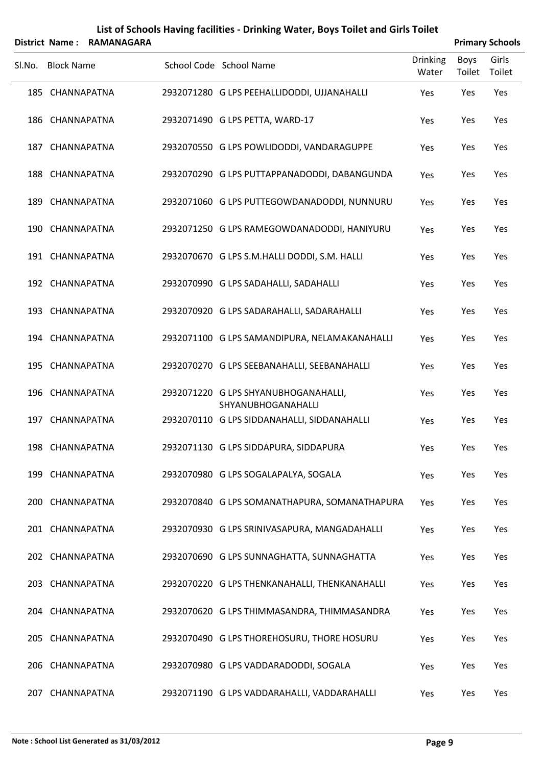# List of Schools Having facilities - Drinking Water, Boys Toilet and Girls Toilet

**District Name : RAMANAGARA** **Primary Schools**

| Sl.No. | Block Name | School Code | School Name | Drinking Water | Boys Toilet | Girls Toilet |
|---|---|---|---|---|---|---|
| 185 | CHANNAPATNA | 2932071280 | G LPS PEEHALLIDODDI, UJJANAHALLI | Yes | Yes | Yes |
| 186 | CHANNAPATNA | 2932071490 | G LPS PETTA, WARD-17 | Yes | Yes | Yes |
| 187 | CHANNAPATNA | 2932070550 | G LPS POWLIDODDI, VANDARAGUPPE | Yes | Yes | Yes |
| 188 | CHANNAPATNA | 2932070290 | G LPS PUTTAPPANADODDI, DABANGUNDA | Yes | Yes | Yes |
| 189 | CHANNAPATNA | 2932071060 | G LPS PUTTEGOWDANADODDI, NUNNURU | Yes | Yes | Yes |
| 190 | CHANNAPATNA | 2932071250 | G LPS RAMEGOWDANADODDI, HANIYURU | Yes | Yes | Yes |
| 191 | CHANNAPATNA | 2932070670 | G LPS S.M.HALLI DODDI, S.M. HALLI | Yes | Yes | Yes |
| 192 | CHANNAPATNA | 2932070990 | G LPS SADAHALLI, SADAHALLI | Yes | Yes | Yes |
| 193 | CHANNAPATNA | 2932070920 | G LPS SADARAHALLI, SADARAHALLI | Yes | Yes | Yes |
| 194 | CHANNAPATNA | 2932071100 | G LPS SAMANDIPURA, NELAMAKANAHALLI | Yes | Yes | Yes |
| 195 | CHANNAPATNA | 2932070270 | G LPS SEEBANAHALLI, SEEBANAHALLI | Yes | Yes | Yes |
| 196 | CHANNAPATNA | 2932071220 | G LPS SHYANUBHOGANAHALLI, SHYANUBHOGANAHALLI | Yes | Yes | Yes |
| 197 | CHANNAPATNA | 2932070110 | G LPS SIDDANAHALLI, SIDDANAHALLI | Yes | Yes | Yes |
| 198 | CHANNAPATNA | 2932071130 | G LPS SIDDAPURA, SIDDAPURA | Yes | Yes | Yes |
| 199 | CHANNAPATNA | 2932070980 | G LPS SOGALAPALYA, SOGALA | Yes | Yes | Yes |
| 200 | CHANNAPATNA | 2932070840 | G LPS SOMANATHAPURA, SOMANATHAPURA | Yes | Yes | Yes |
| 201 | CHANNAPATNA | 2932070930 | G LPS SRINIVASAPURA, MANGADAHALLI | Yes | Yes | Yes |
| 202 | CHANNAPATNA | 2932070690 | G LPS SUNNAGHATTA, SUNNAGHATTA | Yes | Yes | Yes |
| 203 | CHANNAPATNA | 2932070220 | G LPS THENKANAHALLI, THENKANAHALLI | Yes | Yes | Yes |
| 204 | CHANNAPATNA | 2932070620 | G LPS THIMMASANDRA, THIMMASANDRA | Yes | Yes | Yes |
| 205 | CHANNAPATNA | 2932070490 | G LPS THOREHOSURU, THORE HOSURU | Yes | Yes | Yes |
| 206 | CHANNAPATNA | 2932070980 | G LPS VADDARADODDI, SOGALA | Yes | Yes | Yes |
| 207 | CHANNAPATNA | 2932071190 | G LPS VADDARAHALLI, VADDARAHALLI | Yes | Yes | Yes |

**Note : School List Generated as 31/03/2012**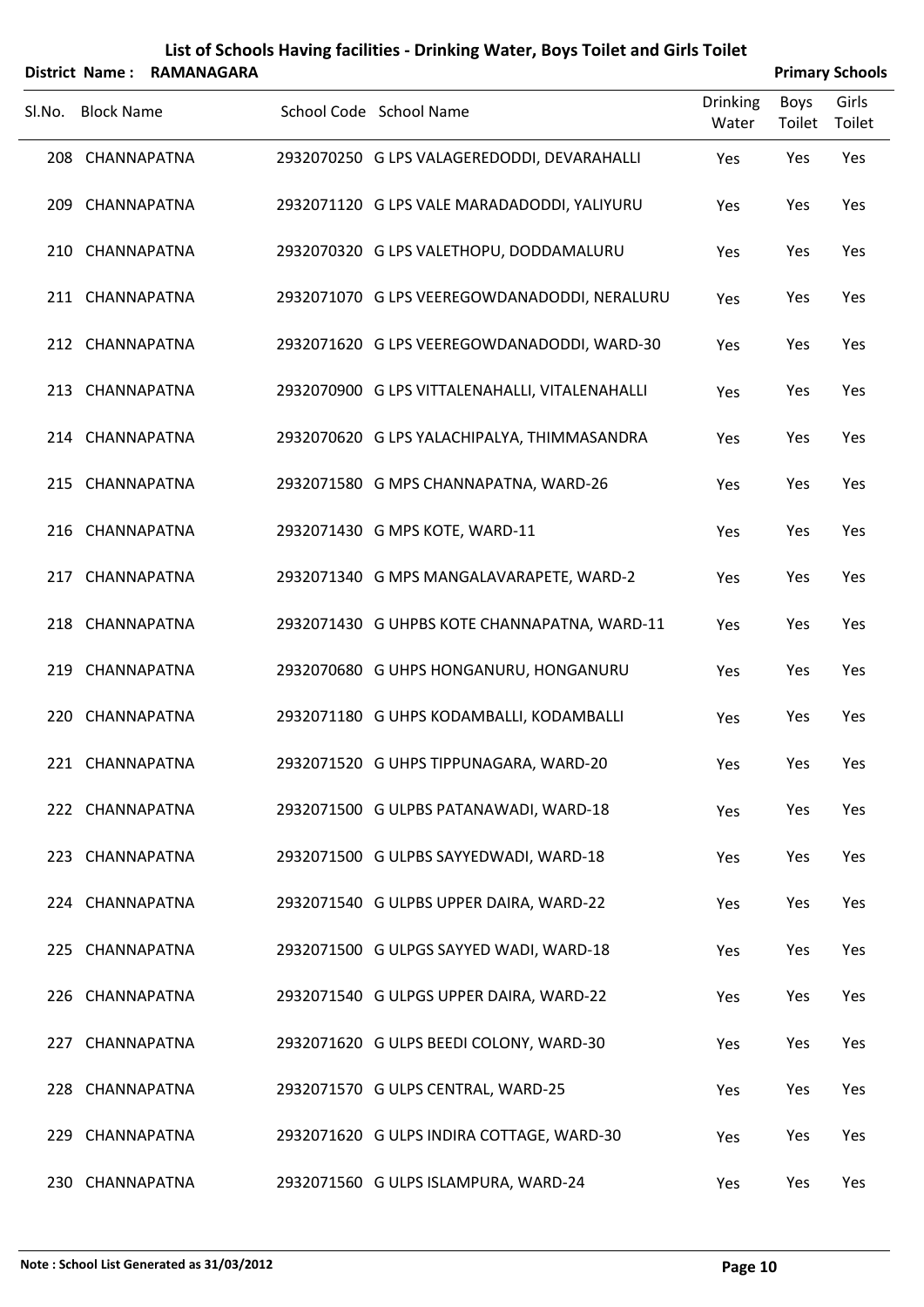## List of Schools Having facilities - Drinking Water, Boys Toilet and Girls Toilet

**District Name : RAMANAGARA** **Primary Schools**

| Sl.No. | Block Name | School Code | School Name | Drinking Water | Boys Toilet | Girls Toilet |
|---|---|---|---|---|---|---|
| 208 | CHANNAPATNA | 2932070250 | G LPS VALAGEREDODDI, DEVARAHALLI | Yes | Yes | Yes |
| 209 | CHANNAPATNA | 2932071120 | G LPS VALE MARADADODDI, YALIYURU | Yes | Yes | Yes |
| 210 | CHANNAPATNA | 2932070320 | G LPS VALETHOPU, DODDAMALURU | Yes | Yes | Yes |
| 211 | CHANNAPATNA | 2932071070 | G LPS VEEREGOWDANADODDI, NERALURU | Yes | Yes | Yes |
| 212 | CHANNAPATNA | 2932071620 | G LPS VEEREGOWDANADODDI, WARD-30 | Yes | Yes | Yes |
| 213 | CHANNAPATNA | 2932070900 | G LPS VITTALENAHALLI, VITALENAHALLI | Yes | Yes | Yes |
| 214 | CHANNAPATNA | 2932070620 | G LPS YALACHIPALYA, THIMMASANDRA | Yes | Yes | Yes |
| 215 | CHANNAPATNA | 2932071580 | G MPS CHANNAPATNA, WARD-26 | Yes | Yes | Yes |
| 216 | CHANNAPATNA | 2932071430 | G MPS KOTE, WARD-11 | Yes | Yes | Yes |
| 217 | CHANNAPATNA | 2932071340 | G MPS MANGALAVARAPETE, WARD-2 | Yes | Yes | Yes |
| 218 | CHANNAPATNA | 2932071430 | G UHPBS KOTE CHANNAPATNA, WARD-11 | Yes | Yes | Yes |
| 219 | CHANNAPATNA | 2932070680 | G UHPS HONGANURU, HONGANURU | Yes | Yes | Yes |
| 220 | CHANNAPATNA | 2932071180 | G UHPS KODAMBALLI, KODAMBALLI | Yes | Yes | Yes |
| 221 | CHANNAPATNA | 2932071520 | G UHPS TIPPUNAGARA, WARD-20 | Yes | Yes | Yes |
| 222 | CHANNAPATNA | 2932071500 | G ULPBS PATANAWADI, WARD-18 | Yes | Yes | Yes |
| 223 | CHANNAPATNA | 2932071500 | G ULPBS SAYYEDWADI, WARD-18 | Yes | Yes | Yes |
| 224 | CHANNAPATNA | 2932071540 | G ULPBS UPPER DAIRA, WARD-22 | Yes | Yes | Yes |
| 225 | CHANNAPATNA | 2932071500 | G ULPGS SAYYED WADI, WARD-18 | Yes | Yes | Yes |
| 226 | CHANNAPATNA | 2932071540 | G ULPGS UPPER DAIRA, WARD-22 | Yes | Yes | Yes |
| 227 | CHANNAPATNA | 2932071620 | G ULPS BEEDI COLONY, WARD-30 | Yes | Yes | Yes |
| 228 | CHANNAPATNA | 2932071570 | G ULPS CENTRAL, WARD-25 | Yes | Yes | Yes |
| 229 | CHANNAPATNA | 2932071620 | G ULPS INDIRA COTTAGE, WARD-30 | Yes | Yes | Yes |
| 230 | CHANNAPATNA | 2932071560 | G ULPS ISLAMPURA, WARD-24 | Yes | Yes | Yes |

**Note : School List Generated as 31/03/2012**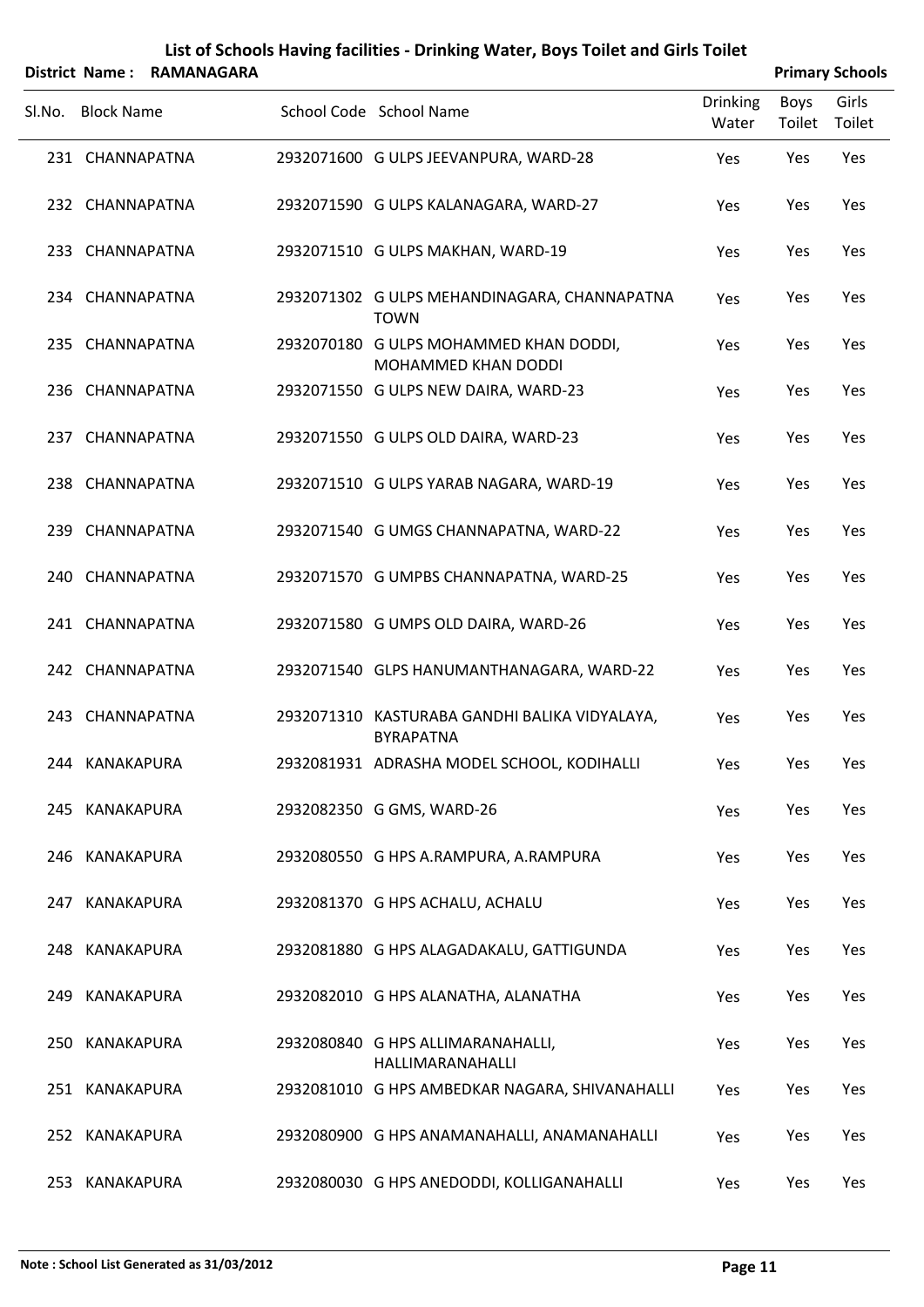# List of Schools Having facilities - Drinking Water, Boys Toilet and Girls Toilet

**District Name : RAMANAGARA** **Primary Schools**

| Sl.No. | Block Name | School Code | School Name | Drinking Water | Boys Toilet | Girls Toilet |
|---|---|---|---|---|---|---|
| 231 | CHANNAPATNA | 2932071600 | G ULPS JEEVANPURA, WARD-28 | Yes | Yes | Yes |
| 232 | CHANNAPATNA | 2932071590 | G ULPS KALANAGARA, WARD-27 | Yes | Yes | Yes |
| 233 | CHANNAPATNA | 2932071510 | G ULPS MAKHAN, WARD-19 | Yes | Yes | Yes |
| 234 | CHANNAPATNA | 2932071302 | G ULPS MEHANDINAGARA, CHANNAPATNA TOWN | Yes | Yes | Yes |
| 235 | CHANNAPATNA | 2932070180 | G ULPS MOHAMMED KHAN DODDI, MOHAMMED KHAN DODDI | Yes | Yes | Yes |
| 236 | CHANNAPATNA | 2932071550 | G ULPS NEW DAIRA, WARD-23 | Yes | Yes | Yes |
| 237 | CHANNAPATNA | 2932071550 | G ULPS OLD DAIRA, WARD-23 | Yes | Yes | Yes |
| 238 | CHANNAPATNA | 2932071510 | G ULPS YARAB NAGARA, WARD-19 | Yes | Yes | Yes |
| 239 | CHANNAPATNA | 2932071540 | G UMGS CHANNAPATNA, WARD-22 | Yes | Yes | Yes |
| 240 | CHANNAPATNA | 2932071570 | G UMPBS CHANNAPATNA, WARD-25 | Yes | Yes | Yes |
| 241 | CHANNAPATNA | 2932071580 | G UMPS OLD DAIRA, WARD-26 | Yes | Yes | Yes |
| 242 | CHANNAPATNA | 2932071540 | GLPS HANUMANTHANAGARA, WARD-22 | Yes | Yes | Yes |
| 243 | CHANNAPATNA | 2932071310 | KASTURABA GANDHI BALIKA VIDYALAYA, BYRAPATNA | Yes | Yes | Yes |
| 244 | KANAKAPURA | 2932081931 | ADRASHA MODEL SCHOOL, KODIHALLI | Yes | Yes | Yes |
| 245 | KANAKAPURA | 2932082350 | G GMS, WARD-26 | Yes | Yes | Yes |
| 246 | KANAKAPURA | 2932080550 | G HPS A.RAMPURA, A.RAMPURA | Yes | Yes | Yes |
| 247 | KANAKAPURA | 2932081370 | G HPS ACHALU, ACHALU | Yes | Yes | Yes |
| 248 | KANAKAPURA | 2932081880 | G HPS ALAGADAKALU, GATTIGUNDA | Yes | Yes | Yes |
| 249 | KANAKAPURA | 2932082010 | G HPS ALANATHA, ALANATHA | Yes | Yes | Yes |
| 250 | KANAKAPURA | 2932080840 | G HPS ALLIMARANAHALLI, HALLIMARANAHALLI | Yes | Yes | Yes |
| 251 | KANAKAPURA | 2932081010 | G HPS AMBEDKAR NAGARA, SHIVANAHALLI | Yes | Yes | Yes |
| 252 | KANAKAPURA | 2932080900 | G HPS ANAMANAHALLI, ANAMANAHALLI | Yes | Yes | Yes |
| 253 | KANAKAPURA | 2932080030 | G HPS ANEDODDI, KOLLIGANAHALLI | Yes | Yes | Yes |

**Note : School List Generated as 31/03/2012**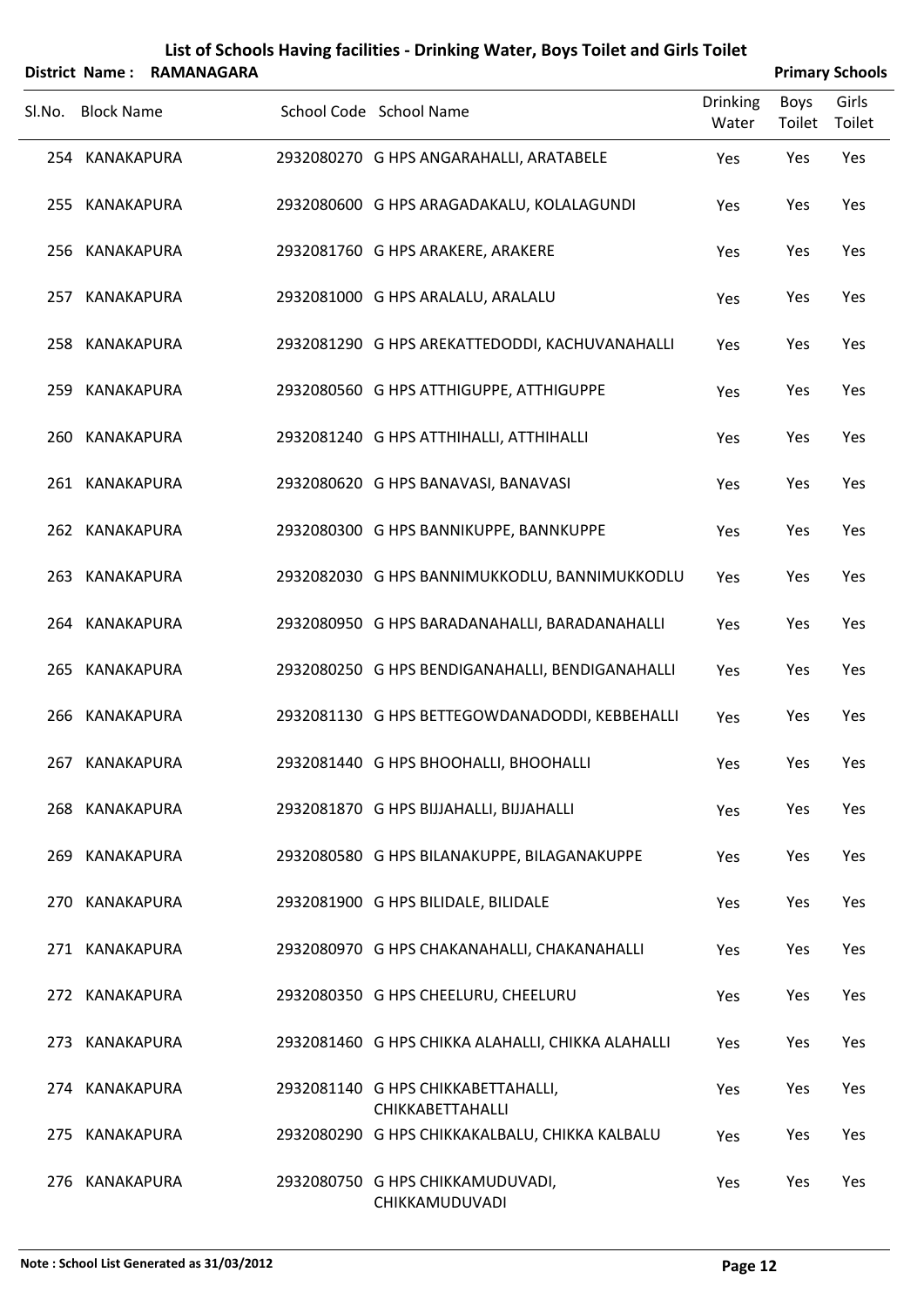# List of Schools Having facilities - Drinking Water, Boys Toilet and Girls Toilet

**District Name : RAMANAGARA** **Primary Schools**

| Sl.No. | Block Name | School Code | School Name | Drinking Water | Boys Toilet | Girls Toilet |
|---|---|---|---|---|---|---|
| 254 | KANAKAPURA | 2932080270 | G HPS ANGARAHALLI, ARATABELE | Yes | Yes | Yes |
| 255 | KANAKAPURA | 2932080600 | G HPS ARAGADAKALU, KOLALAGUNDI | Yes | Yes | Yes |
| 256 | KANAKAPURA | 2932081760 | G HPS ARAKERE, ARAKERE | Yes | Yes | Yes |
| 257 | KANAKAPURA | 2932081000 | G HPS ARALALU, ARALALU | Yes | Yes | Yes |
| 258 | KANAKAPURA | 2932081290 | G HPS AREKATTEDODDI, KACHUVANAHALLI | Yes | Yes | Yes |
| 259 | KANAKAPURA | 2932080560 | G HPS ATTHIGUPPE, ATTHIGUPPE | Yes | Yes | Yes |
| 260 | KANAKAPURA | 2932081240 | G HPS ATTHIHALLI, ATTHIHALLI | Yes | Yes | Yes |
| 261 | KANAKAPURA | 2932080620 | G HPS BANAVASI, BANAVASI | Yes | Yes | Yes |
| 262 | KANAKAPURA | 2932080300 | G HPS BANNIKUPPE, BANNKUPPE | Yes | Yes | Yes |
| 263 | KANAKAPURA | 2932082030 | G HPS BANNIMUKKODLU, BANNIMUKKODLU | Yes | Yes | Yes |
| 264 | KANAKAPURA | 2932080950 | G HPS BARADANAHALLI, BARADANAHALLI | Yes | Yes | Yes |
| 265 | KANAKAPURA | 2932080250 | G HPS BENDIGANAHALLI, BENDIGANAHALLI | Yes | Yes | Yes |
| 266 | KANAKAPURA | 2932081130 | G HPS BETTEGOWDANADODDI, KEBBEHALLI | Yes | Yes | Yes |
| 267 | KANAKAPURA | 2932081440 | G HPS BHOOHALLI, BHOOHALLI | Yes | Yes | Yes |
| 268 | KANAKAPURA | 2932081870 | G HPS BIJJAHALLI, BIJJAHALLI | Yes | Yes | Yes |
| 269 | KANAKAPURA | 2932080580 | G HPS BILANAKUPPE, BILAGANAKUPPE | Yes | Yes | Yes |
| 270 | KANAKAPURA | 2932081900 | G HPS BILIDALE, BILIDALE | Yes | Yes | Yes |
| 271 | KANAKAPURA | 2932080970 | G HPS CHAKANAHALLI, CHAKANAHALLI | Yes | Yes | Yes |
| 272 | KANAKAPURA | 2932080350 | G HPS CHEELURU, CHEELURU | Yes | Yes | Yes |
| 273 | KANAKAPURA | 2932081460 | G HPS CHIKKA ALAHALLI, CHIKKA ALAHALLI | Yes | Yes | Yes |
| 274 | KANAKAPURA | 2932081140 | G HPS CHIKKABETTAHALLI, CHIKKABETTAHALLI | Yes | Yes | Yes |
| 275 | KANAKAPURA | 2932080290 | G HPS CHIKKAKALBALU, CHIKKA KALBALU | Yes | Yes | Yes |
| 276 | KANAKAPURA | 2932080750 | G HPS CHIKKAMUDUVADI, CHIKKAMUDUVADI | Yes | Yes | Yes |

**Note : School List Generated as 31/03/2012**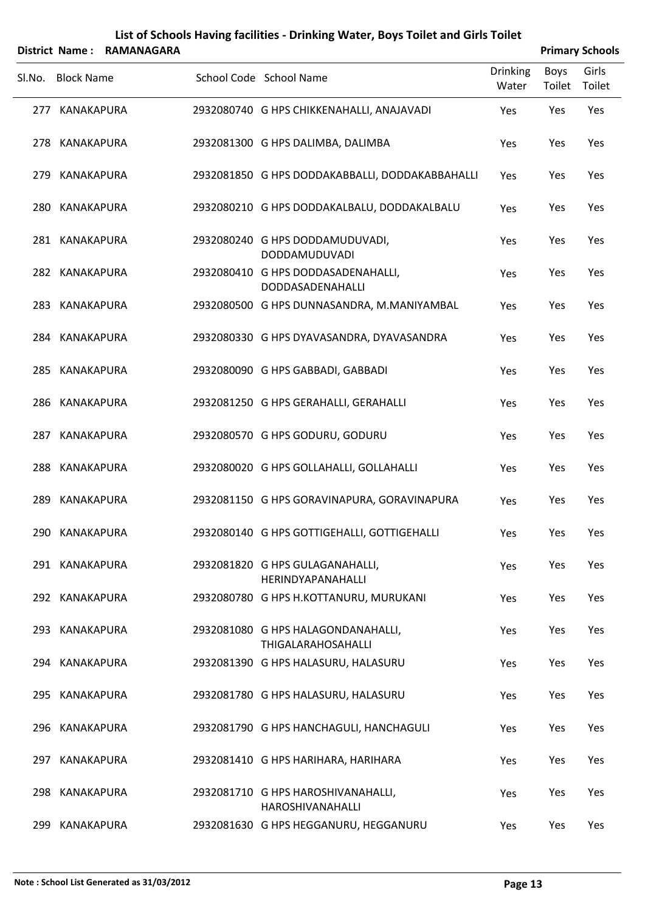# List of Schools Having facilities - Drinking Water, Boys Toilet and Girls Toilet

**District Name : RAMANAGARA** **Primary Schools**

| Sl.No. | Block Name | School Code | School Name | Drinking Water | Boys Toilet | Girls Toilet |
|---|---|---|---|---|---|---|
| 277 | KANAKAPURA | 2932080740 | G HPS CHIKKENAHALLI, ANAJAVADI | Yes | Yes | Yes |
| 278 | KANAKAPURA | 2932081300 | G HPS DALIMBA, DALIMBA | Yes | Yes | Yes |
| 279 | KANAKAPURA | 2932081850 | G HPS DODDAKABBALLI, DODDAKABBAHALLI | Yes | Yes | Yes |
| 280 | KANAKAPURA | 2932080210 | G HPS DODDAKALBALU, DODDAKALBALU | Yes | Yes | Yes |
| 281 | KANAKAPURA | 2932080240 | G HPS DODDAMUDUVADI, DODDAMUDUVADI | Yes | Yes | Yes |
| 282 | KANAKAPURA | 2932080410 | G HPS DODDASADENAHALLI, DODDASADENAHALLI | Yes | Yes | Yes |
| 283 | KANAKAPURA | 2932080500 | G HPS DUNNASANDRA, M.MANIYAMBAL | Yes | Yes | Yes |
| 284 | KANAKAPURA | 2932080330 | G HPS DYAVASANDRA, DYAVASANDRA | Yes | Yes | Yes |
| 285 | KANAKAPURA | 2932080090 | G HPS GABBADI, GABBADI | Yes | Yes | Yes |
| 286 | KANAKAPURA | 2932081250 | G HPS GERAHALLI, GERAHALLI | Yes | Yes | Yes |
| 287 | KANAKAPURA | 2932080570 | G HPS GODURU, GODURU | Yes | Yes | Yes |
| 288 | KANAKAPURA | 2932080020 | G HPS GOLLAHALLI, GOLLAHALLI | Yes | Yes | Yes |
| 289 | KANAKAPURA | 2932081150 | G HPS GORAVINAPURA, GORAVINAPURA | Yes | Yes | Yes |
| 290 | KANAKAPURA | 2932080140 | G HPS GOTTIGEHALLI, GOTTIGEHALLI | Yes | Yes | Yes |
| 291 | KANAKAPURA | 2932081820 | G HPS GULAGANAHALLI, HERINDYAPANAHALLI | Yes | Yes | Yes |
| 292 | KANAKAPURA | 2932080780 | G HPS H.KOTTANURU, MURUKANI | Yes | Yes | Yes |
| 293 | KANAKAPURA | 2932081080 | G HPS HALAGONDANAHALLI, THIGALARAHOSAHALLI | Yes | Yes | Yes |
| 294 | KANAKAPURA | 2932081390 | G HPS HALASURU, HALASURU | Yes | Yes | Yes |
| 295 | KANAKAPURA | 2932081780 | G HPS HALASURU, HALASURU | Yes | Yes | Yes |
| 296 | KANAKAPURA | 2932081790 | G HPS HANCHAGULI, HANCHAGULI | Yes | Yes | Yes |
| 297 | KANAKAPURA | 2932081410 | G HPS HARIHARA, HARIHARA | Yes | Yes | Yes |
| 298 | KANAKAPURA | 2932081710 | G HPS HAROSHIVANAHALLI, HAROSHIVANAHALLI | Yes | Yes | Yes |
| 299 | KANAKAPURA | 2932081630 | G HPS HEGGANURU, HEGGANURU | Yes | Yes | Yes |

**Note : School List Generated as 31/03/2012**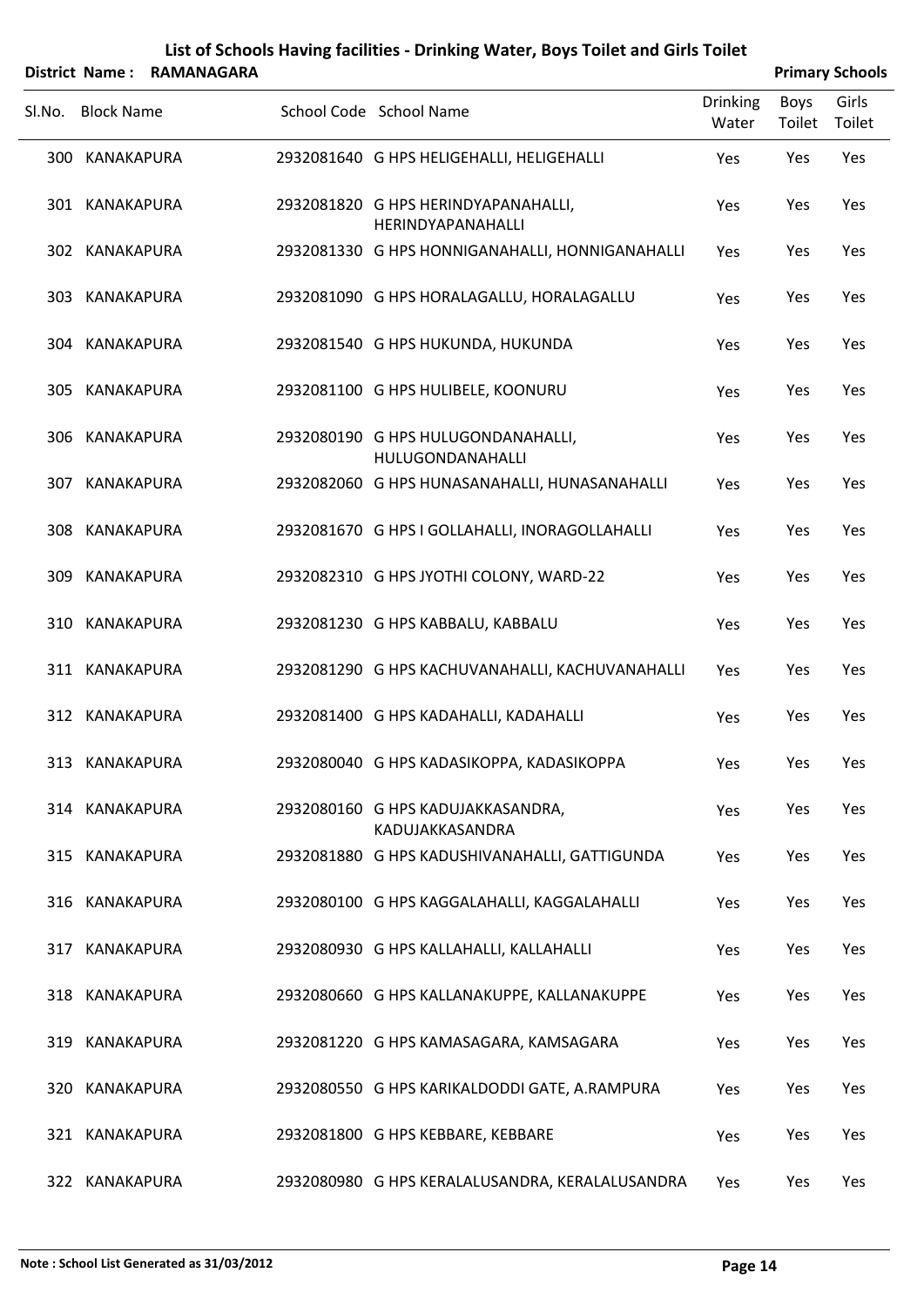# List of Schools Having facilities - Drinking Water, Boys Toilet and Girls Toilet

**District Name : RAMANAGARA** | **Primary Schools**

| Sl.No. | Block Name | School Code | School Name | Drinking Water | Boys Toilet | Girls Toilet |
|---|---|---|---|---|---|---|
| 300 | KANAKAPURA | 2932081640 | G HPS HELIGEHALLI, HELIGEHALLI | Yes | Yes | Yes |
| 301 | KANAKAPURA | 2932081820 | G HPS HERINDYAPANAHALLI, HERINDYAPANAHALLI | Yes | Yes | Yes |
| 302 | KANAKAPURA | 2932081330 | G HPS HONNIGANAHALLI, HONNIGANAHALLI | Yes | Yes | Yes |
| 303 | KANAKAPURA | 2932081090 | G HPS HORALAGALLU, HORALAGALLU | Yes | Yes | Yes |
| 304 | KANAKAPURA | 2932081540 | G HPS HUKUNDA, HUKUNDA | Yes | Yes | Yes |
| 305 | KANAKAPURA | 2932081100 | G HPS HULIBELE, KOONURU | Yes | Yes | Yes |
| 306 | KANAKAPURA | 2932080190 | G HPS HULUGONDANAHALLI, HULUGONDANAHALLI | Yes | Yes | Yes |
| 307 | KANAKAPURA | 2932082060 | G HPS HUNASANAHALLI, HUNASANAHALLI | Yes | Yes | Yes |
| 308 | KANAKAPURA | 2932081670 | G HPS I GOLLAHALLI, INORAGOLLAHALLI | Yes | Yes | Yes |
| 309 | KANAKAPURA | 2932082310 | G HPS JYOTHI COLONY, WARD-22 | Yes | Yes | Yes |
| 310 | KANAKAPURA | 2932081230 | G HPS KABBALU, KABBALU | Yes | Yes | Yes |
| 311 | KANAKAPURA | 2932081290 | G HPS KACHUVANAHALLI, KACHUVANAHALLI | Yes | Yes | Yes |
| 312 | KANAKAPURA | 2932081400 | G HPS KADAHALLI, KADAHALLI | Yes | Yes | Yes |
| 313 | KANAKAPURA | 2932080040 | G HPS KADASIKOPPA, KADASIKOPPA | Yes | Yes | Yes |
| 314 | KANAKAPURA | 2932080160 | G HPS KADUJAKKASANDRA, KADUJAKKASANDRA | Yes | Yes | Yes |
| 315 | KANAKAPURA | 2932081880 | G HPS KADUSHIVANAHALLI, GATTIGUNDA | Yes | Yes | Yes |
| 316 | KANAKAPURA | 2932080100 | G HPS KAGGALAHALLI, KAGGALAHALLI | Yes | Yes | Yes |
| 317 | KANAKAPURA | 2932080930 | G HPS KALLAHALLI, KALLAHALLI | Yes | Yes | Yes |
| 318 | KANAKAPURA | 2932080660 | G HPS KALLANAKUPPE, KALLANAKUPPE | Yes | Yes | Yes |
| 319 | KANAKAPURA | 2932081220 | G HPS KAMASAGARA, KAMSAGARA | Yes | Yes | Yes |
| 320 | KANAKAPURA | 2932080550 | G HPS KARIKALDODDI GATE, A.RAMPURA | Yes | Yes | Yes |
| 321 | KANAKAPURA | 2932081800 | G HPS KEBBARE, KEBBARE | Yes | Yes | Yes |
| 322 | KANAKAPURA | 2932080980 | G HPS KERALALUSANDRA, KERALALUSANDRA | Yes | Yes | Yes |

**Note : School List Generated as 31/03/2012**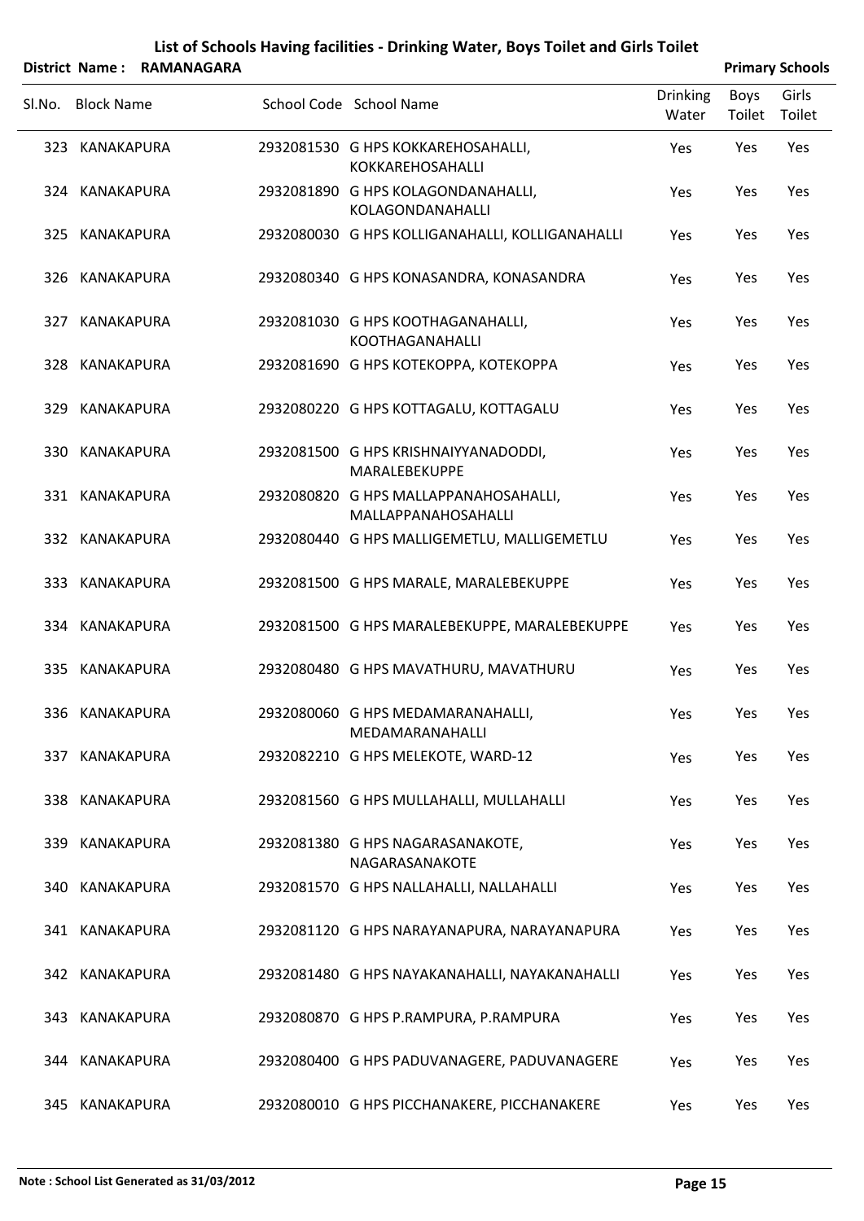# List of Schools Having facilities - Drinking Water, Boys Toilet and Girls Toilet

**District Name : RAMANAGARA** **Primary Schools**

| Sl.No. | Block Name | School Code | School Name | Drinking Water | Boys Toilet | Girls Toilet |
|---|---|---|---|---|---|---|
| 323 | KANAKAPURA | 2932081530 | G HPS KOKKAREHOSAHALLI, KOKKAREHOSAHALLI | Yes | Yes | Yes |
| 324 | KANAKAPURA | 2932081890 | G HPS KOLAGONDANAHALLI, KOLAGONDANAHALLI | Yes | Yes | Yes |
| 325 | KANAKAPURA | 2932080030 | G HPS KOLLIGANAHALLI, KOLLIGANAHALLI | Yes | Yes | Yes |
| 326 | KANAKAPURA | 2932080340 | G HPS KONASANDRA, KONASANDRA | Yes | Yes | Yes |
| 327 | KANAKAPURA | 2932081030 | G HPS KOOTHAGANAHALLI, KOOTHAGANAHALLI | Yes | Yes | Yes |
| 328 | KANAKAPURA | 2932081690 | G HPS KOTEKOPPA, KOTEKOPPA | Yes | Yes | Yes |
| 329 | KANAKAPURA | 2932080220 | G HPS KOTTAGALU, KOTTAGALU | Yes | Yes | Yes |
| 330 | KANAKAPURA | 2932081500 | G HPS KRISHNAIYYANADODDI, MARALEBEKUPPE | Yes | Yes | Yes |
| 331 | KANAKAPURA | 2932080820 | G HPS MALLAPPANAHOSAHALLI, MALLAPPANAHOSAHALLI | Yes | Yes | Yes |
| 332 | KANAKAPURA | 2932080440 | G HPS MALLIGEMETLU, MALLIGEMETLU | Yes | Yes | Yes |
| 333 | KANAKAPURA | 2932081500 | G HPS MARALE, MARALEBEKUPPE | Yes | Yes | Yes |
| 334 | KANAKAPURA | 2932081500 | G HPS MARALEBEKUPPE, MARALEBEKUPPE | Yes | Yes | Yes |
| 335 | KANAKAPURA | 2932080480 | G HPS MAVATHURU, MAVATHURU | Yes | Yes | Yes |
| 336 | KANAKAPURA | 2932080060 | G HPS MEDAMARANAHALLI, MEDAMARANAHALLI | Yes | Yes | Yes |
| 337 | KANAKAPURA | 2932082210 | G HPS MELEKOTE, WARD-12 | Yes | Yes | Yes |
| 338 | KANAKAPURA | 2932081560 | G HPS MULLAHALLI, MULLAHALLI | Yes | Yes | Yes |
| 339 | KANAKAPURA | 2932081380 | G HPS NAGARASANAKOTE, NAGARASANAKOTE | Yes | Yes | Yes |
| 340 | KANAKAPURA | 2932081570 | G HPS NALLAHALLI, NALLAHALLI | Yes | Yes | Yes |
| 341 | KANAKAPURA | 2932081120 | G HPS NARAYANAPURA, NARAYANAPURA | Yes | Yes | Yes |
| 342 | KANAKAPURA | 2932081480 | G HPS NAYAKANAHALLI, NAYAKANAHALLI | Yes | Yes | Yes |
| 343 | KANAKAPURA | 2932080870 | G HPS P.RAMPURA, P.RAMPURA | Yes | Yes | Yes |
| 344 | KANAKAPURA | 2932080400 | G HPS PADUVANAGERE, PADUVANAGERE | Yes | Yes | Yes |
| 345 | KANAKAPURA | 2932080010 | G HPS PICCHANAKERE, PICCHANAKERE | Yes | Yes | Yes |

**Note : School List Generated as 31/03/2012**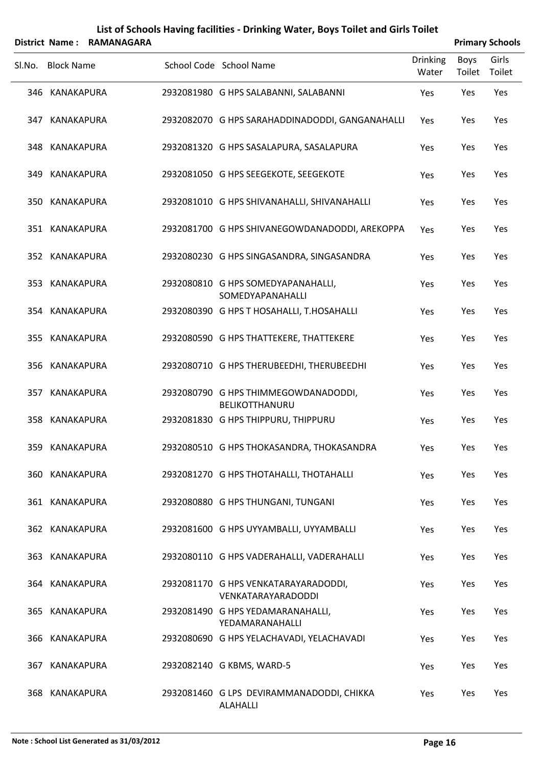# List of Schools Having facilities - Drinking Water, Boys Toilet and Girls Toilet

**District Name : RAMANAGARA** **Primary Schools**

| Sl.No. | Block Name | School Code | School Name | Drinking Water | Boys Toilet | Girls Toilet |
|---|---|---|---|---|---|---|
| 346 | KANAKAPURA | 2932081980 | G HPS SALABANNI, SALABANNI | Yes | Yes | Yes |
| 347 | KANAKAPURA | 2932082070 | G HPS SARAHADDINADODDI, GANGANAHALLI | Yes | Yes | Yes |
| 348 | KANAKAPURA | 2932081320 | G HPS SASALAPURA, SASALAPURA | Yes | Yes | Yes |
| 349 | KANAKAPURA | 2932081050 | G HPS SEEGEKOTE, SEEGEKOTE | Yes | Yes | Yes |
| 350 | KANAKAPURA | 2932081010 | G HPS SHIVANAHALLI, SHIVANAHALLI | Yes | Yes | Yes |
| 351 | KANAKAPURA | 2932081700 | G HPS SHIVANEGOWDANADODDI, AREKOPPA | Yes | Yes | Yes |
| 352 | KANAKAPURA | 2932080230 | G HPS SINGASANDRA, SINGASANDRA | Yes | Yes | Yes |
| 353 | KANAKAPURA | 2932080810 | G HPS SOMEDYAPANAHALLI, SOMEDYAPANAHALLI | Yes | Yes | Yes |
| 354 | KANAKAPURA | 2932080390 | G HPS T HOSAHALLI, T.HOSAHALLI | Yes | Yes | Yes |
| 355 | KANAKAPURA | 2932080590 | G HPS THATTEKERE, THATTEKERE | Yes | Yes | Yes |
| 356 | KANAKAPURA | 2932080710 | G HPS THERUBEEDHI, THERUBEEDHI | Yes | Yes | Yes |
| 357 | KANAKAPURA | 2932080790 | G HPS THIMMEGOWDANADODDI, BELIKOTTHANURU | Yes | Yes | Yes |
| 358 | KANAKAPURA | 2932081830 | G HPS THIPPURU, THIPPURU | Yes | Yes | Yes |
| 359 | KANAKAPURA | 2932080510 | G HPS THOKASANDRA, THOKASANDRA | Yes | Yes | Yes |
| 360 | KANAKAPURA | 2932081270 | G HPS THOTAHALLI, THOTAHALLI | Yes | Yes | Yes |
| 361 | KANAKAPURA | 2932080880 | G HPS THUNGANI, TUNGANI | Yes | Yes | Yes |
| 362 | KANAKAPURA | 2932081600 | G HPS UYYAMBALLI, UYYAMBALLI | Yes | Yes | Yes |
| 363 | KANAKAPURA | 2932080110 | G HPS VADERAHALLI, VADERAHALLI | Yes | Yes | Yes |
| 364 | KANAKAPURA | 2932081170 | G HPS VENKATARAYARADODDI, VENKATARAYARADODDI | Yes | Yes | Yes |
| 365 | KANAKAPURA | 2932081490 | G HPS YEDAMARANAHALLI, YEDAMARANAHALLI | Yes | Yes | Yes |
| 366 | KANAKAPURA | 2932080690 | G HPS YELACHAVADI, YELACHAVADI | Yes | Yes | Yes |
| 367 | KANAKAPURA | 2932082140 | G KBMS, WARD-5 | Yes | Yes | Yes |
| 368 | KANAKAPURA | 2932081460 | G LPS DEVIRAMMANADODDI, CHIKKA ALAHALLI | Yes | Yes | Yes |

**Note : School List Generated as 31/03/2012**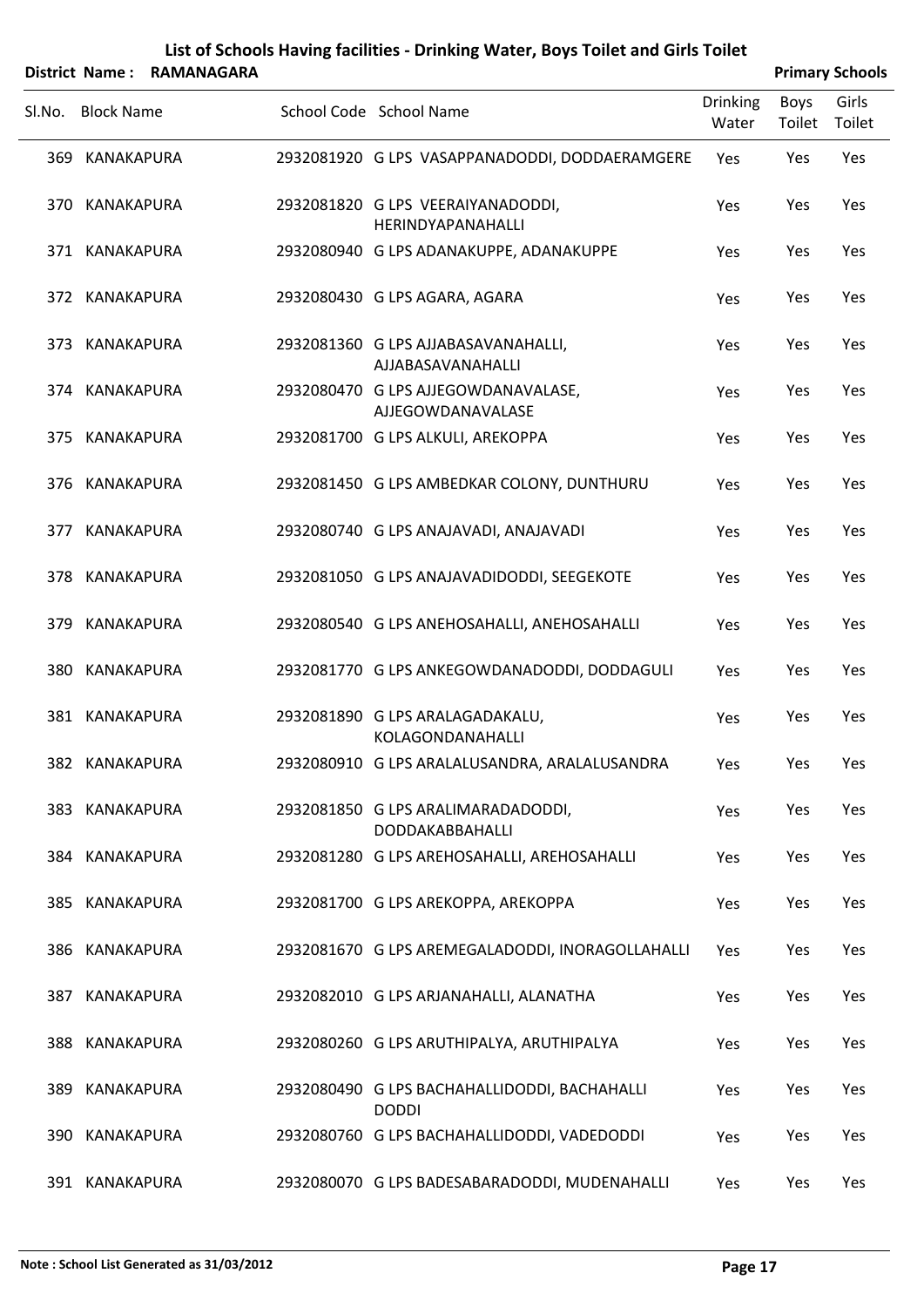# List of Schools Having facilities - Drinking Water, Boys Toilet and Girls Toilet

**District Name : RAMANAGARA** **Primary Schools**

| Sl.No. | Block Name | School Code | School Name | Drinking Water | Boys Toilet | Girls Toilet |
|---|---|---|---|---|---|---|
| 369 | KANAKAPURA | 2932081920 | G LPS VASAPPANADODDI, DODDAERAMGERE | Yes | Yes | Yes |
| 370 | KANAKAPURA | 2932081820 | G LPS VEERAIYANADODDI, HERINDYAPANAHALLI | Yes | Yes | Yes |
| 371 | KANAKAPURA | 2932080940 | G LPS ADANAKUPPE, ADANAKUPPE | Yes | Yes | Yes |
| 372 | KANAKAPURA | 2932080430 | G LPS AGARA, AGARA | Yes | Yes | Yes |
| 373 | KANAKAPURA | 2932081360 | G LPS AJJABASAVANAHALLI, AJJABASAVANAHALLI | Yes | Yes | Yes |
| 374 | KANAKAPURA | 2932080470 | G LPS AJJEGOWDANAVALASE, AJJEGOWDANAVALASE | Yes | Yes | Yes |
| 375 | KANAKAPURA | 2932081700 | G LPS ALKULI, AREKOPPA | Yes | Yes | Yes |
| 376 | KANAKAPURA | 2932081450 | G LPS AMBEDKAR COLONY, DUNTHURU | Yes | Yes | Yes |
| 377 | KANAKAPURA | 2932080740 | G LPS ANAJAVADI, ANAJAVADI | Yes | Yes | Yes |
| 378 | KANAKAPURA | 2932081050 | G LPS ANAJAVADIDODDI, SEEGEKOTE | Yes | Yes | Yes |
| 379 | KANAKAPURA | 2932080540 | G LPS ANEHOSAHALLI, ANEHOSAHALLI | Yes | Yes | Yes |
| 380 | KANAKAPURA | 2932081770 | G LPS ANKEGOWDANADODDI, DODDAGULI | Yes | Yes | Yes |
| 381 | KANAKAPURA | 2932081890 | G LPS ARALAGADAKALU, KOLAGONDANAHALLI | Yes | Yes | Yes |
| 382 | KANAKAPURA | 2932080910 | G LPS ARALALUSANDRA, ARALALUSANDRA | Yes | Yes | Yes |
| 383 | KANAKAPURA | 2932081850 | G LPS ARALIMARADADODDI, DODDAKABBAHALLI | Yes | Yes | Yes |
| 384 | KANAKAPURA | 2932081280 | G LPS AREHOSAHALLI, AREHOSAHALLI | Yes | Yes | Yes |
| 385 | KANAKAPURA | 2932081700 | G LPS AREKOPPA, AREKOPPA | Yes | Yes | Yes |
| 386 | KANAKAPURA | 2932081670 | G LPS AREMEGALADODDI, INORAGOLLAHALLI | Yes | Yes | Yes |
| 387 | KANAKAPURA | 2932082010 | G LPS ARJANAHALLI, ALANATHA | Yes | Yes | Yes |
| 388 | KANAKAPURA | 2932080260 | G LPS ARUTHIPALYA, ARUTHIPALYA | Yes | Yes | Yes |
| 389 | KANAKAPURA | 2932080490 | G LPS BACHAHALLIDODDI, BACHAHALLI DODDI | Yes | Yes | Yes |
| 390 | KANAKAPURA | 2932080760 | G LPS BACHAHALLIDODDI, VADEDODDI | Yes | Yes | Yes |
| 391 | KANAKAPURA | 2932080070 | G LPS BADESABARADODDI, MUDENAHALLI | Yes | Yes | Yes |

**Note : School List Generated as 31/03/2012**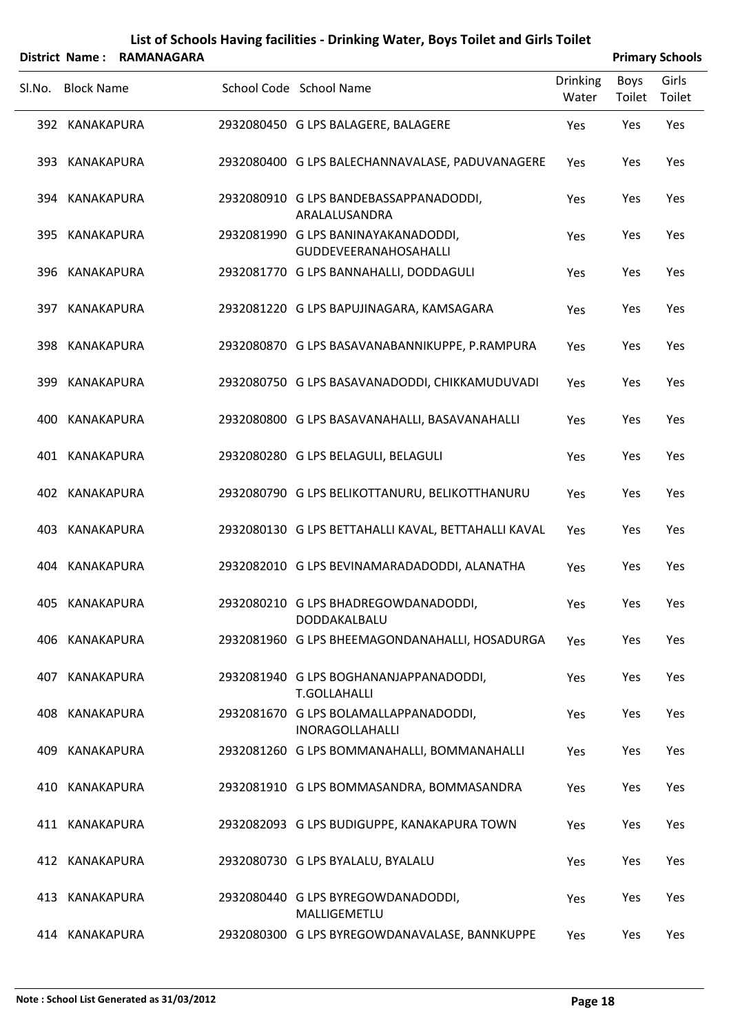# List of Schools Having facilities - Drinking Water, Boys Toilet and Girls Toilet

**District Name : RAMANAGARA** **Primary Schools**

| Sl.No. | Block Name | School Code | School Name | Drinking Water | Boys Toilet | Girls Toilet |
|---|---|---|---|---|---|---|
| 392 | KANAKAPURA | 2932080450 | G LPS BALAGERE, BALAGERE | Yes | Yes | Yes |
| 393 | KANAKAPURA | 2932080400 | G LPS BALECHANNAVALASE, PADUVANAGERE | Yes | Yes | Yes |
| 394 | KANAKAPURA | 2932080910 | G LPS BANDEBASSAPPANADODDI, ARALALUSANDRA | Yes | Yes | Yes |
| 395 | KANAKAPURA | 2932081990 | G LPS BANINAYAKANADODDI, GUDDEVEERANAHOSAHALLI | Yes | Yes | Yes |
| 396 | KANAKAPURA | 2932081770 | G LPS BANNAHALLI, DODDAGULI | Yes | Yes | Yes |
| 397 | KANAKAPURA | 2932081220 | G LPS BAPUJINAGARA, KAMSAGARA | Yes | Yes | Yes |
| 398 | KANAKAPURA | 2932080870 | G LPS BASAVANABANNIKUPPE, P.RAMPURA | Yes | Yes | Yes |
| 399 | KANAKAPURA | 2932080750 | G LPS BASAVANADODDI, CHIKKAMUDUVADI | Yes | Yes | Yes |
| 400 | KANAKAPURA | 2932080800 | G LPS BASAVANAHALLI, BASAVANAHALLI | Yes | Yes | Yes |
| 401 | KANAKAPURA | 2932080280 | G LPS BELAGULI, BELAGULI | Yes | Yes | Yes |
| 402 | KANAKAPURA | 2932080790 | G LPS BELIKOTTANURU, BELIKOTTHANURU | Yes | Yes | Yes |
| 403 | KANAKAPURA | 2932080130 | G LPS BETTAHALLI KAVAL, BETTAHALLI KAVAL | Yes | Yes | Yes |
| 404 | KANAKAPURA | 2932082010 | G LPS BEVINAMARADADODDI, ALANATHA | Yes | Yes | Yes |
| 405 | KANAKAPURA | 2932080210 | G LPS BHADREGOWDANADODDI, DODDAKALBALU | Yes | Yes | Yes |
| 406 | KANAKAPURA | 2932081960 | G LPS BHEEMAGONDANAHALLI, HOSADURGA | Yes | Yes | Yes |
| 407 | KANAKAPURA | 2932081940 | G LPS BOGHANANJAPPANADODDI, T.GOLLAHALLI | Yes | Yes | Yes |
| 408 | KANAKAPURA | 2932081670 | G LPS BOLAMALLAPPANADODDI, INORAGOLLAHALLI | Yes | Yes | Yes |
| 409 | KANAKAPURA | 2932081260 | G LPS BOMMANAHALLI, BOMMANAHALLI | Yes | Yes | Yes |
| 410 | KANAKAPURA | 2932081910 | G LPS BOMMASANDRA, BOMMASANDRA | Yes | Yes | Yes |
| 411 | KANAKAPURA | 2932082093 | G LPS BUDIGUPPE, KANAKAPURA TOWN | Yes | Yes | Yes |
| 412 | KANAKAPURA | 2932080730 | G LPS BYALALU, BYALALU | Yes | Yes | Yes |
| 413 | KANAKAPURA | 2932080440 | G LPS BYREGOWDANADODDI, MALLIGEMETLU | Yes | Yes | Yes |
| 414 | KANAKAPURA | 2932080300 | G LPS BYREGOWDANAVALASE, BANNKUPPE | Yes | Yes | Yes |

**Note : School List Generated as 31/03/2012**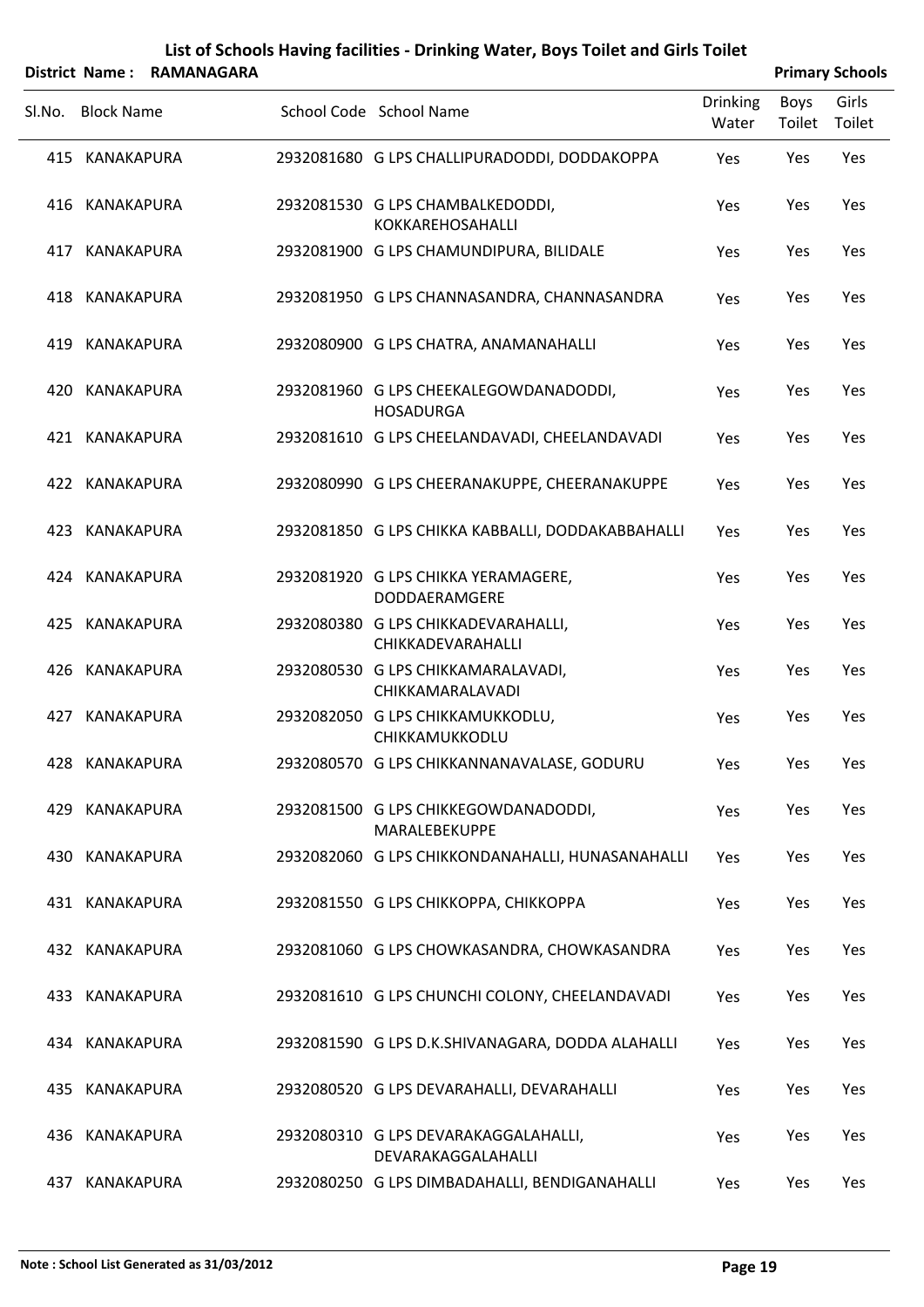# List of Schools Having facilities - Drinking Water, Boys Toilet and Girls Toilet

**District Name : RAMANAGARA** **Primary Schools**

| Sl.No. | Block Name | School Code | School Name | Drinking Water | Boys Toilet | Girls Toilet |
|---|---|---|---|---|---|---|
| 415 | KANAKAPURA | 2932081680 | G LPS CHALLIPURADODDI, DODDAKOPPA | Yes | Yes | Yes |
| 416 | KANAKAPURA | 2932081530 | G LPS CHAMBALKEDODDI, KOKKAREHOSAHALLI | Yes | Yes | Yes |
| 417 | KANAKAPURA | 2932081900 | G LPS CHAMUNDIPURA, BILIDALE | Yes | Yes | Yes |
| 418 | KANAKAPURA | 2932081950 | G LPS CHANNASANDRA, CHANNASANDRA | Yes | Yes | Yes |
| 419 | KANAKAPURA | 2932080900 | G LPS CHATRA, ANAMANAHALLI | Yes | Yes | Yes |
| 420 | KANAKAPURA | 2932081960 | G LPS CHEEKALEGOWDANADODDI, HOSADURGA | Yes | Yes | Yes |
| 421 | KANAKAPURA | 2932081610 | G LPS CHEELANDAVADI, CHEELANDAVADI | Yes | Yes | Yes |
| 422 | KANAKAPURA | 2932080990 | G LPS CHEERANAKUPPE, CHEERANAKUPPE | Yes | Yes | Yes |
| 423 | KANAKAPURA | 2932081850 | G LPS CHIKKA KABBALLI, DODDAKABBAHALLI | Yes | Yes | Yes |
| 424 | KANAKAPURA | 2932081920 | G LPS CHIKKA YERAMAGERE, DODDAERAMGERE | Yes | Yes | Yes |
| 425 | KANAKAPURA | 2932080380 | G LPS CHIKKADEVARAHALLI, CHIKKADEVARAHALLI | Yes | Yes | Yes |
| 426 | KANAKAPURA | 2932080530 | G LPS CHIKKAMARALAVADI, CHIKKAMARALAVADI | Yes | Yes | Yes |
| 427 | KANAKAPURA | 2932082050 | G LPS CHIKKAMUKKODLU, CHIKKAMUKKODLU | Yes | Yes | Yes |
| 428 | KANAKAPURA | 2932080570 | G LPS CHIKKANNANAVALASE, GODURU | Yes | Yes | Yes |
| 429 | KANAKAPURA | 2932081500 | G LPS CHIKKEGOWDANADODDI, MARALEBEKUPPE | Yes | Yes | Yes |
| 430 | KANAKAPURA | 2932082060 | G LPS CHIKKONDANAHALLI, HUNASANAHALLI | Yes | Yes | Yes |
| 431 | KANAKAPURA | 2932081550 | G LPS CHIKKOPPA, CHIKKOPPA | Yes | Yes | Yes |
| 432 | KANAKAPURA | 2932081060 | G LPS CHOWKASANDRA, CHOWKASANDRA | Yes | Yes | Yes |
| 433 | KANAKAPURA | 2932081610 | G LPS CHUNCHI COLONY, CHEELANDAVADI | Yes | Yes | Yes |
| 434 | KANAKAPURA | 2932081590 | G LPS D.K.SHIVANAGARA, DODDA ALAHALLI | Yes | Yes | Yes |
| 435 | KANAKAPURA | 2932080520 | G LPS DEVARAHALLI, DEVARAHALLI | Yes | Yes | Yes |
| 436 | KANAKAPURA | 2932080310 | G LPS DEVARAKAGGALAHALLI, DEVARAKAGGALAHALLI | Yes | Yes | Yes |
| 437 | KANAKAPURA | 2932080250 | G LPS DIMBADAHALLI, BENDIGANAHALLI | Yes | Yes | Yes |

**Note : School List Generated as 31/03/2012**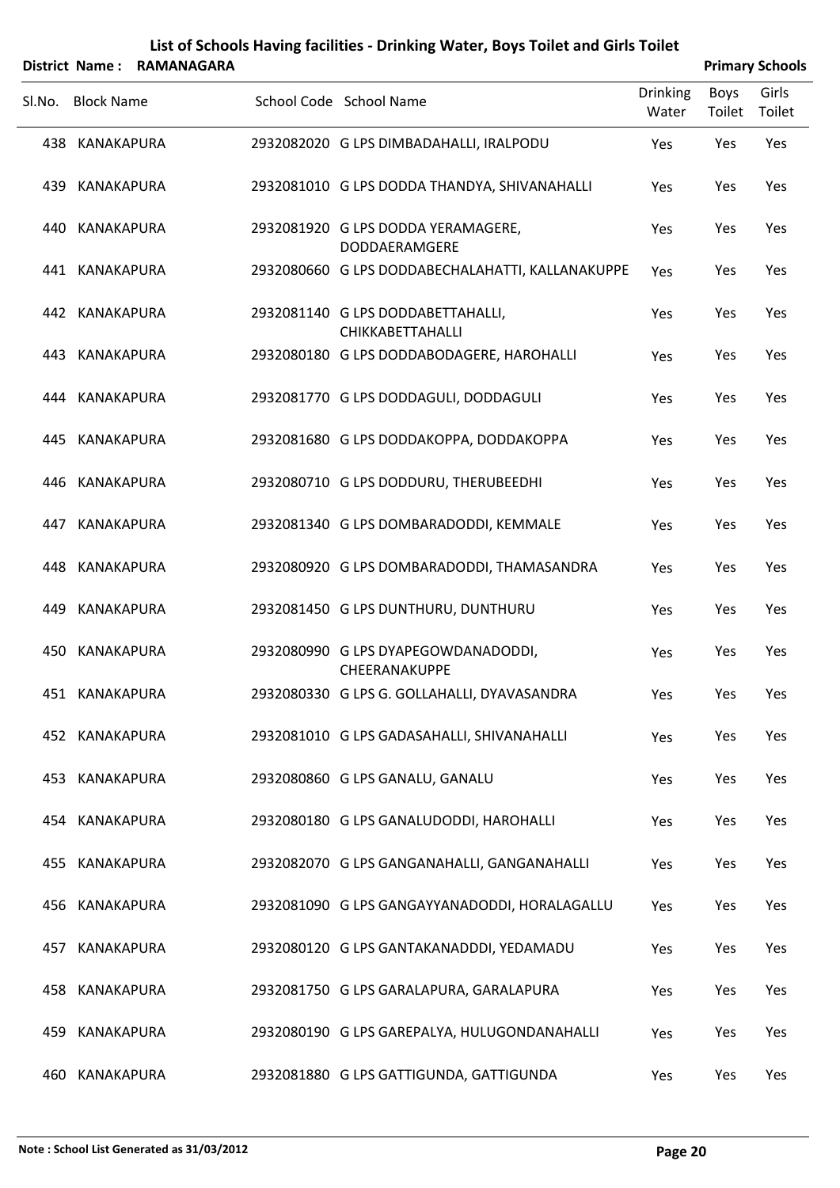# List of Schools Having facilities - Drinking Water, Boys Toilet and Girls Toilet

**District Name : RAMANAGARA** **Primary Schools**

| Sl.No. | Block Name | School Code | School Name | Drinking Water | Boys Toilet | Girls Toilet |
|---|---|---|---|---|---|---|
| 438 | KANAKAPURA | 2932082020 | G LPS DIMBADAHALLI, IRALPODU | Yes | Yes | Yes |
| 439 | KANAKAPURA | 2932081010 | G LPS DODDA THANDYA, SHIVANAHALLI | Yes | Yes | Yes |
| 440 | KANAKAPURA | 2932081920 | G LPS DODDA YERAMAGERE, DODDAERAMGERE | Yes | Yes | Yes |
| 441 | KANAKAPURA | 2932080660 | G LPS DODDABECHALAHATTI, KALLANAKUPPE | Yes | Yes | Yes |
| 442 | KANAKAPURA | 2932081140 | G LPS DODDABETTAHALLI, CHIKKABETTAHALLI | Yes | Yes | Yes |
| 443 | KANAKAPURA | 2932080180 | G LPS DODDABODAGERE, HAROHALLI | Yes | Yes | Yes |
| 444 | KANAKAPURA | 2932081770 | G LPS DODDAGULI, DODDAGULI | Yes | Yes | Yes |
| 445 | KANAKAPURA | 2932081680 | G LPS DODDAKOPPA, DODDAKOPPA | Yes | Yes | Yes |
| 446 | KANAKAPURA | 2932080710 | G LPS DODDURU, THERUBEEDHI | Yes | Yes | Yes |
| 447 | KANAKAPURA | 2932081340 | G LPS DOMBARADODDI, KEMMALE | Yes | Yes | Yes |
| 448 | KANAKAPURA | 2932080920 | G LPS DOMBARADODDI, THAMASANDRA | Yes | Yes | Yes |
| 449 | KANAKAPURA | 2932081450 | G LPS DUNTHURU, DUNTHURU | Yes | Yes | Yes |
| 450 | KANAKAPURA | 2932080990 | G LPS DYAPEGOWDANADODDI, CHEERANAKUPPE | Yes | Yes | Yes |
| 451 | KANAKAPURA | 2932080330 | G LPS G. GOLLAHALLI, DYAVASANDRA | Yes | Yes | Yes |
| 452 | KANAKAPURA | 2932081010 | G LPS GADASAHALLI, SHIVANAHALLI | Yes | Yes | Yes |
| 453 | KANAKAPURA | 2932080860 | G LPS GANALU, GANALU | Yes | Yes | Yes |
| 454 | KANAKAPURA | 2932080180 | G LPS GANALUDODDI, HAROHALLI | Yes | Yes | Yes |
| 455 | KANAKAPURA | 2932082070 | G LPS GANGANAHALLI, GANGANAHALLI | Yes | Yes | Yes |
| 456 | KANAKAPURA | 2932081090 | G LPS GANGAYYANADODDI, HORALAGALLU | Yes | Yes | Yes |
| 457 | KANAKAPURA | 2932080120 | G LPS GANTAKANADDDI, YEDAMADU | Yes | Yes | Yes |
| 458 | KANAKAPURA | 2932081750 | G LPS GARALAPURA, GARALAPURA | Yes | Yes | Yes |
| 459 | KANAKAPURA | 2932080190 | G LPS GAREPALYA, HULUGONDANAHALLI | Yes | Yes | Yes |
| 460 | KANAKAPURA | 2932081880 | G LPS GATTIGUNDA, GATTIGUNDA | Yes | Yes | Yes |

**Note : School List Generated as 31/03/2012**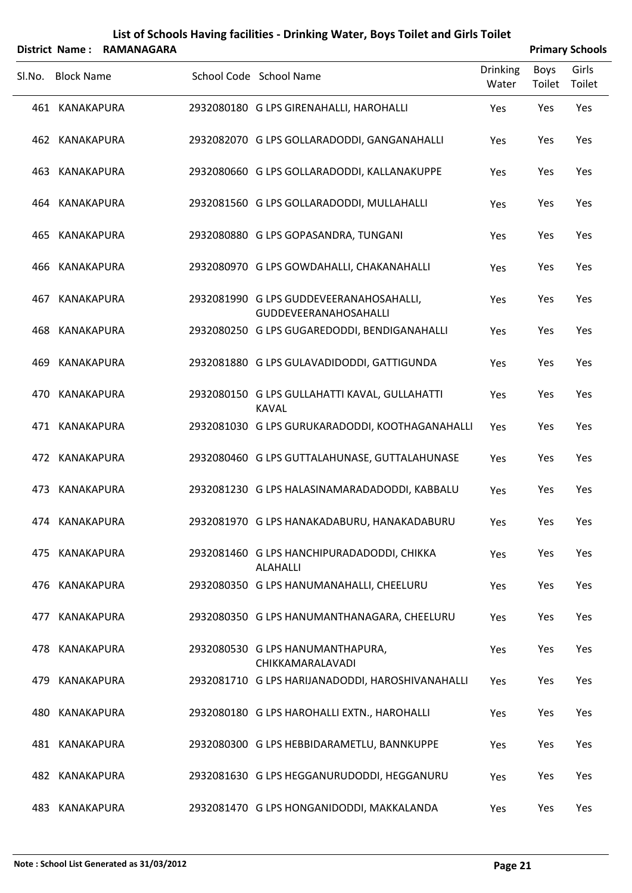# List of Schools Having facilities - Drinking Water, Boys Toilet and Girls Toilet

**District Name : RAMANAGARA** **Primary Schools**

| Sl.No. | Block Name | School Code | School Name | Drinking Water | Boys Toilet | Girls Toilet |
|---|---|---|---|---|---|---|
| 461 | KANAKAPURA | 2932080180 | G LPS GIRENAHALLI, HAROHALLI | Yes | Yes | Yes |
| 462 | KANAKAPURA | 2932082070 | G LPS GOLLARADODDI, GANGANAHALLI | Yes | Yes | Yes |
| 463 | KANAKAPURA | 2932080660 | G LPS GOLLARADODDI, KALLANAKUPPE | Yes | Yes | Yes |
| 464 | KANAKAPURA | 2932081560 | G LPS GOLLARADODDI, MULLAHALLI | Yes | Yes | Yes |
| 465 | KANAKAPURA | 2932080880 | G LPS GOPASANDRA, TUNGANI | Yes | Yes | Yes |
| 466 | KANAKAPURA | 2932080970 | G LPS GOWDAHALLI, CHAKANAHALLI | Yes | Yes | Yes |
| 467 | KANAKAPURA | 2932081990 | G LPS GUDDEVEERANAHOSAHALLI, GUDDEVEERANAHOSAHALLI | Yes | Yes | Yes |
| 468 | KANAKAPURA | 2932080250 | G LPS GUGAREDODDI, BENDIGANAHALLI | Yes | Yes | Yes |
| 469 | KANAKAPURA | 2932081880 | G LPS GULAVADIDODDI, GATTIGUNDA | Yes | Yes | Yes |
| 470 | KANAKAPURA | 2932080150 | G LPS GULLAHATTI KAVAL, GULLAHATTI KAVAL | Yes | Yes | Yes |
| 471 | KANAKAPURA | 2932081030 | G LPS GURUKARADODDI, KOOTHAGANAHALLI | Yes | Yes | Yes |
| 472 | KANAKAPURA | 2932080460 | G LPS GUTTALAHUNASE, GUTTALAHUNASE | Yes | Yes | Yes |
| 473 | KANAKAPURA | 2932081230 | G LPS HALASINAMARADADODDI, KABBALU | Yes | Yes | Yes |
| 474 | KANAKAPURA | 2932081970 | G LPS HANAKADABURU, HANAKADABURU | Yes | Yes | Yes |
| 475 | KANAKAPURA | 2932081460 | G LPS HANCHIPURADADODDI, CHIKKA ALAHALLI | Yes | Yes | Yes |
| 476 | KANAKAPURA | 2932080350 | G LPS HANUMANAHALLI, CHEELURU | Yes | Yes | Yes |
| 477 | KANAKAPURA | 2932080350 | G LPS HANUMANTHANAGARA, CHEELURU | Yes | Yes | Yes |
| 478 | KANAKAPURA | 2932080530 | G LPS HANUMANTHAPURA, CHIKKAMARALAVADI | Yes | Yes | Yes |
| 479 | KANAKAPURA | 2932081710 | G LPS HARIJANADODDI, HAROSHIVANAHALLI | Yes | Yes | Yes |
| 480 | KANAKAPURA | 2932080180 | G LPS HAROHALLI EXTN., HAROHALLI | Yes | Yes | Yes |
| 481 | KANAKAPURA | 2932080300 | G LPS HEBBIDARAMETLU, BANNKUPPE | Yes | Yes | Yes |
| 482 | KANAKAPURA | 2932081630 | G LPS HEGGANURUDODDI, HEGGANURU | Yes | Yes | Yes |
| 483 | KANAKAPURA | 2932081470 | G LPS HONGANIDODDI, MAKKALANDA | Yes | Yes | Yes |

**Note : School List Generated as 31/03/2012**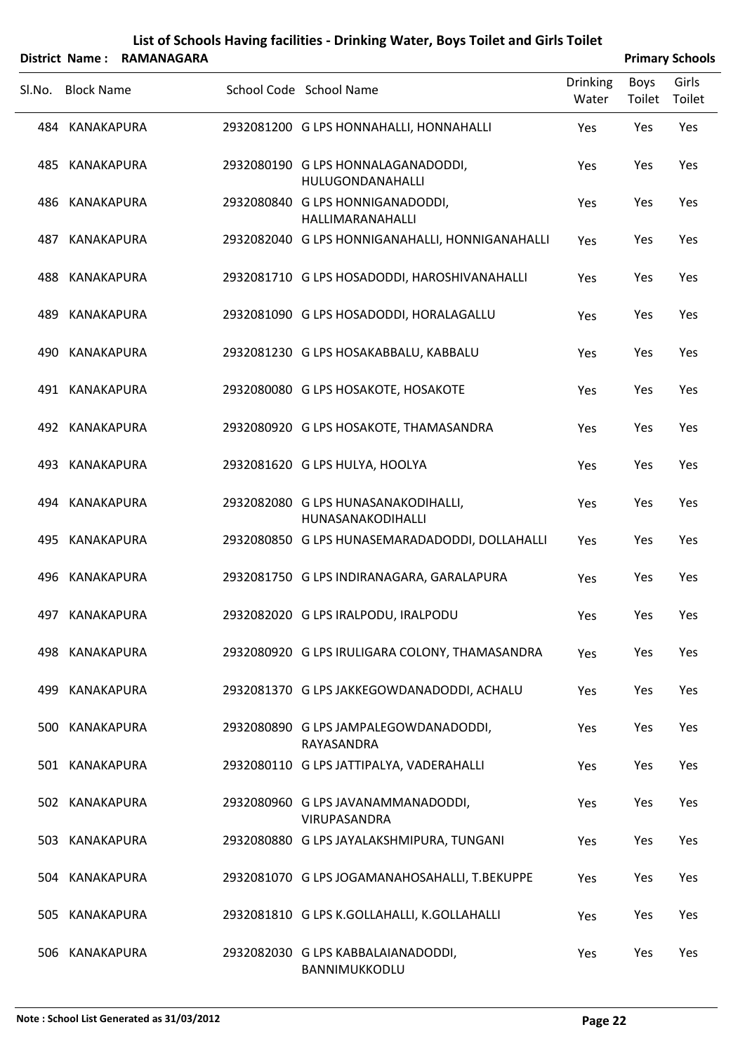# List of Schools Having facilities - Drinking Water, Boys Toilet and Girls Toilet

**District Name : RAMANAGARA** **Primary Schools**

| Sl.No. | Block Name | School Code | School Name | Drinking Water | Boys Toilet | Girls Toilet |
|---|---|---|---|---|---|---|
| 484 | KANAKAPURA | 2932081200 | G LPS HONNAHALLI, HONNAHALLI | Yes | Yes | Yes |
| 485 | KANAKAPURA | 2932080190 | G LPS HONNALAGANADODDI, HULUGONDANAHALLI | Yes | Yes | Yes |
| 486 | KANAKAPURA | 2932080840 | G LPS HONNIGANADODDI, HALLIMARANAHALLI | Yes | Yes | Yes |
| 487 | KANAKAPURA | 2932082040 | G LPS HONNIGANAHALLI, HONNIGANAHALLI | Yes | Yes | Yes |
| 488 | KANAKAPURA | 2932081710 | G LPS HOSADODDI, HAROSHIVANAHALLI | Yes | Yes | Yes |
| 489 | KANAKAPURA | 2932081090 | G LPS HOSADODDI, HORALAGALLU | Yes | Yes | Yes |
| 490 | KANAKAPURA | 2932081230 | G LPS HOSAKABBALU, KABBALU | Yes | Yes | Yes |
| 491 | KANAKAPURA | 2932080080 | G LPS HOSAKOTE, HOSAKOTE | Yes | Yes | Yes |
| 492 | KANAKAPURA | 2932080920 | G LPS HOSAKOTE, THAMASANDRA | Yes | Yes | Yes |
| 493 | KANAKAPURA | 2932081620 | G LPS HULYA, HOOLYA | Yes | Yes | Yes |
| 494 | KANAKAPURA | 2932082080 | G LPS HUNASANAKODIHALLI, HUNASANAKODIHALLI | Yes | Yes | Yes |
| 495 | KANAKAPURA | 2932080850 | G LPS HUNASEMARADADODDI, DOLLAHALLI | Yes | Yes | Yes |
| 496 | KANAKAPURA | 2932081750 | G LPS INDIRANAGARA, GARALAPURA | Yes | Yes | Yes |
| 497 | KANAKAPURA | 2932082020 | G LPS IRALPODU, IRALPODU | Yes | Yes | Yes |
| 498 | KANAKAPURA | 2932080920 | G LPS IRULIGARA COLONY, THAMASANDRA | Yes | Yes | Yes |
| 499 | KANAKAPURA | 2932081370 | G LPS JAKKEGOWDANADODDI, ACHALU | Yes | Yes | Yes |
| 500 | KANAKAPURA | 2932080890 | G LPS JAMPALEGOWDANADODDI, RAYASANDRA | Yes | Yes | Yes |
| 501 | KANAKAPURA | 2932080110 | G LPS JATTIPALYA, VADERAHALLI | Yes | Yes | Yes |
| 502 | KANAKAPURA | 2932080960 | G LPS JAVANAMMANADODDI, VIRUPASANDRA | Yes | Yes | Yes |
| 503 | KANAKAPURA | 2932080880 | G LPS JAYALAKSHMIPURA, TUNGANI | Yes | Yes | Yes |
| 504 | KANAKAPURA | 2932081070 | G LPS JOGAMANAHOSAHALLI, T.BEKUPPE | Yes | Yes | Yes |
| 505 | KANAKAPURA | 2932081810 | G LPS K.GOLLAHALLI, K.GOLLAHALLI | Yes | Yes | Yes |
| 506 | KANAKAPURA | 2932082030 | G LPS KABBALAIANADODDI, BANNIMUKKODLU | Yes | Yes | Yes |

**Note : School List Generated as 31/03/2012**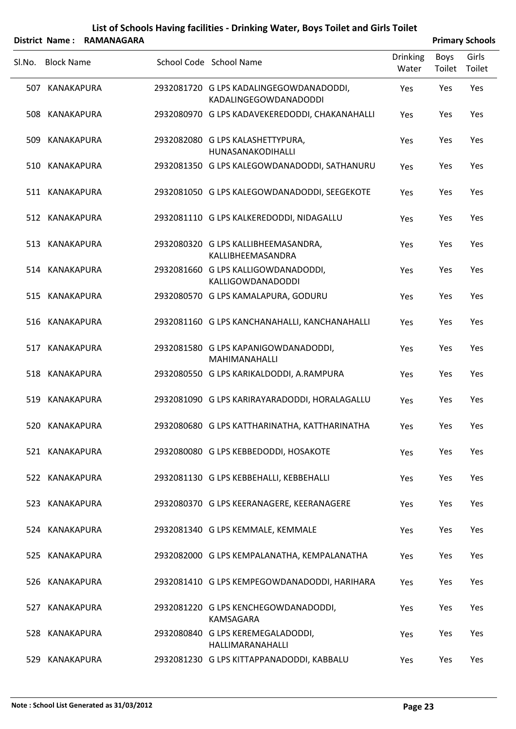# List of Schools Having facilities - Drinking Water, Boys Toilet and Girls Toilet

**District Name : RAMANAGARA** **Primary Schools**

| Sl.No. | Block Name | School Code | School Name | Drinking Water | Boys Toilet | Girls Toilet |
|---|---|---|---|---|---|---|
| 507 | KANAKAPURA | 2932081720 | G LPS KADALINGEGOWDANADODDI, KADALINGEGOWDANADODDI | Yes | Yes | Yes |
| 508 | KANAKAPURA | 2932080970 | G LPS KADAVEKEREDODDI, CHAKANAHALLI | Yes | Yes | Yes |
| 509 | KANAKAPURA | 2932082080 | G LPS KALASHETTYPURA, HUNASANAKODIHALLI | Yes | Yes | Yes |
| 510 | KANAKAPURA | 2932081350 | G LPS KALEGOWDANADODDI, SATHANURU | Yes | Yes | Yes |
| 511 | KANAKAPURA | 2932081050 | G LPS KALEGOWDANADODDI, SEEGEKOTE | Yes | Yes | Yes |
| 512 | KANAKAPURA | 2932081110 | G LPS KALKEREDODDI, NIDAGALLU | Yes | Yes | Yes |
| 513 | KANAKAPURA | 2932080320 | G LPS KALLIBHEEMASANDRA, KALLIBHEEMASANDRA | Yes | Yes | Yes |
| 514 | KANAKAPURA | 2932081660 | G LPS KALLIGOWDANADODDI, KALLIGOWDANADODDI | Yes | Yes | Yes |
| 515 | KANAKAPURA | 2932080570 | G LPS KAMALAPURA, GODURU | Yes | Yes | Yes |
| 516 | KANAKAPURA | 2932081160 | G LPS KANCHANAHALLI, KANCHANAHALLI | Yes | Yes | Yes |
| 517 | KANAKAPURA | 2932081580 | G LPS KAPANIGOWDANADODDI, MAHIMANAHALLI | Yes | Yes | Yes |
| 518 | KANAKAPURA | 2932080550 | G LPS KARIKALDODDI, A.RAMPURA | Yes | Yes | Yes |
| 519 | KANAKAPURA | 2932081090 | G LPS KARIRAYARADODDI, HORALAGALLU | Yes | Yes | Yes |
| 520 | KANAKAPURA | 2932080680 | G LPS KATTHARINATHA, KATTHARINATHA | Yes | Yes | Yes |
| 521 | KANAKAPURA | 2932080080 | G LPS KEBBEDODDI, HOSAKOTE | Yes | Yes | Yes |
| 522 | KANAKAPURA | 2932081130 | G LPS KEBBEHALLI, KEBBEHALLI | Yes | Yes | Yes |
| 523 | KANAKAPURA | 2932080370 | G LPS KEERANAGERE, KEERANAGERE | Yes | Yes | Yes |
| 524 | KANAKAPURA | 2932081340 | G LPS KEMMALE, KEMMALE | Yes | Yes | Yes |
| 525 | KANAKAPURA | 2932082000 | G LPS KEMPALANATHA, KEMPALANATHA | Yes | Yes | Yes |
| 526 | KANAKAPURA | 2932081410 | G LPS KEMPEGOWDANADODDI, HARIHARA | Yes | Yes | Yes |
| 527 | KANAKAPURA | 2932081220 | G LPS KENCHEGOWDANADODDI, KAMSAGARA | Yes | Yes | Yes |
| 528 | KANAKAPURA | 2932080840 | G LPS KEREMEGALADODDI, HALLIMARANAHALLI | Yes | Yes | Yes |
| 529 | KANAKAPURA | 2932081230 | G LPS KITTAPPANADODDI, KABBALU | Yes | Yes | Yes |

**Note : School List Generated as 31/03/2012**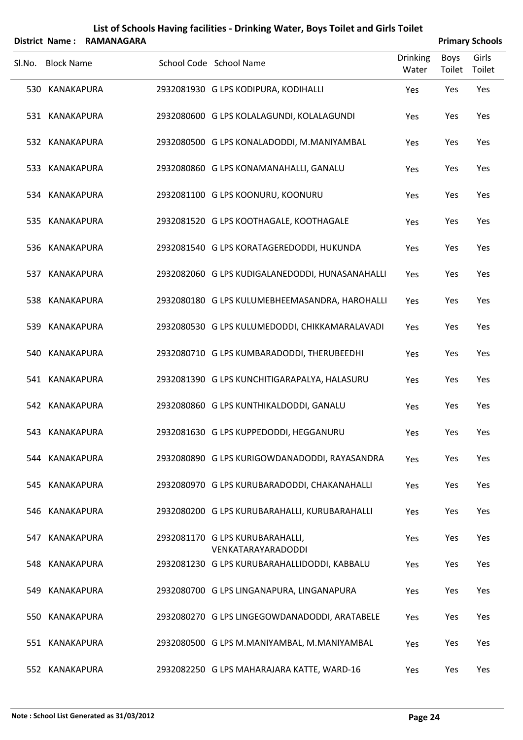# List of Schools Having facilities - Drinking Water, Boys Toilet and Girls Toilet

**District Name : RAMANAGARA** **Primary Schools**

| Sl.No. | Block Name | School Code | School Name | Drinking Water | Boys Toilet | Girls Toilet |
|---|---|---|---|---|---|---|
| 530 | KANAKAPURA | 2932081930 | G LPS KODIPURA, KODIHALLI | Yes | Yes | Yes |
| 531 | KANAKAPURA | 2932080600 | G LPS KOLALAGUNDI, KOLALAGUNDI | Yes | Yes | Yes |
| 532 | KANAKAPURA | 2932080500 | G LPS KONALADODDI, M.MANIYAMBAL | Yes | Yes | Yes |
| 533 | KANAKAPURA | 2932080860 | G LPS KONAMANAHALLI, GANALU | Yes | Yes | Yes |
| 534 | KANAKAPURA | 2932081100 | G LPS KOONURU, KOONURU | Yes | Yes | Yes |
| 535 | KANAKAPURA | 2932081520 | G LPS KOOTHAGALE, KOOTHAGALE | Yes | Yes | Yes |
| 536 | KANAKAPURA | 2932081540 | G LPS KORATAGEREDODDI, HUKUNDA | Yes | Yes | Yes |
| 537 | KANAKAPURA | 2932082060 | G LPS KUDIGALANEDODDI, HUNASANAHALLI | Yes | Yes | Yes |
| 538 | KANAKAPURA | 2932080180 | G LPS KULUMEBHEEMASANDRA, HAROHALLI | Yes | Yes | Yes |
| 539 | KANAKAPURA | 2932080530 | G LPS KULUMEDODDI, CHIKKAMARALAVADI | Yes | Yes | Yes |
| 540 | KANAKAPURA | 2932080710 | G LPS KUMBARADODDI, THERUBEEDHI | Yes | Yes | Yes |
| 541 | KANAKAPURA | 2932081390 | G LPS KUNCHITIGARAPALYA, HALASURU | Yes | Yes | Yes |
| 542 | KANAKAPURA | 2932080860 | G LPS KUNTHIKALDODDI, GANALU | Yes | Yes | Yes |
| 543 | KANAKAPURA | 2932081630 | G LPS KUPPEDODDI, HEGGANURU | Yes | Yes | Yes |
| 544 | KANAKAPURA | 2932080890 | G LPS KURIGOWDANADODDI, RAYASANDRA | Yes | Yes | Yes |
| 545 | KANAKAPURA | 2932080970 | G LPS KURUBARADODDI, CHAKANAHALLI | Yes | Yes | Yes |
| 546 | KANAKAPURA | 2932080200 | G LPS KURUBARAHALLI, KURUBARAHALLI | Yes | Yes | Yes |
| 547 | KANAKAPURA | 2932081170 | G LPS KURUBARAHALLI, VENKATARAYARADODDI | Yes | Yes | Yes |
| 548 | KANAKAPURA | 2932081230 | G LPS KURUBARAHALLIDODDI, KABBALU | Yes | Yes | Yes |
| 549 | KANAKAPURA | 2932080700 | G LPS LINGANAPURA, LINGANAPURA | Yes | Yes | Yes |
| 550 | KANAKAPURA | 2932080270 | G LPS LINGEGOWDANADODDI, ARATABELE | Yes | Yes | Yes |
| 551 | KANAKAPURA | 2932080500 | G LPS M.MANIYAMBAL, M.MANIYAMBAL | Yes | Yes | Yes |
| 552 | KANAKAPURA | 2932082250 | G LPS MAHARAJARA KATTE, WARD-16 | Yes | Yes | Yes |

**Note : School List Generated as 31/03/2012**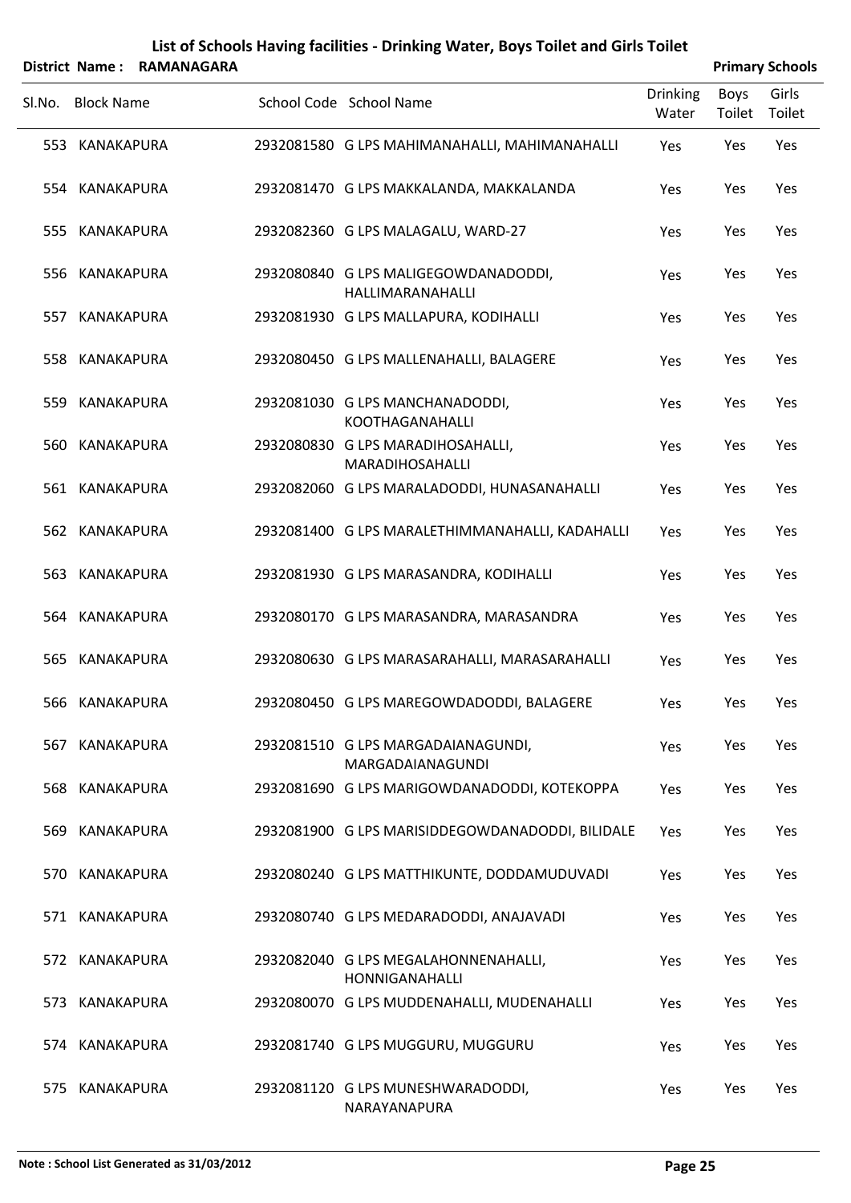# List of Schools Having facilities - Drinking Water, Boys Toilet and Girls Toilet

**District Name : RAMANAGARA** **Primary Schools**

| Sl.No. | Block Name | School Code | School Name | Drinking Water | Boys Toilet | Girls Toilet |
|---|---|---|---|---|---|---|
| 553 | KANAKAPURA | 2932081580 | G LPS MAHIMANAHALLI, MAHIMANAHALLI | Yes | Yes | Yes |
| 554 | KANAKAPURA | 2932081470 | G LPS MAKKALANDA, MAKKALANDA | Yes | Yes | Yes |
| 555 | KANAKAPURA | 2932082360 | G LPS MALAGALU, WARD-27 | Yes | Yes | Yes |
| 556 | KANAKAPURA | 2932080840 | G LPS MALIGEGOWDANADODDI, HALLIMARANAHALLI | Yes | Yes | Yes |
| 557 | KANAKAPURA | 2932081930 | G LPS MALLAPURA, KODIHALLI | Yes | Yes | Yes |
| 558 | KANAKAPURA | 2932080450 | G LPS MALLENAHALLI, BALAGERE | Yes | Yes | Yes |
| 559 | KANAKAPURA | 2932081030 | G LPS MANCHANADODDI, KOOTHAGANAHALLI | Yes | Yes | Yes |
| 560 | KANAKAPURA | 2932080830 | G LPS MARADIHOSAHALLI, MARADIHOSAHALLI | Yes | Yes | Yes |
| 561 | KANAKAPURA | 2932082060 | G LPS MARALADODDI, HUNASANAHALLI | Yes | Yes | Yes |
| 562 | KANAKAPURA | 2932081400 | G LPS MARALETHIMMANAHALLI, KADAHALLI | Yes | Yes | Yes |
| 563 | KANAKAPURA | 2932081930 | G LPS MARASANDRA, KODIHALLI | Yes | Yes | Yes |
| 564 | KANAKAPURA | 2932080170 | G LPS MARASANDRA, MARASANDRA | Yes | Yes | Yes |
| 565 | KANAKAPURA | 2932080630 | G LPS MARASARAHALLI, MARASARAHALLI | Yes | Yes | Yes |
| 566 | KANAKAPURA | 2932080450 | G LPS MAREGOWDADODDI, BALAGERE | Yes | Yes | Yes |
| 567 | KANAKAPURA | 2932081510 | G LPS MARGADAIANAGUNDI, MARGADAIANAGUNDI | Yes | Yes | Yes |
| 568 | KANAKAPURA | 2932081690 | G LPS MARIGOWDANADODDI, KOTEKOPPA | Yes | Yes | Yes |
| 569 | KANAKAPURA | 2932081900 | G LPS MARISIDDEGOWDANADODDI, BILIDALE | Yes | Yes | Yes |
| 570 | KANAKAPURA | 2932080240 | G LPS MATTHIKUNTE, DODDAMUDUVADI | Yes | Yes | Yes |
| 571 | KANAKAPURA | 2932080740 | G LPS MEDARADODDI, ANAJAVADI | Yes | Yes | Yes |
| 572 | KANAKAPURA | 2932082040 | G LPS MEGALAHONNENAHALLI, HONNIGANAHALLI | Yes | Yes | Yes |
| 573 | KANAKAPURA | 2932080070 | G LPS MUDDENAHALLI, MUDENAHALLI | Yes | Yes | Yes |
| 574 | KANAKAPURA | 2932081740 | G LPS MUGGURU, MUGGURU | Yes | Yes | Yes |
| 575 | KANAKAPURA | 2932081120 | G LPS MUNESHWARADODDI, NARAYANAPURA | Yes | Yes | Yes |

**Note : School List Generated as 31/03/2012**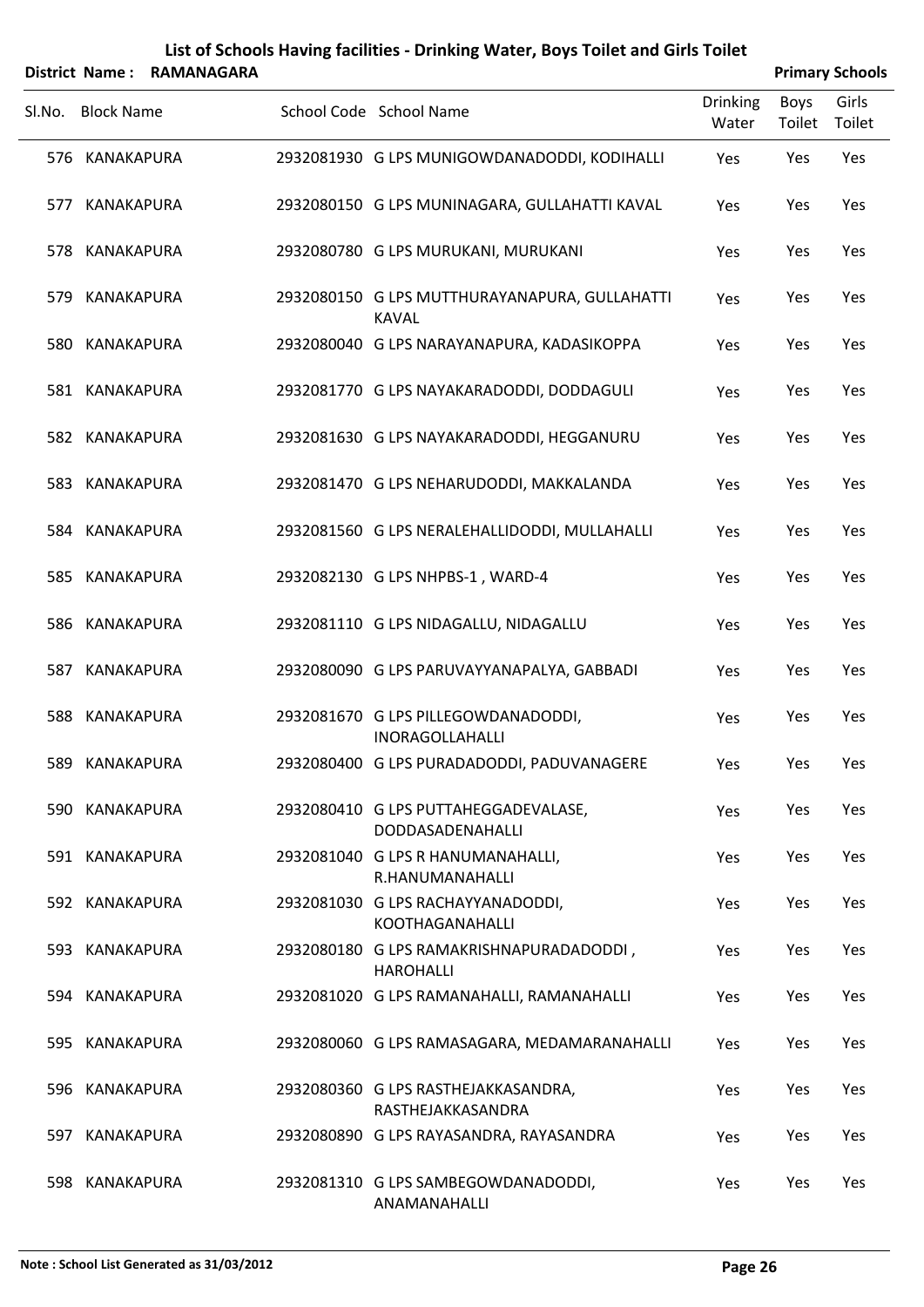# List of Schools Having facilities - Drinking Water, Boys Toilet and Girls Toilet

**District Name : RAMANAGARA** **Primary Schools**

| Sl.No. | Block Name | School Code | School Name | Drinking Water | Boys Toilet | Girls Toilet |
|---|---|---|---|---|---|---|
| 576 | KANAKAPURA | 2932081930 | G LPS MUNIGOWDANADODDI, KODIHALLI | Yes | Yes | Yes |
| 577 | KANAKAPURA | 2932080150 | G LPS MUNINAGARA, GULLAHATTI KAVAL | Yes | Yes | Yes |
| 578 | KANAKAPURA | 2932080780 | G LPS MURUKANI, MURUKANI | Yes | Yes | Yes |
| 579 | KANAKAPURA | 2932080150 | G LPS MUTTHURAYANAPURA, GULLAHATTI KAVAL | Yes | Yes | Yes |
| 580 | KANAKAPURA | 2932080040 | G LPS NARAYANAPURA, KADASIKOPPA | Yes | Yes | Yes |
| 581 | KANAKAPURA | 2932081770 | G LPS NAYAKARADODDI, DODDAGULI | Yes | Yes | Yes |
| 582 | KANAKAPURA | 2932081630 | G LPS NAYAKARADODDI, HEGGANURU | Yes | Yes | Yes |
| 583 | KANAKAPURA | 2932081470 | G LPS NEHARUDODDI, MAKKALANDA | Yes | Yes | Yes |
| 584 | KANAKAPURA | 2932081560 | G LPS NERALEHALLIDODDI, MULLAHALLI | Yes | Yes | Yes |
| 585 | KANAKAPURA | 2932082130 | G LPS NHPBS-1 , WARD-4 | Yes | Yes | Yes |
| 586 | KANAKAPURA | 2932081110 | G LPS NIDAGALLU, NIDAGALLU | Yes | Yes | Yes |
| 587 | KANAKAPURA | 2932080090 | G LPS PARUVAYYANAPALYA, GABBADI | Yes | Yes | Yes |
| 588 | KANAKAPURA | 2932081670 | G LPS PILLEGOWDANADODDI, INORAGOLLAHALLI | Yes | Yes | Yes |
| 589 | KANAKAPURA | 2932080400 | G LPS PURADADODDI, PADUVANAGERE | Yes | Yes | Yes |
| 590 | KANAKAPURA | 2932080410 | G LPS PUTTAHEGGADEVALASE, DODDASADENAHALLI | Yes | Yes | Yes |
| 591 | KANAKAPURA | 2932081040 | G LPS R HANUMANAHALLI, R.HANUMANAHALLI | Yes | Yes | Yes |
| 592 | KANAKAPURA | 2932081030 | G LPS RACHAYYANADODDI, KOOTHAGANAHALLI | Yes | Yes | Yes |
| 593 | KANAKAPURA | 2932080180 | G LPS RAMAKRISHNAPURADADODDI , HAROHALLI | Yes | Yes | Yes |
| 594 | KANAKAPURA | 2932081020 | G LPS RAMANAHALLI, RAMANAHALLI | Yes | Yes | Yes |
| 595 | KANAKAPURA | 2932080060 | G LPS RAMASAGARA, MEDAMARANAHALLI | Yes | Yes | Yes |
| 596 | KANAKAPURA | 2932080360 | G LPS RASTHEJAKKASANDRA, RASTHEJAKKASANDRA | Yes | Yes | Yes |
| 597 | KANAKAPURA | 2932080890 | G LPS RAYASANDRA, RAYASANDRA | Yes | Yes | Yes |
| 598 | KANAKAPURA | 2932081310 | G LPS SAMBEGOWDANADODDI, ANAMANAHALLI | Yes | Yes | Yes |

**Note : School List Generated as 31/03/2012**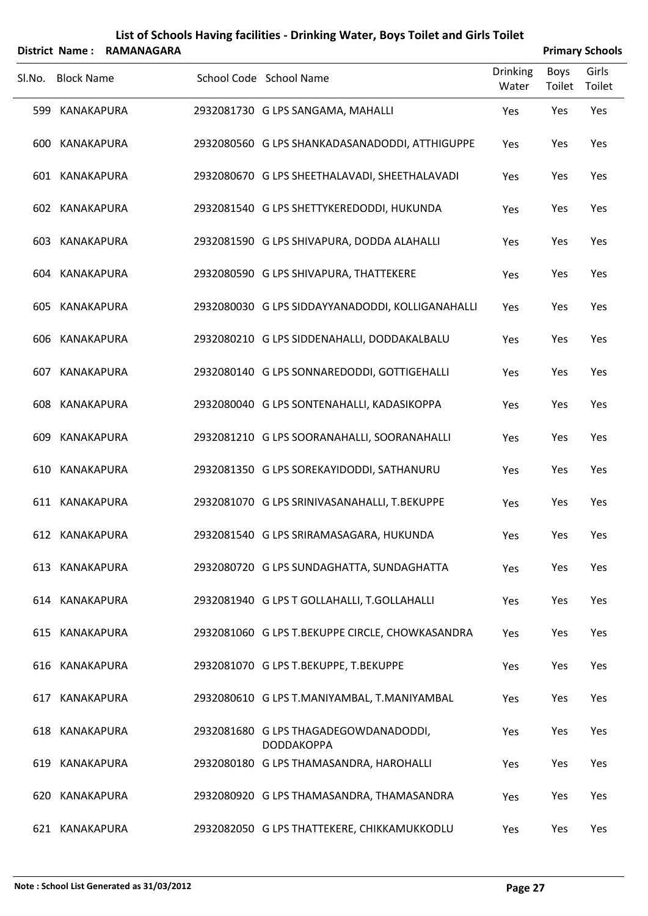# List of Schools Having facilities - Drinking Water, Boys Toilet and Girls Toilet

**District Name : RAMANAGARA** **Primary Schools**

| Sl.No. | Block Name | School Code | School Name | Drinking Water | Boys Toilet | Girls Toilet |
|---|---|---|---|---|---|---|
| 599 | KANAKAPURA | 2932081730 | G LPS SANGAMA, MAHALLI | Yes | Yes | Yes |
| 600 | KANAKAPURA | 2932080560 | G LPS SHANKADASANADODDI, ATTHIGUPPE | Yes | Yes | Yes |
| 601 | KANAKAPURA | 2932080670 | G LPS SHEETHALAVADI, SHEETHALAVADI | Yes | Yes | Yes |
| 602 | KANAKAPURA | 2932081540 | G LPS SHETTYKEREDODDI, HUKUNDA | Yes | Yes | Yes |
| 603 | KANAKAPURA | 2932081590 | G LPS SHIVAPURA, DODDA ALAHALLI | Yes | Yes | Yes |
| 604 | KANAKAPURA | 2932080590 | G LPS SHIVAPURA, THATTEKERE | Yes | Yes | Yes |
| 605 | KANAKAPURA | 2932080030 | G LPS SIDDAYYANADODDI, KOLLIGANAHALLI | Yes | Yes | Yes |
| 606 | KANAKAPURA | 2932080210 | G LPS SIDDENAHALLI, DODDAKALBALU | Yes | Yes | Yes |
| 607 | KANAKAPURA | 2932080140 | G LPS SONNAREDODDI, GOTTIGEHALLI | Yes | Yes | Yes |
| 608 | KANAKAPURA | 2932080040 | G LPS SONTENAHALLI, KADASIKOPPA | Yes | Yes | Yes |
| 609 | KANAKAPURA | 2932081210 | G LPS SOORANAHALLI, SOORANAHALLI | Yes | Yes | Yes |
| 610 | KANAKAPURA | 2932081350 | G LPS SOREKAYIDODDI, SATHANURU | Yes | Yes | Yes |
| 611 | KANAKAPURA | 2932081070 | G LPS SRINIVASANAHALLI, T.BEKUPPE | Yes | Yes | Yes |
| 612 | KANAKAPURA | 2932081540 | G LPS SRIRAMASAGARA, HUKUNDA | Yes | Yes | Yes |
| 613 | KANAKAPURA | 2932080720 | G LPS SUNDAGHATTA, SUNDAGHATTA | Yes | Yes | Yes |
| 614 | KANAKAPURA | 2932081940 | G LPS T GOLLAHALLI, T.GOLLAHALLI | Yes | Yes | Yes |
| 615 | KANAKAPURA | 2932081060 | G LPS T.BEKUPPE CIRCLE, CHOWKASANDRA | Yes | Yes | Yes |
| 616 | KANAKAPURA | 2932081070 | G LPS T.BEKUPPE, T.BEKUPPE | Yes | Yes | Yes |
| 617 | KANAKAPURA | 2932080610 | G LPS T.MANIYAMBAL, T.MANIYAMBAL | Yes | Yes | Yes |
| 618 | KANAKAPURA | 2932081680 | G LPS THAGADEGOWDANADODDI, DODDAKOPPA | Yes | Yes | Yes |
| 619 | KANAKAPURA | 2932080180 | G LPS THAMASANDRA, HAROHALLI | Yes | Yes | Yes |
| 620 | KANAKAPURA | 2932080920 | G LPS THAMASANDRA, THAMASANDRA | Yes | Yes | Yes |
| 621 | KANAKAPURA | 2932082050 | G LPS THATTEKERE, CHIKKAMUKKODLU | Yes | Yes | Yes |

**Note : School List Generated as 31/03/2012**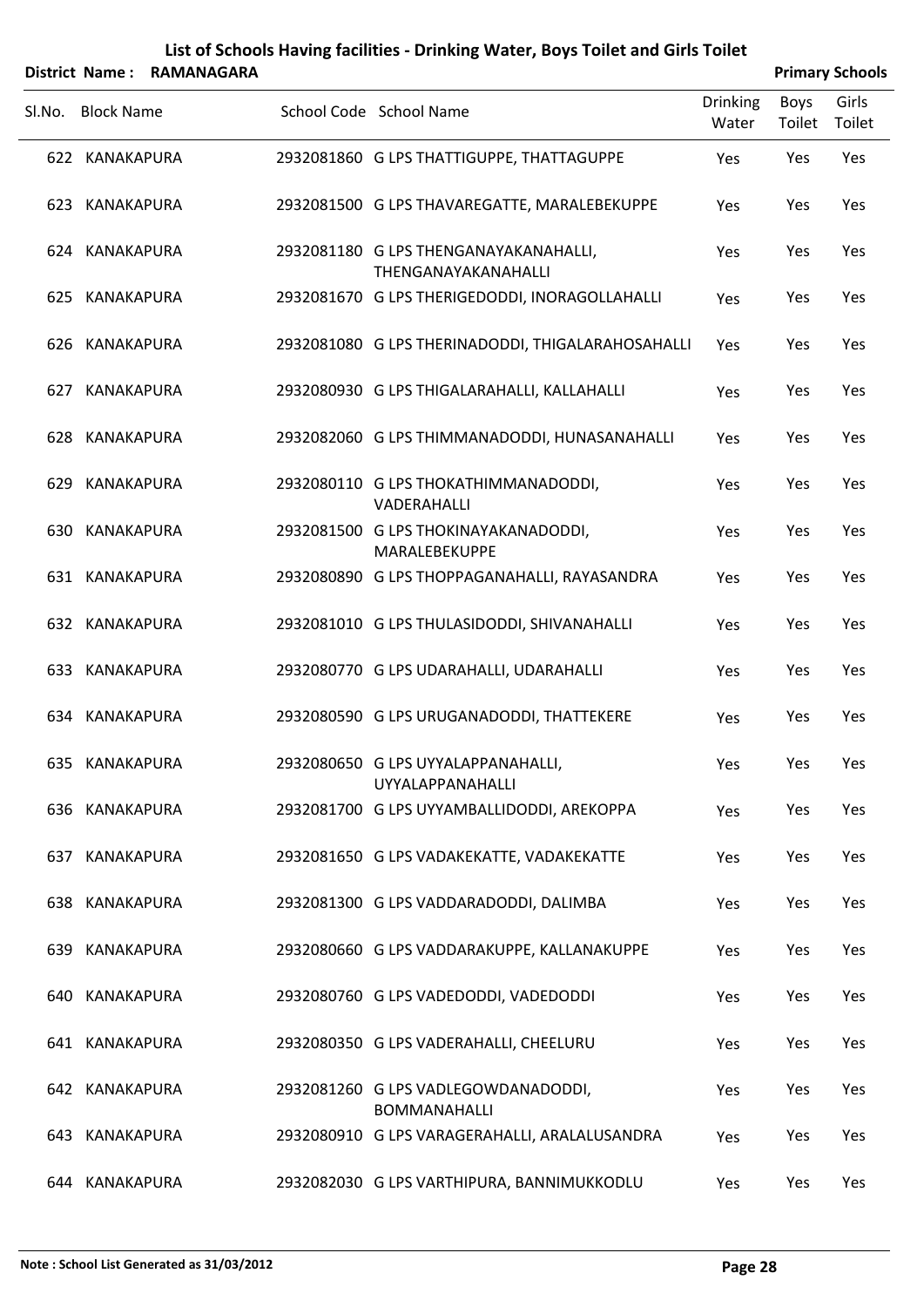# List of Schools Having facilities - Drinking Water, Boys Toilet and Girls Toilet

**District Name : RAMANAGARA** **Primary Schools**

| Sl.No. | Block Name | School Code | School Name | Drinking Water | Boys Toilet | Girls Toilet |
|---|---|---|---|---|---|---|
| 622 | KANAKAPURA | 2932081860 | G LPS THATTIGUPPE, THATTAGUPPE | Yes | Yes | Yes |
| 623 | KANAKAPURA | 2932081500 | G LPS THAVAREGATTE, MARALEBEKUPPE | Yes | Yes | Yes |
| 624 | KANAKAPURA | 2932081180 | G LPS THENGANAYAKANAHALLI, THENGANAYAKANAHALLI | Yes | Yes | Yes |
| 625 | KANAKAPURA | 2932081670 | G LPS THERIGEDODDI, INORAGOLLAHALLI | Yes | Yes | Yes |
| 626 | KANAKAPURA | 2932081080 | G LPS THERINADODDI, THIGALARAHOSAHALLI | Yes | Yes | Yes |
| 627 | KANAKAPURA | 2932080930 | G LPS THIGALARAHALLI, KALLAHALLI | Yes | Yes | Yes |
| 628 | KANAKAPURA | 2932082060 | G LPS THIMMANADODDI, HUNASANAHALLI | Yes | Yes | Yes |
| 629 | KANAKAPURA | 2932080110 | G LPS THOKATHIMMANADODDI, VADERAHALLI | Yes | Yes | Yes |
| 630 | KANAKAPURA | 2932081500 | G LPS THOKINAYAKANADODDI, MARALEBEKUPPE | Yes | Yes | Yes |
| 631 | KANAKAPURA | 2932080890 | G LPS THOPPAGANAHALLI, RAYASANDRA | Yes | Yes | Yes |
| 632 | KANAKAPURA | 2932081010 | G LPS THULASIDODDI, SHIVANAHALLI | Yes | Yes | Yes |
| 633 | KANAKAPURA | 2932080770 | G LPS UDARAHALLI, UDARAHALLI | Yes | Yes | Yes |
| 634 | KANAKAPURA | 2932080590 | G LPS URUGANADODDI, THATTEKERE | Yes | Yes | Yes |
| 635 | KANAKAPURA | 2932080650 | G LPS UYYALAPPANAHALLI, UYYALAPPANAHALLI | Yes | Yes | Yes |
| 636 | KANAKAPURA | 2932081700 | G LPS UYYAMBALLIDODDI, AREKOPPA | Yes | Yes | Yes |
| 637 | KANAKAPURA | 2932081650 | G LPS VADAKEKATTE, VADAKEKATTE | Yes | Yes | Yes |
| 638 | KANAKAPURA | 2932081300 | G LPS VADDARADODDI, DALIMBA | Yes | Yes | Yes |
| 639 | KANAKAPURA | 2932080660 | G LPS VADDARAKUPPE, KALLANAKUPPE | Yes | Yes | Yes |
| 640 | KANAKAPURA | 2932080760 | G LPS VADEDODDI, VADEDODDI | Yes | Yes | Yes |
| 641 | KANAKAPURA | 2932080350 | G LPS VADERAHALLI, CHEELURU | Yes | Yes | Yes |
| 642 | KANAKAPURA | 2932081260 | G LPS VADLEGOWDANADODDI, BOMMANAHALLI | Yes | Yes | Yes |
| 643 | KANAKAPURA | 2932080910 | G LPS VARAGERAHALLI, ARALALUSANDRA | Yes | Yes | Yes |
| 644 | KANAKAPURA | 2932082030 | G LPS VARTHIPURA, BANNIMUKKODLU | Yes | Yes | Yes |

**Note : School List Generated as 31/03/2012**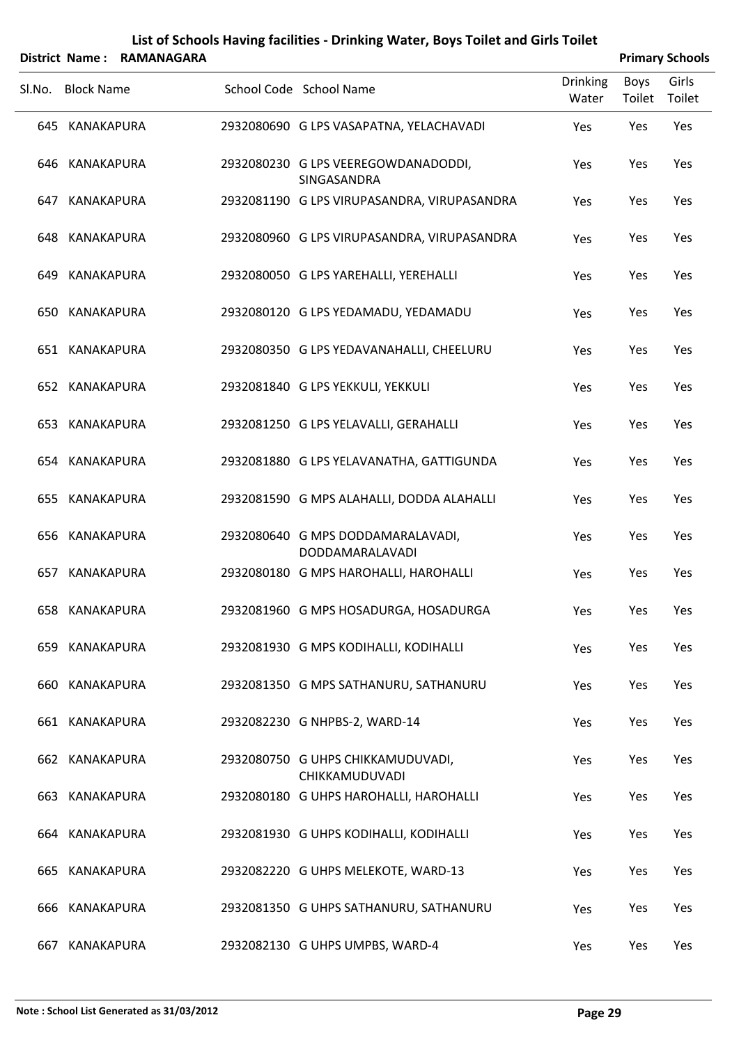# List of Schools Having facilities - Drinking Water, Boys Toilet and Girls Toilet

**District Name : RAMANAGARA** — **Primary Schools**

| Sl.No. | Block Name | School Code | School Name | Drinking Water | Boys Toilet | Girls Toilet |
|---|---|---|---|---|---|---|
| 645 | KANAKAPURA | 2932080690 | G LPS VASAPATNA, YELACHAVADI | Yes | Yes | Yes |
| 646 | KANAKAPURA | 2932080230 | G LPS VEEREGOWDANADODDI, SINGASANDRA | Yes | Yes | Yes |
| 647 | KANAKAPURA | 2932081190 | G LPS VIRUPASANDRA, VIRUPASANDRA | Yes | Yes | Yes |
| 648 | KANAKAPURA | 2932080960 | G LPS VIRUPASANDRA, VIRUPASANDRA | Yes | Yes | Yes |
| 649 | KANAKAPURA | 2932080050 | G LPS YAREHALLI, YEREHALLI | Yes | Yes | Yes |
| 650 | KANAKAPURA | 2932080120 | G LPS YEDAMADU, YEDAMADU | Yes | Yes | Yes |
| 651 | KANAKAPURA | 2932080350 | G LPS YEDAVANAHALLI, CHEELURU | Yes | Yes | Yes |
| 652 | KANAKAPURA | 2932081840 | G LPS YEKKULI, YEKKULI | Yes | Yes | Yes |
| 653 | KANAKAPURA | 2932081250 | G LPS YELAVALLI, GERAHALLI | Yes | Yes | Yes |
| 654 | KANAKAPURA | 2932081880 | G LPS YELAVANATHA, GATTIGUNDA | Yes | Yes | Yes |
| 655 | KANAKAPURA | 2932081590 | G MPS ALAHALLI, DODDA ALAHALLI | Yes | Yes | Yes |
| 656 | KANAKAPURA | 2932080640 | G MPS DODDAMARALAVADI, DODDAMARALAVADI | Yes | Yes | Yes |
| 657 | KANAKAPURA | 2932080180 | G MPS HAROHALLI, HAROHALLI | Yes | Yes | Yes |
| 658 | KANAKAPURA | 2932081960 | G MPS HOSADURGA, HOSADURGA | Yes | Yes | Yes |
| 659 | KANAKAPURA | 2932081930 | G MPS KODIHALLI, KODIHALLI | Yes | Yes | Yes |
| 660 | KANAKAPURA | 2932081350 | G MPS SATHANURU, SATHANURU | Yes | Yes | Yes |
| 661 | KANAKAPURA | 2932082230 | G NHPBS-2, WARD-14 | Yes | Yes | Yes |
| 662 | KANAKAPURA | 2932080750 | G UHPS CHIKKAMUDUVADI, CHIKKAMUDUVADI | Yes | Yes | Yes |
| 663 | KANAKAPURA | 2932080180 | G UHPS HAROHALLI, HAROHALLI | Yes | Yes | Yes |
| 664 | KANAKAPURA | 2932081930 | G UHPS KODIHALLI, KODIHALLI | Yes | Yes | Yes |
| 665 | KANAKAPURA | 2932082220 | G UHPS MELEKOTE, WARD-13 | Yes | Yes | Yes |
| 666 | KANAKAPURA | 2932081350 | G UHPS SATHANURU, SATHANURU | Yes | Yes | Yes |
| 667 | KANAKAPURA | 2932082130 | G UHPS UMPBS, WARD-4 | Yes | Yes | Yes |

**Note : School List Generated as 31/03/2012**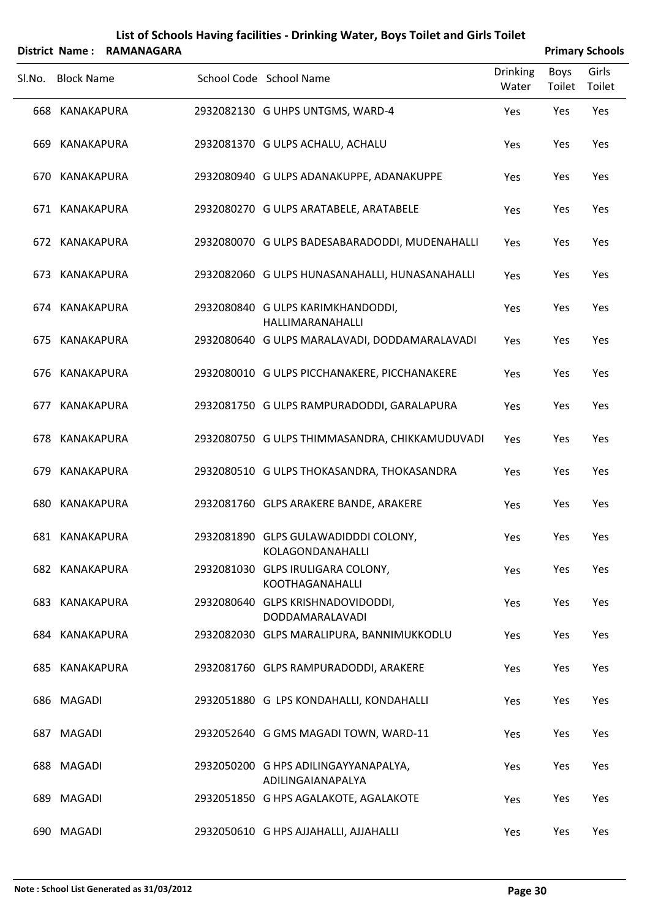# List of Schools Having facilities - Drinking Water, Boys Toilet and Girls Toilet

**District Name : RAMANAGARA** | **Primary Schools**

| Sl.No. | Block Name | School Code | School Name | Drinking Water | Boys Toilet | Girls Toilet |
|---|---|---|---|---|---|---|
| 668 | KANAKAPURA | 2932082130 | G UHPS UNTGMS, WARD-4 | Yes | Yes | Yes |
| 669 | KANAKAPURA | 2932081370 | G ULPS ACHALU, ACHALU | Yes | Yes | Yes |
| 670 | KANAKAPURA | 2932080940 | G ULPS ADANAKUPPE, ADANAKUPPE | Yes | Yes | Yes |
| 671 | KANAKAPURA | 2932080270 | G ULPS ARATABELE, ARATABELE | Yes | Yes | Yes |
| 672 | KANAKAPURA | 2932080070 | G ULPS BADESABARADODDI, MUDENAHALLI | Yes | Yes | Yes |
| 673 | KANAKAPURA | 2932082060 | G ULPS HUNASANAHALLI, HUNASANAHALLI | Yes | Yes | Yes |
| 674 | KANAKAPURA | 2932080840 | G ULPS KARIMKHANDODDI, HALLIMARANAHALLI | Yes | Yes | Yes |
| 675 | KANAKAPURA | 2932080640 | G ULPS MARALAVADI, DODDAMARALAVADI | Yes | Yes | Yes |
| 676 | KANAKAPURA | 2932080010 | G ULPS PICCHANAKERE, PICCHANAKERE | Yes | Yes | Yes |
| 677 | KANAKAPURA | 2932081750 | G ULPS RAMPURADODDI, GARALAPURA | Yes | Yes | Yes |
| 678 | KANAKAPURA | 2932080750 | G ULPS THIMMASANDRA, CHIKKAMUDUVADI | Yes | Yes | Yes |
| 679 | KANAKAPURA | 2932080510 | G ULPS THOKASANDRA, THOKASANDRA | Yes | Yes | Yes |
| 680 | KANAKAPURA | 2932081760 | GLPS ARAKERE BANDE, ARAKERE | Yes | Yes | Yes |
| 681 | KANAKAPURA | 2932081890 | GLPS GULAWADIDDDI COLONY, KOLAGONDANAHALLI | Yes | Yes | Yes |
| 682 | KANAKAPURA | 2932081030 | GLPS IRULIGARA COLONY, KOOTHAGANAHALLI | Yes | Yes | Yes |
| 683 | KANAKAPURA | 2932080640 | GLPS KRISHNADOVIDODDI, DODDAMARALAVADI | Yes | Yes | Yes |
| 684 | KANAKAPURA | 2932082030 | GLPS MARALIPURA, BANNIMUKKODLU | Yes | Yes | Yes |
| 685 | KANAKAPURA | 2932081760 | GLPS RAMPURADODDI, ARAKERE | Yes | Yes | Yes |
| 686 | MAGADI | 2932051880 | G LPS KONDAHALLI, KONDAHALLI | Yes | Yes | Yes |
| 687 | MAGADI | 2932052640 | G GMS MAGADI TOWN, WARD-11 | Yes | Yes | Yes |
| 688 | MAGADI | 2932050200 | G HPS ADILINGAYYANAPALYA, ADILINGAIANAPALYA | Yes | Yes | Yes |
| 689 | MAGADI | 2932051850 | G HPS AGALAKOTE, AGALAKOTE | Yes | Yes | Yes |
| 690 | MAGADI | 2932050610 | G HPS AJJAHALLI, AJJAHALLI | Yes | Yes | Yes |

**Note : School List Generated as 31/03/2012**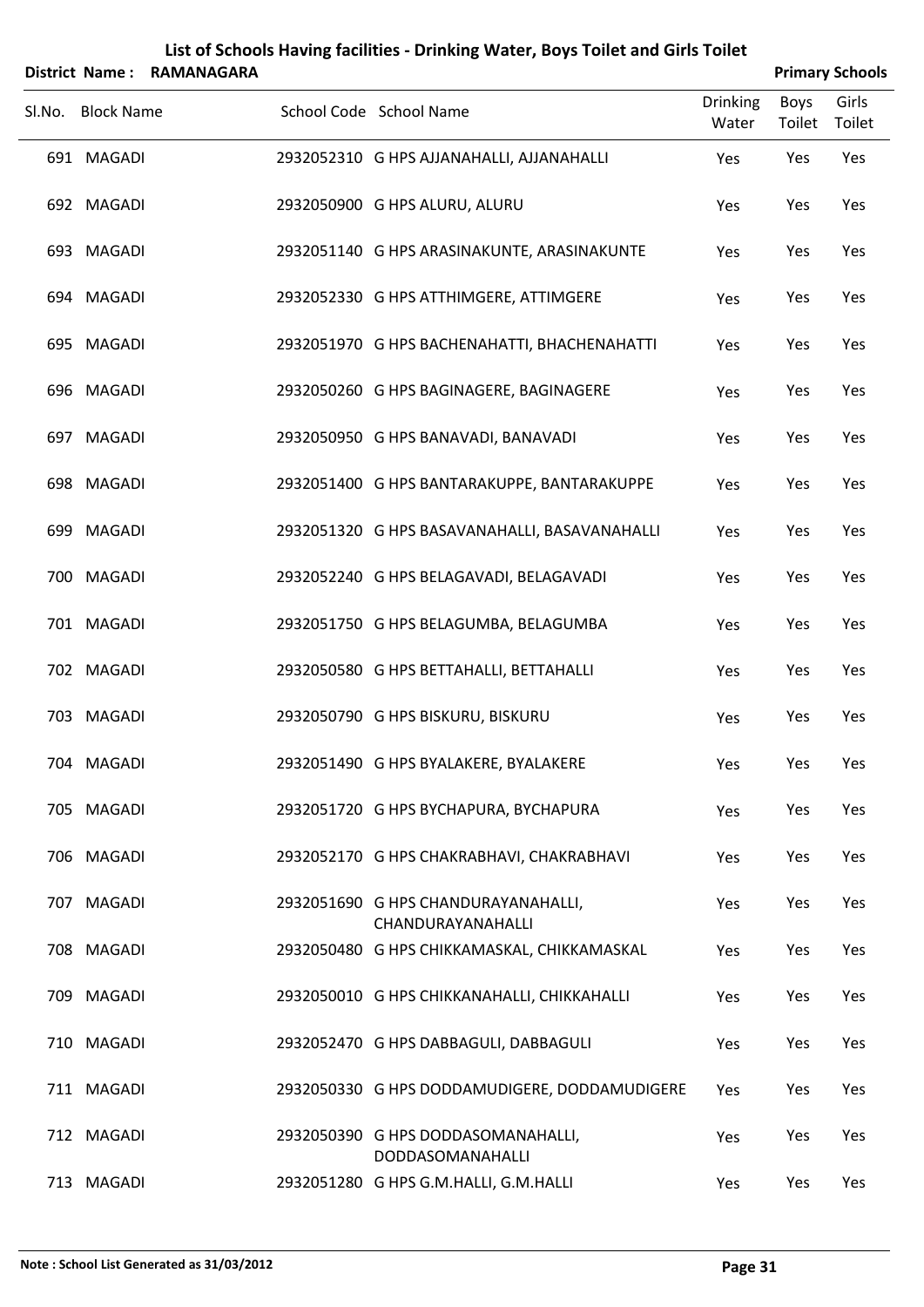# List of Schools Having facilities - Drinking Water, Boys Toilet and Girls Toilet

**District Name : RAMANAGARA** **Primary Schools**

| Sl.No. | Block Name | School Code | School Name | Drinking Water | Boys Toilet | Girls Toilet |
|---|---|---|---|---|---|---|
| 691 | MAGADI | 2932052310 | G HPS AJJANAHALLI, AJJANAHALLI | Yes | Yes | Yes |
| 692 | MAGADI | 2932050900 | G HPS ALURU, ALURU | Yes | Yes | Yes |
| 693 | MAGADI | 2932051140 | G HPS ARASINAKUNTE, ARASINAKUNTE | Yes | Yes | Yes |
| 694 | MAGADI | 2932052330 | G HPS ATTHIMGERE, ATTIMGERE | Yes | Yes | Yes |
| 695 | MAGADI | 2932051970 | G HPS BACHENAHATTI, BHACHENAHATTI | Yes | Yes | Yes |
| 696 | MAGADI | 2932050260 | G HPS BAGINAGERE, BAGINAGERE | Yes | Yes | Yes |
| 697 | MAGADI | 2932050950 | G HPS BANAVADI, BANAVADI | Yes | Yes | Yes |
| 698 | MAGADI | 2932051400 | G HPS BANTARAKUPPE, BANTARAKUPPE | Yes | Yes | Yes |
| 699 | MAGADI | 2932051320 | G HPS BASAVANAHALLI, BASAVANAHALLI | Yes | Yes | Yes |
| 700 | MAGADI | 2932052240 | G HPS BELAGAVADI, BELAGAVADI | Yes | Yes | Yes |
| 701 | MAGADI | 2932051750 | G HPS BELAGUMBA, BELAGUMBA | Yes | Yes | Yes |
| 702 | MAGADI | 2932050580 | G HPS BETTAHALLI, BETTAHALLI | Yes | Yes | Yes |
| 703 | MAGADI | 2932050790 | G HPS BISKURU, BISKURU | Yes | Yes | Yes |
| 704 | MAGADI | 2932051490 | G HPS BYALAKERE, BYALAKERE | Yes | Yes | Yes |
| 705 | MAGADI | 2932051720 | G HPS BYCHAPURA, BYCHAPURA | Yes | Yes | Yes |
| 706 | MAGADI | 2932052170 | G HPS CHAKRABHAVI, CHAKRABHAVI | Yes | Yes | Yes |
| 707 | MAGADI | 2932051690 | G HPS CHANDURAYANAHALLI, CHANDURAYANAHALLI | Yes | Yes | Yes |
| 708 | MAGADI | 2932050480 | G HPS CHIKKAMASKAL, CHIKKAMASKAL | Yes | Yes | Yes |
| 709 | MAGADI | 2932050010 | G HPS CHIKKANAHALLI, CHIKKAHALLI | Yes | Yes | Yes |
| 710 | MAGADI | 2932052470 | G HPS DABBAGULI, DABBAGULI | Yes | Yes | Yes |
| 711 | MAGADI | 2932050330 | G HPS DODDAMUDIGERE, DODDAMUDIGERE | Yes | Yes | Yes |
| 712 | MAGADI | 2932050390 | G HPS DODDASOMANAHALLI, DODDASOMANAHALLI | Yes | Yes | Yes |
| 713 | MAGADI | 2932051280 | G HPS G.M.HALLI, G.M.HALLI | Yes | Yes | Yes |

**Note : School List Generated as 31/03/2012**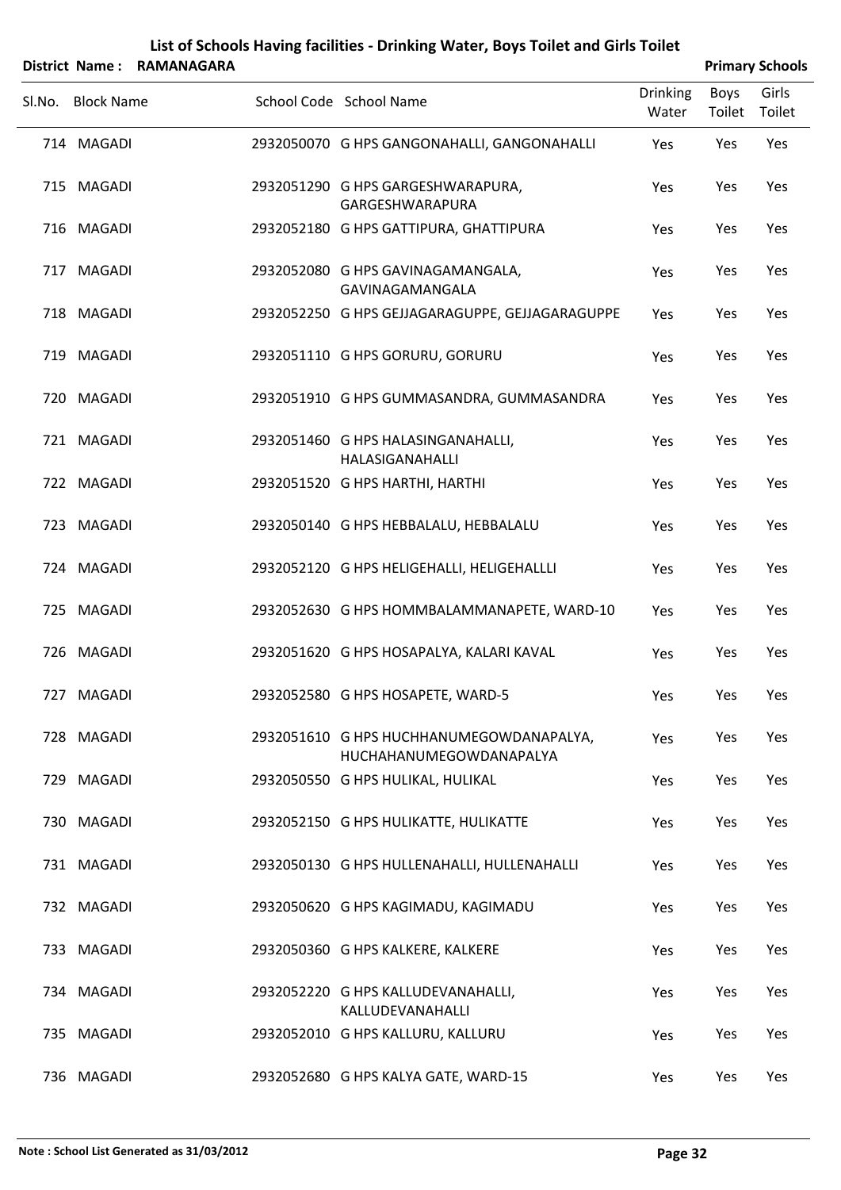# List of Schools Having facilities - Drinking Water, Boys Toilet and Girls Toilet

**District Name : RAMANAGARA** **Primary Schools**

| Sl.No. | Block Name | School Code | School Name | Drinking Water | Boys Toilet | Girls Toilet |
|---|---|---|---|---|---|---|
| 714 | MAGADI | 2932050070 | G HPS GANGONAHALLI, GANGONAHALLI | Yes | Yes | Yes |
| 715 | MAGADI | 2932051290 | G HPS GARGESHWARAPURA, GARGESHWARAPURA | Yes | Yes | Yes |
| 716 | MAGADI | 2932052180 | G HPS GATTIPURA, GHATTIPURA | Yes | Yes | Yes |
| 717 | MAGADI | 2932052080 | G HPS GAVINAGAMANGALA, GAVINAGAMANGALA | Yes | Yes | Yes |
| 718 | MAGADI | 2932052250 | G HPS GEJJAGARAGUPPE, GEJJAGARAGUPPE | Yes | Yes | Yes |
| 719 | MAGADI | 2932051110 | G HPS GORURU, GORURU | Yes | Yes | Yes |
| 720 | MAGADI | 2932051910 | G HPS GUMMASANDRA, GUMMASANDRA | Yes | Yes | Yes |
| 721 | MAGADI | 2932051460 | G HPS HALASINGANAHALLI, HALASIGANAHALLI | Yes | Yes | Yes |
| 722 | MAGADI | 2932051520 | G HPS HARTHI, HARTHI | Yes | Yes | Yes |
| 723 | MAGADI | 2932050140 | G HPS HEBBALALU, HEBBALALU | Yes | Yes | Yes |
| 724 | MAGADI | 2932052120 | G HPS HELIGEHALLI, HELIGEHALLLI | Yes | Yes | Yes |
| 725 | MAGADI | 2932052630 | G HPS HOMMBALAMMANAPETE, WARD-10 | Yes | Yes | Yes |
| 726 | MAGADI | 2932051620 | G HPS HOSAPALYA, KALARI KAVAL | Yes | Yes | Yes |
| 727 | MAGADI | 2932052580 | G HPS HOSAPETE, WARD-5 | Yes | Yes | Yes |
| 728 | MAGADI | 2932051610 | G HPS HUCHHANUMEGOWDANAPALYA, HUCHAHANUMEGOWDANAPALYA | Yes | Yes | Yes |
| 729 | MAGADI | 2932050550 | G HPS HULIKAL, HULIKAL | Yes | Yes | Yes |
| 730 | MAGADI | 2932052150 | G HPS HULIKATTE, HULIKATTE | Yes | Yes | Yes |
| 731 | MAGADI | 2932050130 | G HPS HULLENAHALLI, HULLENAHALLI | Yes | Yes | Yes |
| 732 | MAGADI | 2932050620 | G HPS KAGIMADU, KAGIMADU | Yes | Yes | Yes |
| 733 | MAGADI | 2932050360 | G HPS KALKERE, KALKERE | Yes | Yes | Yes |
| 734 | MAGADI | 2932052220 | G HPS KALLUDEVANAHALLI, KALLUDEVANAHALLI | Yes | Yes | Yes |
| 735 | MAGADI | 2932052010 | G HPS KALLURU, KALLURU | Yes | Yes | Yes |
| 736 | MAGADI | 2932052680 | G HPS KALYA GATE, WARD-15 | Yes | Yes | Yes |

**Note : School List Generated as 31/03/2012**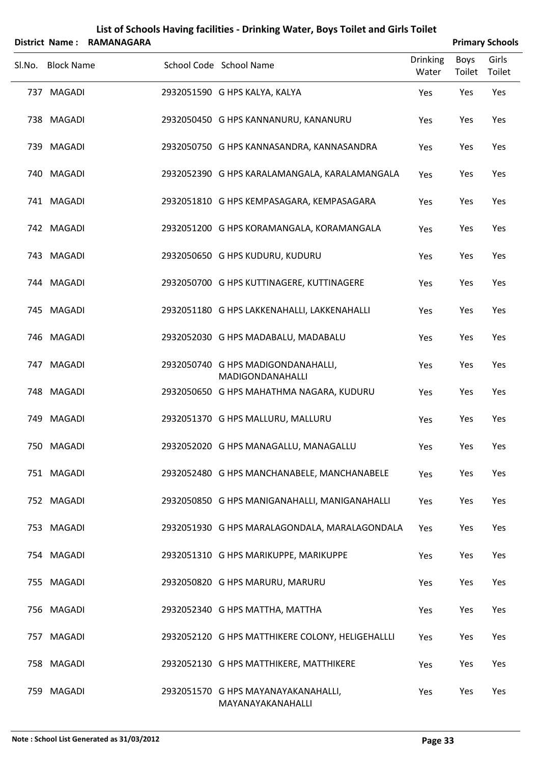# List of Schools Having facilities - Drinking Water, Boys Toilet and Girls Toilet

**District Name : RAMANAGARA** **Primary Schools**

| Sl.No. | Block Name | School Code | School Name | Drinking Water | Boys Toilet | Girls Toilet |
|---|---|---|---|---|---|---|
| 737 | MAGADI | 2932051590 | G HPS KALYA, KALYA | Yes | Yes | Yes |
| 738 | MAGADI | 2932050450 | G HPS KANNANURU, KANANURU | Yes | Yes | Yes |
| 739 | MAGADI | 2932050750 | G HPS KANNASANDRA, KANNASANDRA | Yes | Yes | Yes |
| 740 | MAGADI | 2932052390 | G HPS KARALAMANGALA, KARALAMANGALA | Yes | Yes | Yes |
| 741 | MAGADI | 2932051810 | G HPS KEMPASAGARA, KEMPASAGARA | Yes | Yes | Yes |
| 742 | MAGADI | 2932051200 | G HPS KORAMANGALA, KORAMANGALA | Yes | Yes | Yes |
| 743 | MAGADI | 2932050650 | G HPS KUDURU, KUDURU | Yes | Yes | Yes |
| 744 | MAGADI | 2932050700 | G HPS KUTTINAGERE, KUTTINAGERE | Yes | Yes | Yes |
| 745 | MAGADI | 2932051180 | G HPS LAKKENAHALLI, LAKKENAHALLI | Yes | Yes | Yes |
| 746 | MAGADI | 2932052030 | G HPS MADABALU, MADABALU | Yes | Yes | Yes |
| 747 | MAGADI | 2932050740 | G HPS MADIGONDANAHALLI, MADIGONDANAHALLI | Yes | Yes | Yes |
| 748 | MAGADI | 2932050650 | G HPS MAHATHMA NAGARA, KUDURU | Yes | Yes | Yes |
| 749 | MAGADI | 2932051370 | G HPS MALLURU, MALLURU | Yes | Yes | Yes |
| 750 | MAGADI | 2932052020 | G HPS MANAGALLU, MANAGALLU | Yes | Yes | Yes |
| 751 | MAGADI | 2932052480 | G HPS MANCHANABELE, MANCHANABELE | Yes | Yes | Yes |
| 752 | MAGADI | 2932050850 | G HPS MANIGANAHALLI, MANIGANAHALLI | Yes | Yes | Yes |
| 753 | MAGADI | 2932051930 | G HPS MARALAGONDALA, MARALAGONDALA | Yes | Yes | Yes |
| 754 | MAGADI | 2932051310 | G HPS MARIKUPPE, MARIKUPPE | Yes | Yes | Yes |
| 755 | MAGADI | 2932050820 | G HPS MARURU, MARURU | Yes | Yes | Yes |
| 756 | MAGADI | 2932052340 | G HPS MATTHA, MATTHA | Yes | Yes | Yes |
| 757 | MAGADI | 2932052120 | G HPS MATTHIKERE COLONY, HELIGEHALLLI | Yes | Yes | Yes |
| 758 | MAGADI | 2932052130 | G HPS MATTHIKERE, MATTHIKERE | Yes | Yes | Yes |
| 759 | MAGADI | 2932051570 | G HPS MAYANAYAKANAHALLI, MAYANAYAKANAHALLI | Yes | Yes | Yes |

**Note : School List Generated as 31/03/2012**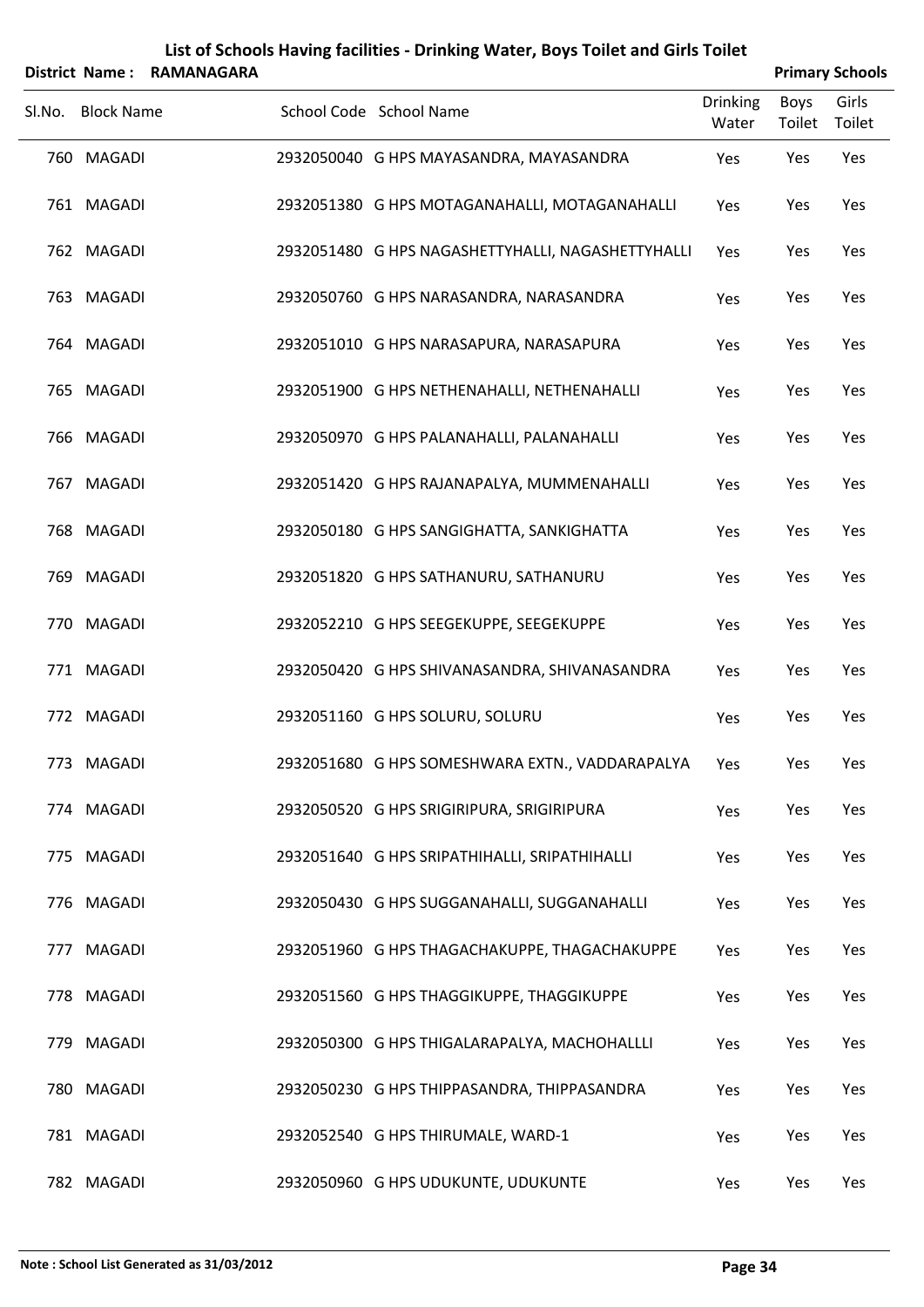## List of Schools Having facilities - Drinking Water, Boys Toilet and Girls Toilet

**District Name : RAMANAGARA** **Primary Schools**

| Sl.No. | Block Name | School Code | School Name | Drinking Water | Boys Toilet | Girls Toilet |
|---|---|---|---|---|---|---|
| 760 | MAGADI | 2932050040 | G HPS MAYASANDRA, MAYASANDRA | Yes | Yes | Yes |
| 761 | MAGADI | 2932051380 | G HPS MOTAGANAHALLI, MOTAGANAHALLI | Yes | Yes | Yes |
| 762 | MAGADI | 2932051480 | G HPS NAGASHETTYHALLI, NAGASHETTYHALLI | Yes | Yes | Yes |
| 763 | MAGADI | 2932050760 | G HPS NARASANDRA, NARASANDRA | Yes | Yes | Yes |
| 764 | MAGADI | 2932051010 | G HPS NARASAPURA, NARASAPURA | Yes | Yes | Yes |
| 765 | MAGADI | 2932051900 | G HPS NETHENAHALLI, NETHENAHALLI | Yes | Yes | Yes |
| 766 | MAGADI | 2932050970 | G HPS PALANAHALLI, PALANAHALLI | Yes | Yes | Yes |
| 767 | MAGADI | 2932051420 | G HPS RAJANAPALYA, MUMMENAHALLI | Yes | Yes | Yes |
| 768 | MAGADI | 2932050180 | G HPS SANGIGHATTA, SANKIGHATTA | Yes | Yes | Yes |
| 769 | MAGADI | 2932051820 | G HPS SATHANURU, SATHANURU | Yes | Yes | Yes |
| 770 | MAGADI | 2932052210 | G HPS SEEGEKUPPE, SEEGEKUPPE | Yes | Yes | Yes |
| 771 | MAGADI | 2932050420 | G HPS SHIVANASANDRA, SHIVANASANDRA | Yes | Yes | Yes |
| 772 | MAGADI | 2932051160 | G HPS SOLURU, SOLURU | Yes | Yes | Yes |
| 773 | MAGADI | 2932051680 | G HPS SOMESHWARA EXTN., VADDARAPALYA | Yes | Yes | Yes |
| 774 | MAGADI | 2932050520 | G HPS SRIGIRIPURA, SRIGIRIPURA | Yes | Yes | Yes |
| 775 | MAGADI | 2932051640 | G HPS SRIPATHIHALLI, SRIPATHIHALLI | Yes | Yes | Yes |
| 776 | MAGADI | 2932050430 | G HPS SUGGANAHALLI, SUGGANAHALLI | Yes | Yes | Yes |
| 777 | MAGADI | 2932051960 | G HPS THAGACHAKUPPE, THAGACHAKUPPE | Yes | Yes | Yes |
| 778 | MAGADI | 2932051560 | G HPS THAGGIKUPPE, THAGGIKUPPE | Yes | Yes | Yes |
| 779 | MAGADI | 2932050300 | G HPS THIGALARAPALYA, MACHOHALLLI | Yes | Yes | Yes |
| 780 | MAGADI | 2932050230 | G HPS THIPPASANDRA, THIPPASANDRA | Yes | Yes | Yes |
| 781 | MAGADI | 2932052540 | G HPS THIRUMALE, WARD-1 | Yes | Yes | Yes |
| 782 | MAGADI | 2932050960 | G HPS UDUKUNTE, UDUKUNTE | Yes | Yes | Yes |

**Note : School List Generated as 31/03/2012**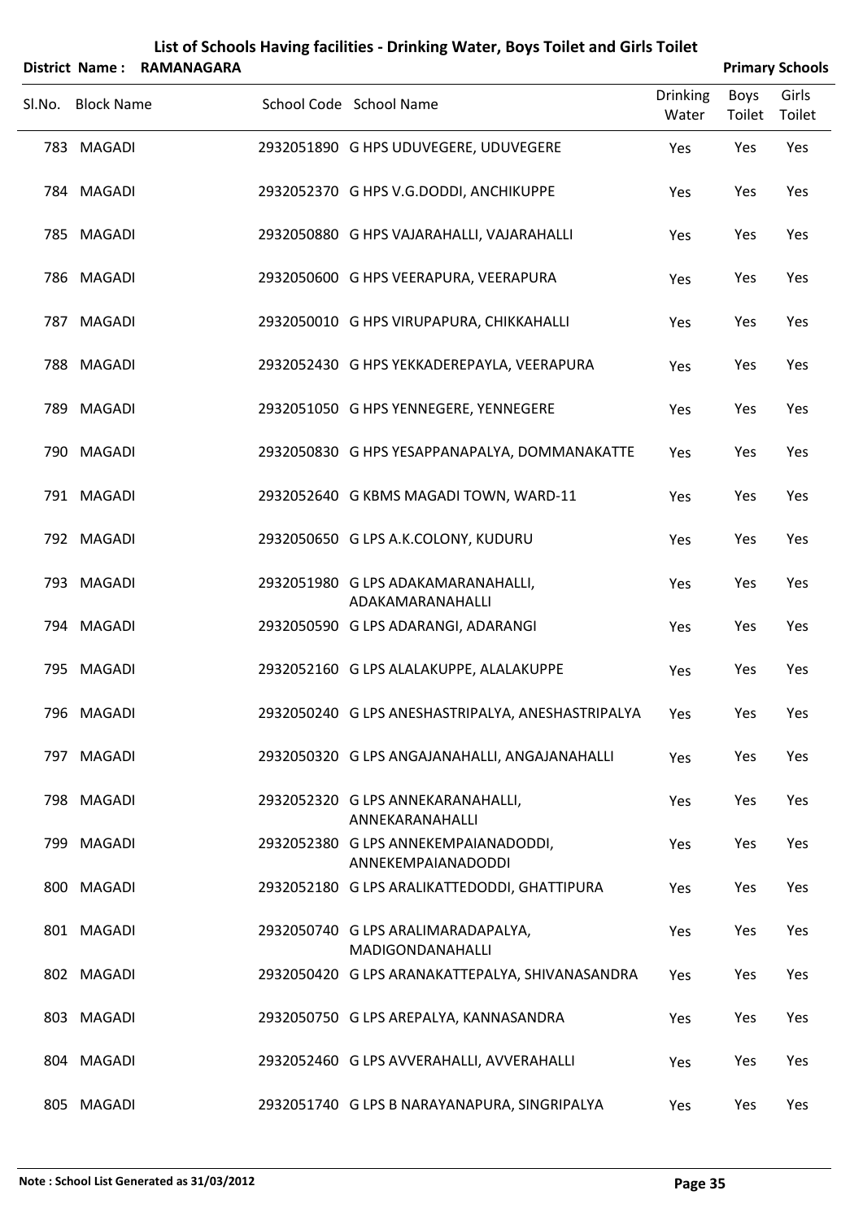# List of Schools Having facilities - Drinking Water, Boys Toilet and Girls Toilet

**District Name : RAMANAGARA** **Primary Schools**

| Sl.No. | Block Name | School Code | School Name | Drinking Water | Boys Toilet | Girls Toilet |
|---|---|---|---|---|---|---|
| 783 | MAGADI | 2932051890 | G HPS UDUVEGERE, UDUVEGERE | Yes | Yes | Yes |
| 784 | MAGADI | 2932052370 | G HPS V.G.DODDI, ANCHIKUPPE | Yes | Yes | Yes |
| 785 | MAGADI | 2932050880 | G HPS VAJARAHALLI, VAJARAHALLI | Yes | Yes | Yes |
| 786 | MAGADI | 2932050600 | G HPS VEERAPURA, VEERAPURA | Yes | Yes | Yes |
| 787 | MAGADI | 2932050010 | G HPS VIRUPAPURA, CHIKKAHALLI | Yes | Yes | Yes |
| 788 | MAGADI | 2932052430 | G HPS YEKKADEREPAYLA, VEERAPURA | Yes | Yes | Yes |
| 789 | MAGADI | 2932051050 | G HPS YENNEGERE, YENNEGERE | Yes | Yes | Yes |
| 790 | MAGADI | 2932050830 | G HPS YESAPPANAPALYA, DOMMANAKATTE | Yes | Yes | Yes |
| 791 | MAGADI | 2932052640 | G KBMS MAGADI TOWN, WARD-11 | Yes | Yes | Yes |
| 792 | MAGADI | 2932050650 | G LPS A.K.COLONY, KUDURU | Yes | Yes | Yes |
| 793 | MAGADI | 2932051980 | G LPS ADAKAMARANAHALLI, ADAKAMARANAHALLI | Yes | Yes | Yes |
| 794 | MAGADI | 2932050590 | G LPS ADARANGI, ADARANGI | Yes | Yes | Yes |
| 795 | MAGADI | 2932052160 | G LPS ALALAKUPPE, ALALAKUPPE | Yes | Yes | Yes |
| 796 | MAGADI | 2932050240 | G LPS ANESHASTRIPALYA, ANESHASTRIPALYA | Yes | Yes | Yes |
| 797 | MAGADI | 2932050320 | G LPS ANGAJANAHALLI, ANGAJANAHALLI | Yes | Yes | Yes |
| 798 | MAGADI | 2932052320 | G LPS ANNEKARANAHALLI, ANNEKARANAHALLI | Yes | Yes | Yes |
| 799 | MAGADI | 2932052380 | G LPS ANNEKEMPAIANADODDI, ANNEKEMPAIANADODDI | Yes | Yes | Yes |
| 800 | MAGADI | 2932052180 | G LPS ARALIKATTEDODDI, GHATTIPURA | Yes | Yes | Yes |
| 801 | MAGADI | 2932050740 | G LPS ARALIMARADAPALYA, MADIGONDANAHALLI | Yes | Yes | Yes |
| 802 | MAGADI | 2932050420 | G LPS ARANAKATTEPALYA, SHIVANASANDRA | Yes | Yes | Yes |
| 803 | MAGADI | 2932050750 | G LPS AREPALYA, KANNASANDRA | Yes | Yes | Yes |
| 804 | MAGADI | 2932052460 | G LPS AVVERAHALLI, AVVERAHALLI | Yes | Yes | Yes |
| 805 | MAGADI | 2932051740 | G LPS B NARAYANAPURA, SINGRIPALYA | Yes | Yes | Yes |

Note : School List Generated as 31/03/2012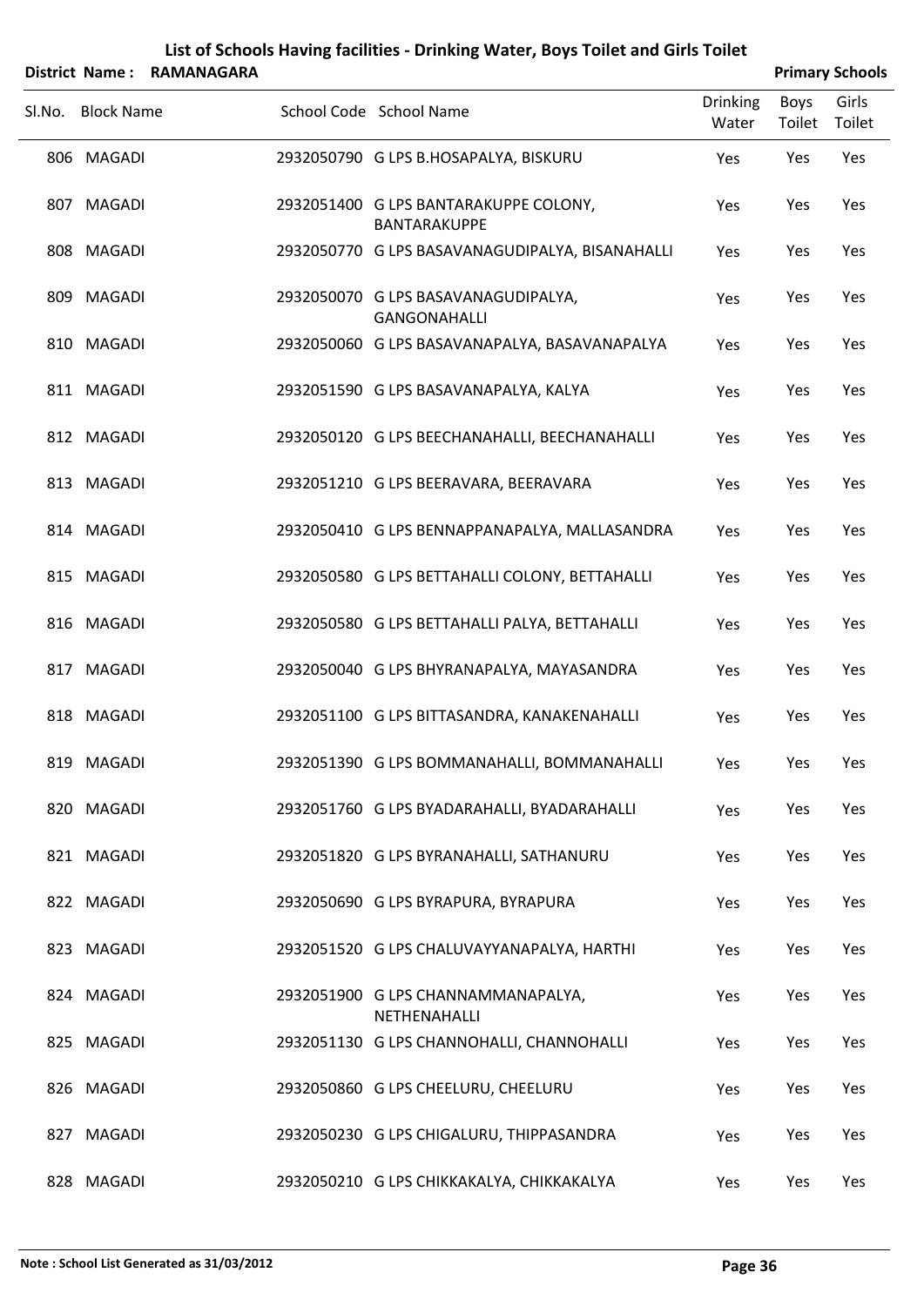# List of Schools Having facilities - Drinking Water, Boys Toilet and Girls Toilet

**District Name : RAMANAGARA** **Primary Schools**

| Sl.No. | Block Name | School Code | School Name | Drinking Water | Boys Toilet | Girls Toilet |
|---|---|---|---|---|---|---|
| 806 | MAGADI | 2932050790 | G LPS B.HOSAPALYA, BISKURU | Yes | Yes | Yes |
| 807 | MAGADI | 2932051400 | G LPS BANTARAKUPPE COLONY, BANTARAKUPPE | Yes | Yes | Yes |
| 808 | MAGADI | 2932050770 | G LPS BASAVANAGUDIPALYA, BISANAHALLI | Yes | Yes | Yes |
| 809 | MAGADI | 2932050070 | G LPS BASAVANAGUDIPALYA, GANGONAHALLI | Yes | Yes | Yes |
| 810 | MAGADI | 2932050060 | G LPS BASAVANAPALYA, BASAVANAPALYA | Yes | Yes | Yes |
| 811 | MAGADI | 2932051590 | G LPS BASAVANAPALYA, KALYA | Yes | Yes | Yes |
| 812 | MAGADI | 2932050120 | G LPS BEECHANAHALLI, BEECHANAHALLI | Yes | Yes | Yes |
| 813 | MAGADI | 2932051210 | G LPS BEERAVARA, BEERAVARA | Yes | Yes | Yes |
| 814 | MAGADI | 2932050410 | G LPS BENNAPPANAPALYA, MALLASANDRA | Yes | Yes | Yes |
| 815 | MAGADI | 2932050580 | G LPS BETTAHALLI COLONY, BETTAHALLI | Yes | Yes | Yes |
| 816 | MAGADI | 2932050580 | G LPS BETTAHALLI PALYA, BETTAHALLI | Yes | Yes | Yes |
| 817 | MAGADI | 2932050040 | G LPS BHYRANAPALYA, MAYASANDRA | Yes | Yes | Yes |
| 818 | MAGADI | 2932051100 | G LPS BITTASANDRA, KANAKENAHALLI | Yes | Yes | Yes |
| 819 | MAGADI | 2932051390 | G LPS BOMMANAHALLI, BOMMANAHALLI | Yes | Yes | Yes |
| 820 | MAGADI | 2932051760 | G LPS BYADARAHALLI, BYADARAHALLI | Yes | Yes | Yes |
| 821 | MAGADI | 2932051820 | G LPS BYRANAHALLI, SATHANURU | Yes | Yes | Yes |
| 822 | MAGADI | 2932050690 | G LPS BYRAPURA, BYRAPURA | Yes | Yes | Yes |
| 823 | MAGADI | 2932051520 | G LPS CHALUVAYYANAPALYA, HARTHI | Yes | Yes | Yes |
| 824 | MAGADI | 2932051900 | G LPS CHANNAMMANAPALYA, NETHENAHALLI | Yes | Yes | Yes |
| 825 | MAGADI | 2932051130 | G LPS CHANNOHALLI, CHANNOHALLI | Yes | Yes | Yes |
| 826 | MAGADI | 2932050860 | G LPS CHEELURU, CHEELURU | Yes | Yes | Yes |
| 827 | MAGADI | 2932050230 | G LPS CHIGALURU, THIPPASANDRA | Yes | Yes | Yes |
| 828 | MAGADI | 2932050210 | G LPS CHIKKAKALYA, CHIKKAKALYA | Yes | Yes | Yes |

**Note : School List Generated as 31/03/2012**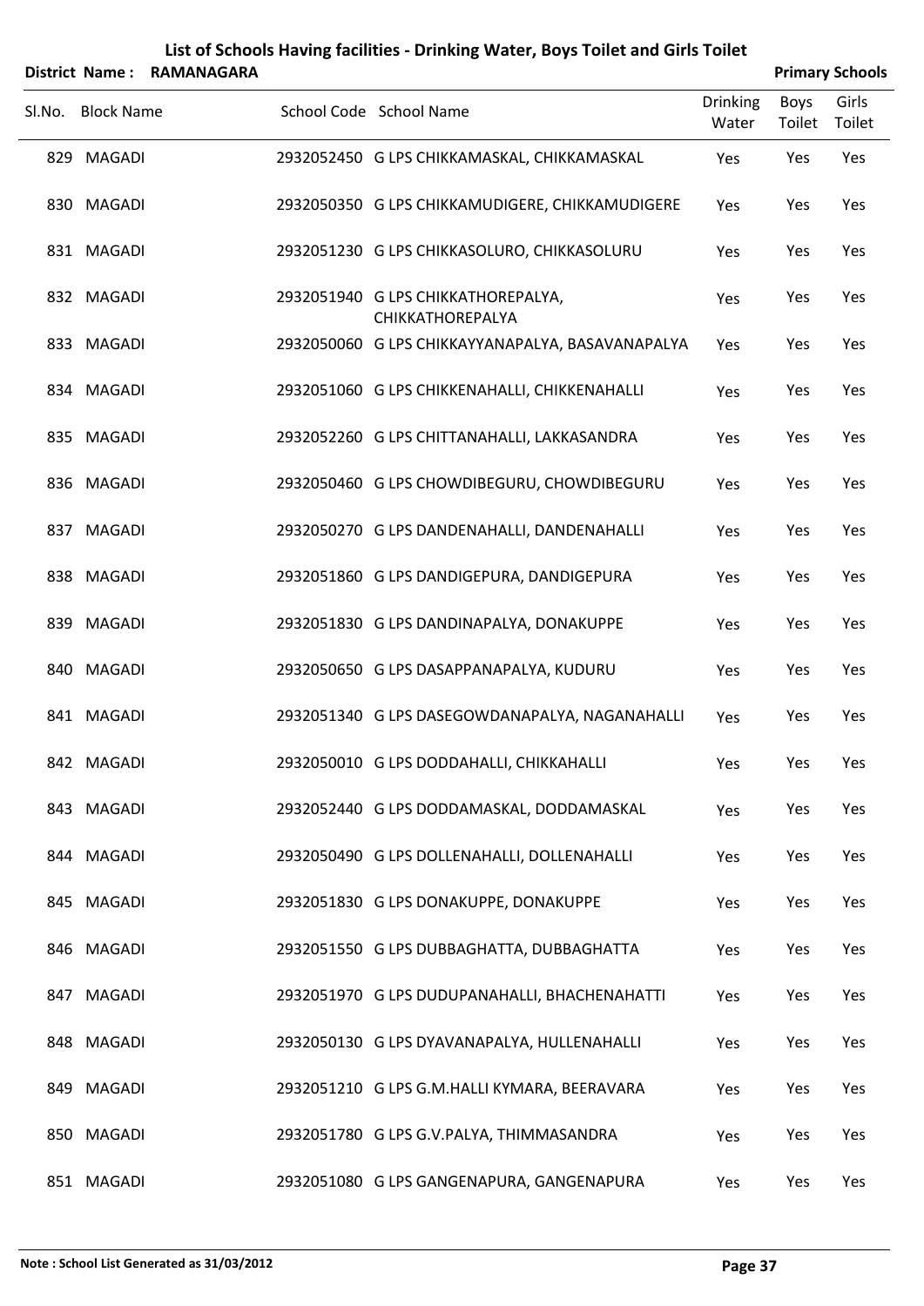# List of Schools Having facilities - Drinking Water, Boys Toilet and Girls Toilet

**District Name : RAMANAGARA** **Primary Schools**

| Sl.No. | Block Name | School Code | School Name | Drinking Water | Boys Toilet | Girls Toilet |
|---|---|---|---|---|---|---|
| 829 | MAGADI | 2932052450 | G LPS CHIKKAMASKAL, CHIKKAMASKAL | Yes | Yes | Yes |
| 830 | MAGADI | 2932050350 | G LPS CHIKKAMUDIGERE, CHIKKAMUDIGERE | Yes | Yes | Yes |
| 831 | MAGADI | 2932051230 | G LPS CHIKKASOLURO, CHIKKASOLURU | Yes | Yes | Yes |
| 832 | MAGADI | 2932051940 | G LPS CHIKKATHOREPALYA, CHIKKATHOREPALYA | Yes | Yes | Yes |
| 833 | MAGADI | 2932050060 | G LPS CHIKKAYYANAPALYA, BASAVANAPALYA | Yes | Yes | Yes |
| 834 | MAGADI | 2932051060 | G LPS CHIKKENAHALLI, CHIKKENAHALLI | Yes | Yes | Yes |
| 835 | MAGADI | 2932052260 | G LPS CHITTANAHALLI, LAKKASANDRA | Yes | Yes | Yes |
| 836 | MAGADI | 2932050460 | G LPS CHOWDIBEGURU, CHOWDIBEGURU | Yes | Yes | Yes |
| 837 | MAGADI | 2932050270 | G LPS DANDENAHALLI, DANDENAHALLI | Yes | Yes | Yes |
| 838 | MAGADI | 2932051860 | G LPS DANDIGEPURA, DANDIGEPURA | Yes | Yes | Yes |
| 839 | MAGADI | 2932051830 | G LPS DANDINAPALYA, DONAKUPPE | Yes | Yes | Yes |
| 840 | MAGADI | 2932050650 | G LPS DASAPPANAPALYA, KUDURU | Yes | Yes | Yes |
| 841 | MAGADI | 2932051340 | G LPS DASEGOWDANAPALYA, NAGANAHALLI | Yes | Yes | Yes |
| 842 | MAGADI | 2932050010 | G LPS DODDAHALLI, CHIKKAHALLI | Yes | Yes | Yes |
| 843 | MAGADI | 2932052440 | G LPS DODDAMASKAL, DODDAMASKAL | Yes | Yes | Yes |
| 844 | MAGADI | 2932050490 | G LPS DOLLENAHALLI, DOLLENAHALLI | Yes | Yes | Yes |
| 845 | MAGADI | 2932051830 | G LPS DONAKUPPE, DONAKUPPE | Yes | Yes | Yes |
| 846 | MAGADI | 2932051550 | G LPS DUBBAGHATTA, DUBBAGHATTA | Yes | Yes | Yes |
| 847 | MAGADI | 2932051970 | G LPS DUDUPANAHALLI, BHACHENAHATTI | Yes | Yes | Yes |
| 848 | MAGADI | 2932050130 | G LPS DYAVANAPALYA, HULLENAHALLI | Yes | Yes | Yes |
| 849 | MAGADI | 2932051210 | G LPS G.M.HALLI KYMARA, BEERAVARA | Yes | Yes | Yes |
| 850 | MAGADI | 2932051780 | G LPS G.V.PALYA, THIMMASANDRA | Yes | Yes | Yes |
| 851 | MAGADI | 2932051080 | G LPS GANGENAPURA, GANGENAPURA | Yes | Yes | Yes |

**Note : School List Generated as 31/03/2012**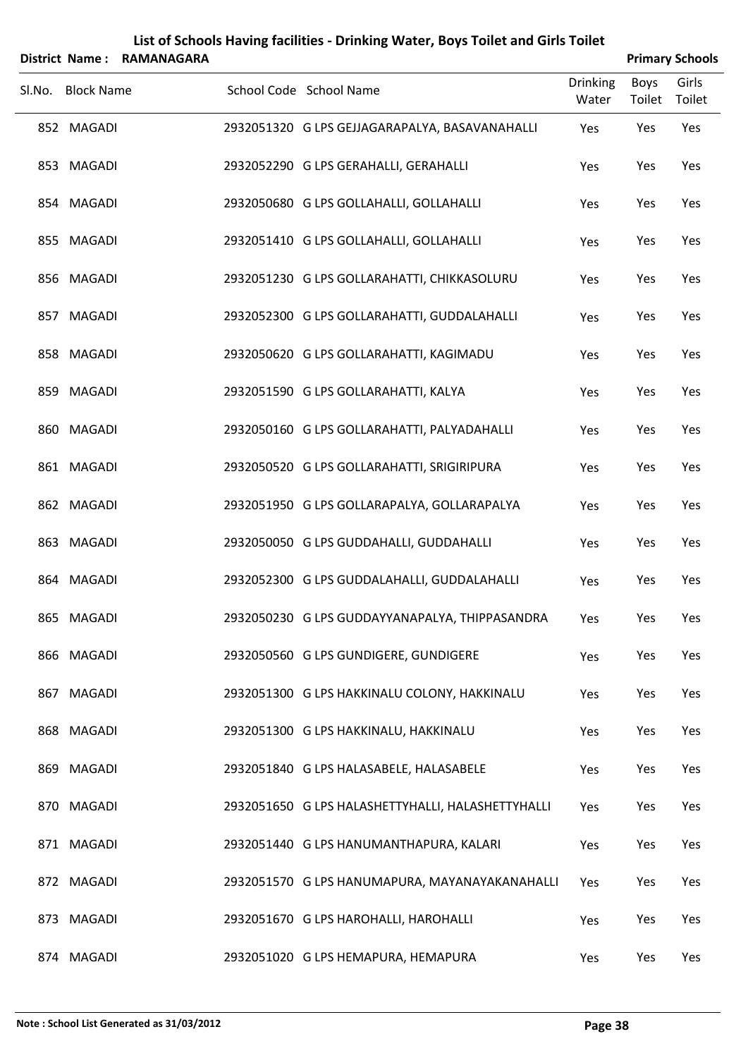# List of Schools Having facilities - Drinking Water, Boys Toilet and Girls Toilet

**District Name : RAMANAGARA** **Primary Schools**

| Sl.No. | Block Name | School Code | School Name | Drinking Water | Boys Toilet | Girls Toilet |
|---|---|---|---|---|---|---|
| 852 | MAGADI | 2932051320 | G LPS GEJJAGARAPALYA, BASAVANAHALLI | Yes | Yes | Yes |
| 853 | MAGADI | 2932052290 | G LPS GERAHALLI, GERAHALLI | Yes | Yes | Yes |
| 854 | MAGADI | 2932050680 | G LPS GOLLAHALLI, GOLLAHALLI | Yes | Yes | Yes |
| 855 | MAGADI | 2932051410 | G LPS GOLLAHALLI, GOLLAHALLI | Yes | Yes | Yes |
| 856 | MAGADI | 2932051230 | G LPS GOLLARAHATTI, CHIKKASOLURU | Yes | Yes | Yes |
| 857 | MAGADI | 2932052300 | G LPS GOLLARAHATTI, GUDDALAHALLI | Yes | Yes | Yes |
| 858 | MAGADI | 2932050620 | G LPS GOLLARAHATTI, KAGIMADU | Yes | Yes | Yes |
| 859 | MAGADI | 2932051590 | G LPS GOLLARAHATTI, KALYA | Yes | Yes | Yes |
| 860 | MAGADI | 2932050160 | G LPS GOLLARAHATTI, PALYADAHALLI | Yes | Yes | Yes |
| 861 | MAGADI | 2932050520 | G LPS GOLLARAHATTI, SRIGIRIPURA | Yes | Yes | Yes |
| 862 | MAGADI | 2932051950 | G LPS GOLLARAPALYA, GOLLARAPALYA | Yes | Yes | Yes |
| 863 | MAGADI | 2932050050 | G LPS GUDDAHALLI, GUDDAHALLI | Yes | Yes | Yes |
| 864 | MAGADI | 2932052300 | G LPS GUDDALAHALLI, GUDDALAHALLI | Yes | Yes | Yes |
| 865 | MAGADI | 2932050230 | G LPS GUDDAYYANAPALYA, THIPPASANDRA | Yes | Yes | Yes |
| 866 | MAGADI | 2932050560 | G LPS GUNDIGERE, GUNDIGERE | Yes | Yes | Yes |
| 867 | MAGADI | 2932051300 | G LPS HAKKINALU COLONY, HAKKINALU | Yes | Yes | Yes |
| 868 | MAGADI | 2932051300 | G LPS HAKKINALU, HAKKINALU | Yes | Yes | Yes |
| 869 | MAGADI | 2932051840 | G LPS HALASABELE, HALASABELE | Yes | Yes | Yes |
| 870 | MAGADI | 2932051650 | G LPS HALASHETTYHALLI, HALASHETTYHALLI | Yes | Yes | Yes |
| 871 | MAGADI | 2932051440 | G LPS HANUMANTHAPURA, KALARI | Yes | Yes | Yes |
| 872 | MAGADI | 2932051570 | G LPS HANUMAPURA, MAYANAYAKANAHALLI | Yes | Yes | Yes |
| 873 | MAGADI | 2932051670 | G LPS HAROHALLI, HAROHALLI | Yes | Yes | Yes |
| 874 | MAGADI | 2932051020 | G LPS HEMAPURA, HEMAPURA | Yes | Yes | Yes |

**Note : School List Generated as 31/03/2012**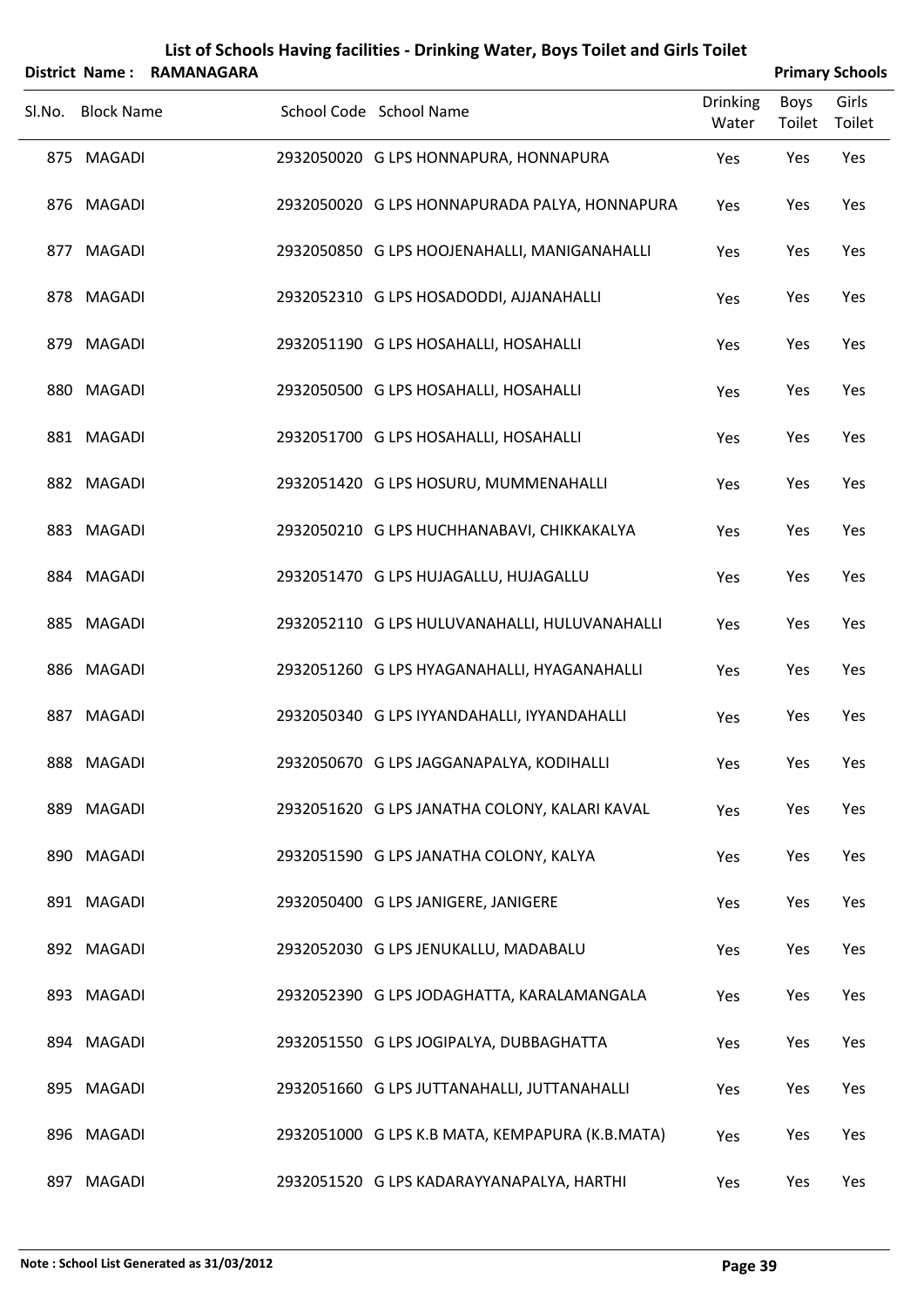# List of Schools Having facilities - Drinking Water, Boys Toilet and Girls Toilet

**District Name : RAMANAGARA** — **Primary Schools**

| Sl.No. | Block Name | School Code | School Name | Drinking Water | Boys Toilet | Girls Toilet |
|---|---|---|---|---|---|---|
| 875 | MAGADI | 2932050020 | G LPS HONNAPURA, HONNAPURA | Yes | Yes | Yes |
| 876 | MAGADI | 2932050020 | G LPS HONNAPURADA PALYA, HONNAPURA | Yes | Yes | Yes |
| 877 | MAGADI | 2932050850 | G LPS HOOJENAHALLI, MANIGANAHALLI | Yes | Yes | Yes |
| 878 | MAGADI | 2932052310 | G LPS HOSADODDI, AJJANAHALLI | Yes | Yes | Yes |
| 879 | MAGADI | 2932051190 | G LPS HOSAHALLI, HOSAHALLI | Yes | Yes | Yes |
| 880 | MAGADI | 2932050500 | G LPS HOSAHALLI, HOSAHALLI | Yes | Yes | Yes |
| 881 | MAGADI | 2932051700 | G LPS HOSAHALLI, HOSAHALLI | Yes | Yes | Yes |
| 882 | MAGADI | 2932051420 | G LPS HOSURU, MUMMENAHALLI | Yes | Yes | Yes |
| 883 | MAGADI | 2932050210 | G LPS HUCHHANABAVI, CHIKKAKALYA | Yes | Yes | Yes |
| 884 | MAGADI | 2932051470 | G LPS HUJAGALLU, HUJAGALLU | Yes | Yes | Yes |
| 885 | MAGADI | 2932052110 | G LPS HULUVANAHALLI, HULUVANAHALLI | Yes | Yes | Yes |
| 886 | MAGADI | 2932051260 | G LPS HYAGANAHALLI, HYAGANAHALLI | Yes | Yes | Yes |
| 887 | MAGADI | 2932050340 | G LPS IYYANDAHALLI, IYYANDAHALLI | Yes | Yes | Yes |
| 888 | MAGADI | 2932050670 | G LPS JAGGANAPALYA, KODIHALLI | Yes | Yes | Yes |
| 889 | MAGADI | 2932051620 | G LPS JANATHA COLONY, KALARI KAVAL | Yes | Yes | Yes |
| 890 | MAGADI | 2932051590 | G LPS JANATHA COLONY, KALYA | Yes | Yes | Yes |
| 891 | MAGADI | 2932050400 | G LPS JANIGERE, JANIGERE | Yes | Yes | Yes |
| 892 | MAGADI | 2932052030 | G LPS JENUKALLU, MADABALU | Yes | Yes | Yes |
| 893 | MAGADI | 2932052390 | G LPS JODAGHATTA, KARALAMANGALA | Yes | Yes | Yes |
| 894 | MAGADI | 2932051550 | G LPS JOGIPALYA, DUBBAGHATTA | Yes | Yes | Yes |
| 895 | MAGADI | 2932051660 | G LPS JUTTANAHALLI, JUTTANAHALLI | Yes | Yes | Yes |
| 896 | MAGADI | 2932051000 | G LPS K.B MATA, KEMPAPURA (K.B.MATA) | Yes | Yes | Yes |
| 897 | MAGADI | 2932051520 | G LPS KADARAYYANAPALYA, HARTHI | Yes | Yes | Yes |

**Note : School List Generated as 31/03/2012**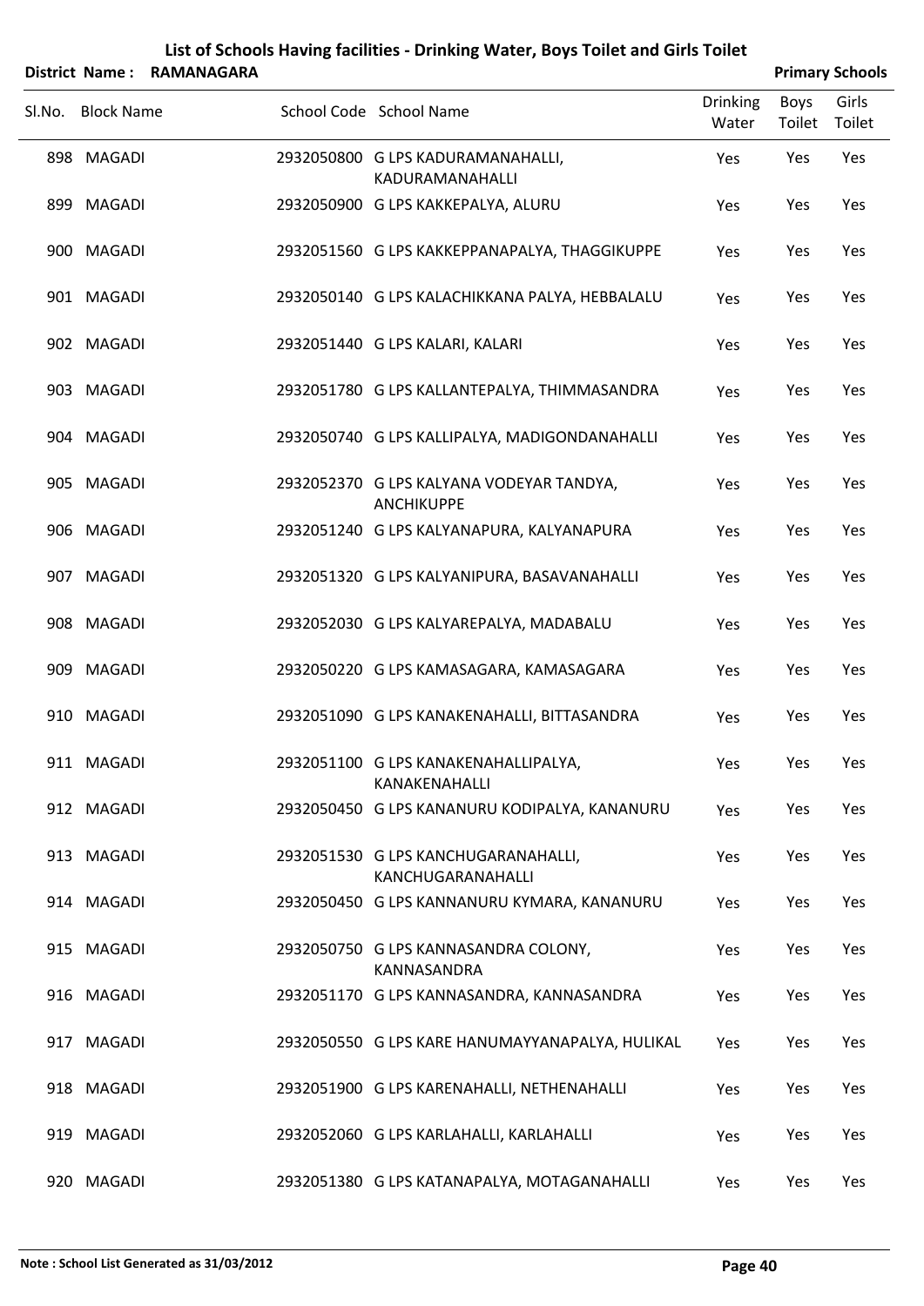# List of Schools Having facilities - Drinking Water, Boys Toilet and Girls Toilet

**District Name : RAMANAGARA** **Primary Schools**

| Sl.No. | Block Name | School Code | School Name | Drinking Water | Boys Toilet | Girls Toilet |
|---|---|---|---|---|---|---|
| 898 | MAGADI | 2932050800 | G LPS KADURAMANAHALLI, KADURAMANAHALLI | Yes | Yes | Yes |
| 899 | MAGADI | 2932050900 | G LPS KAKKEPALYA, ALURU | Yes | Yes | Yes |
| 900 | MAGADI | 2932051560 | G LPS KAKKEPPANAPALYA, THAGGIKUPPE | Yes | Yes | Yes |
| 901 | MAGADI | 2932050140 | G LPS KALACHIKKANA PALYA, HEBBALALU | Yes | Yes | Yes |
| 902 | MAGADI | 2932051440 | G LPS KALARI, KALARI | Yes | Yes | Yes |
| 903 | MAGADI | 2932051780 | G LPS KALLANTEPALYA, THIMMASANDRA | Yes | Yes | Yes |
| 904 | MAGADI | 2932050740 | G LPS KALLIPALYA, MADIGONDANAHALLI | Yes | Yes | Yes |
| 905 | MAGADI | 2932052370 | G LPS KALYANA VODEYAR TANDYA, ANCHIKUPPE | Yes | Yes | Yes |
| 906 | MAGADI | 2932051240 | G LPS KALYANAPURA, KALYANAPURA | Yes | Yes | Yes |
| 907 | MAGADI | 2932051320 | G LPS KALYANIPURA, BASAVANAHALLI | Yes | Yes | Yes |
| 908 | MAGADI | 2932052030 | G LPS KALYAREPALYA, MADABALU | Yes | Yes | Yes |
| 909 | MAGADI | 2932050220 | G LPS KAMASAGARA, KAMASAGARA | Yes | Yes | Yes |
| 910 | MAGADI | 2932051090 | G LPS KANAKENAHALLI, BITTASANDRA | Yes | Yes | Yes |
| 911 | MAGADI | 2932051100 | G LPS KANAKENAHALLIPALYA, KANAKENAHALLI | Yes | Yes | Yes |
| 912 | MAGADI | 2932050450 | G LPS KANANURU KODIPALYA, KANANURU | Yes | Yes | Yes |
| 913 | MAGADI | 2932051530 | G LPS KANCHUGARANAHALLI, KANCHUGARANAHALLI | Yes | Yes | Yes |
| 914 | MAGADI | 2932050450 | G LPS KANNANURU KYMARA, KANANURU | Yes | Yes | Yes |
| 915 | MAGADI | 2932050750 | G LPS KANNASANDRA COLONY, KANNASANDRA | Yes | Yes | Yes |
| 916 | MAGADI | 2932051170 | G LPS KANNASANDRA, KANNASANDRA | Yes | Yes | Yes |
| 917 | MAGADI | 2932050550 | G LPS KARE HANUMAYYANAPALYA, HULIKAL | Yes | Yes | Yes |
| 918 | MAGADI | 2932051900 | G LPS KARENAHALLI, NETHENAHALLI | Yes | Yes | Yes |
| 919 | MAGADI | 2932052060 | G LPS KARLAHALLI, KARLAHALLI | Yes | Yes | Yes |
| 920 | MAGADI | 2932051380 | G LPS KATANAPALYA, MOTAGANAHALLI | Yes | Yes | Yes |

**Note : School List Generated as 31/03/2012**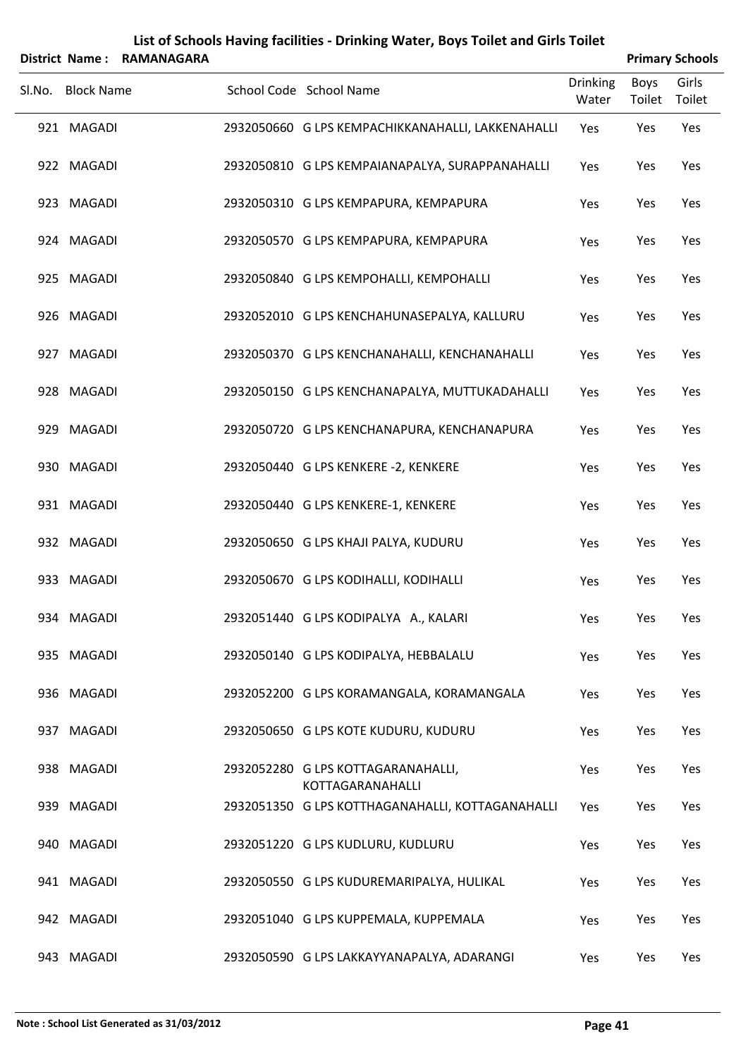# List of Schools Having facilities - Drinking Water, Boys Toilet and Girls Toilet

**District Name : RAMANAGARA** **Primary Schools**

| Sl.No. | Block Name | School Code | School Name | Drinking Water | Boys Toilet | Girls Toilet |
|---|---|---|---|---|---|---|
| 921 | MAGADI | 2932050660 | G LPS KEMPACHIKKANAHALLI, LAKKENAHALLI | Yes | Yes | Yes |
| 922 | MAGADI | 2932050810 | G LPS KEMPAIANAPALYA, SURAPPANAHALLI | Yes | Yes | Yes |
| 923 | MAGADI | 2932050310 | G LPS KEMPAPURA, KEMPAPURA | Yes | Yes | Yes |
| 924 | MAGADI | 2932050570 | G LPS KEMPAPURA, KEMPAPURA | Yes | Yes | Yes |
| 925 | MAGADI | 2932050840 | G LPS KEMPOHALLI, KEMPOHALLI | Yes | Yes | Yes |
| 926 | MAGADI | 2932052010 | G LPS KENCHAHUNASEPALYA, KALLURU | Yes | Yes | Yes |
| 927 | MAGADI | 2932050370 | G LPS KENCHANAHALLI, KENCHANAHALLI | Yes | Yes | Yes |
| 928 | MAGADI | 2932050150 | G LPS KENCHANAPALYA, MUTTUKADAHALLI | Yes | Yes | Yes |
| 929 | MAGADI | 2932050720 | G LPS KENCHANAPURA, KENCHANAPURA | Yes | Yes | Yes |
| 930 | MAGADI | 2932050440 | G LPS KENKERE -2, KENKERE | Yes | Yes | Yes |
| 931 | MAGADI | 2932050440 | G LPS KENKERE-1, KENKERE | Yes | Yes | Yes |
| 932 | MAGADI | 2932050650 | G LPS KHAJI PALYA, KUDURU | Yes | Yes | Yes |
| 933 | MAGADI | 2932050670 | G LPS KODIHALLI, KODIHALLI | Yes | Yes | Yes |
| 934 | MAGADI | 2932051440 | G LPS KODIPALYA A., KALARI | Yes | Yes | Yes |
| 935 | MAGADI | 2932050140 | G LPS KODIPALYA, HEBBALALU | Yes | Yes | Yes |
| 936 | MAGADI | 2932052200 | G LPS KORAMANGALA, KORAMANGALA | Yes | Yes | Yes |
| 937 | MAGADI | 2932050650 | G LPS KOTE KUDURU, KUDURU | Yes | Yes | Yes |
| 938 | MAGADI | 2932052280 | G LPS KOTTAGARANAHALLI, KOTTAGARANAHALLI | Yes | Yes | Yes |
| 939 | MAGADI | 2932051350 | G LPS KOTTHAGANAHALLI, KOTTAGANAHALLI | Yes | Yes | Yes |
| 940 | MAGADI | 2932051220 | G LPS KUDLURU, KUDLURU | Yes | Yes | Yes |
| 941 | MAGADI | 2932050550 | G LPS KUDUREMARIPALYA, HULIKAL | Yes | Yes | Yes |
| 942 | MAGADI | 2932051040 | G LPS KUPPEMALA, KUPPEMALA | Yes | Yes | Yes |
| 943 | MAGADI | 2932050590 | G LPS LAKKAYYANAPALYA, ADARANGI | Yes | Yes | Yes |

**Note : School List Generated as 31/03/2012**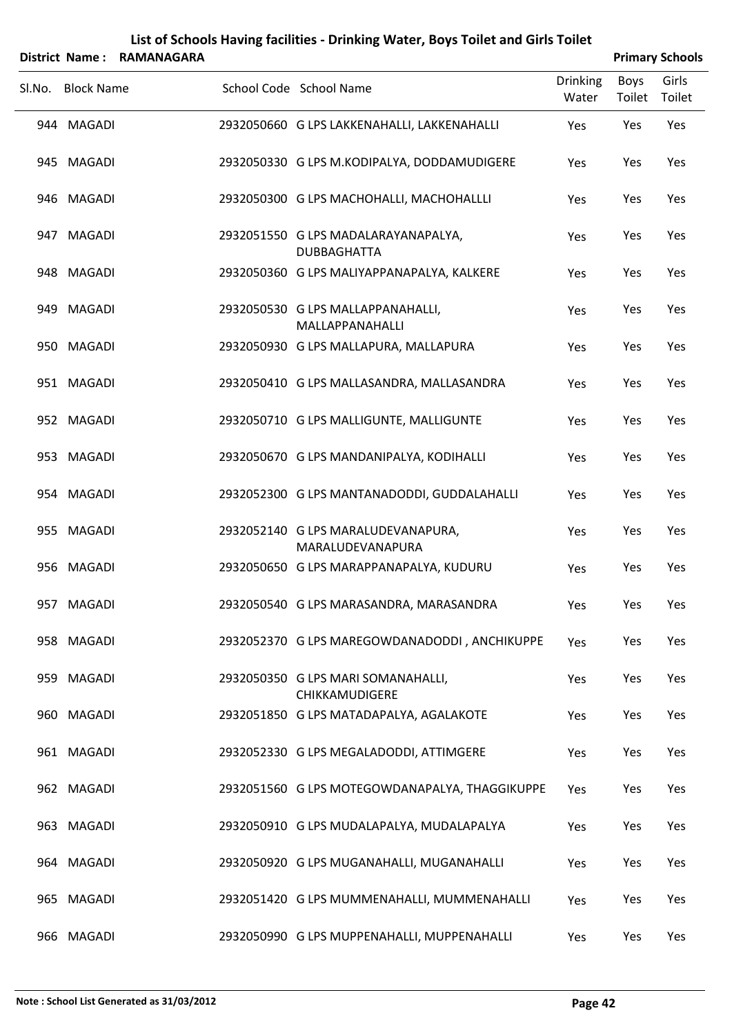# List of Schools Having facilities - Drinking Water, Boys Toilet and Girls Toilet

**District Name : RAMANAGARA** **Primary Schools**

| Sl.No. | Block Name | School Code | School Name | Drinking Water | Boys Toilet | Girls Toilet |
|---|---|---|---|---|---|---|
| 944 | MAGADI | 2932050660 | G LPS LAKKENAHALLI, LAKKENAHALLI | Yes | Yes | Yes |
| 945 | MAGADI | 2932050330 | G LPS M.KODIPALYA, DODDAMUDIGERE | Yes | Yes | Yes |
| 946 | MAGADI | 2932050300 | G LPS MACHOHALLI, MACHOHALLLI | Yes | Yes | Yes |
| 947 | MAGADI | 2932051550 | G LPS MADALARAYANAPALYA, DUBBAGHATTA | Yes | Yes | Yes |
| 948 | MAGADI | 2932050360 | G LPS MALIYAPPANAPALYA, KALKERE | Yes | Yes | Yes |
| 949 | MAGADI | 2932050530 | G LPS MALLAPPANAHALLI, MALLAPPANAHALLI | Yes | Yes | Yes |
| 950 | MAGADI | 2932050930 | G LPS MALLAPURA, MALLAPURA | Yes | Yes | Yes |
| 951 | MAGADI | 2932050410 | G LPS MALLASANDRA, MALLASANDRA | Yes | Yes | Yes |
| 952 | MAGADI | 2932050710 | G LPS MALLIGUNTE, MALLIGUNTE | Yes | Yes | Yes |
| 953 | MAGADI | 2932050670 | G LPS MANDANIPALYA, KODIHALLI | Yes | Yes | Yes |
| 954 | MAGADI | 2932052300 | G LPS MANTANADODDI, GUDDALAHALLI | Yes | Yes | Yes |
| 955 | MAGADI | 2932052140 | G LPS MARALUDEVANAPURA, MARALUDEVANAPURA | Yes | Yes | Yes |
| 956 | MAGADI | 2932050650 | G LPS MARAPPANAPALYA, KUDURU | Yes | Yes | Yes |
| 957 | MAGADI | 2932050540 | G LPS MARASANDRA, MARASANDRA | Yes | Yes | Yes |
| 958 | MAGADI | 2932052370 | G LPS MAREGOWDANADODDI , ANCHIKUPPE | Yes | Yes | Yes |
| 959 | MAGADI | 2932050350 | G LPS MARI SOMANAHALLI, CHIKKAMUDIGERE | Yes | Yes | Yes |
| 960 | MAGADI | 2932051850 | G LPS MATADAPALYA, AGALAKOTE | Yes | Yes | Yes |
| 961 | MAGADI | 2932052330 | G LPS MEGALADODDI, ATTIMGERE | Yes | Yes | Yes |
| 962 | MAGADI | 2932051560 | G LPS MOTEGOWDANAPALYA, THAGGIKUPPE | Yes | Yes | Yes |
| 963 | MAGADI | 2932050910 | G LPS MUDALAPALYA, MUDALAPALYA | Yes | Yes | Yes |
| 964 | MAGADI | 2932050920 | G LPS MUGANAHALLI, MUGANAHALLI | Yes | Yes | Yes |
| 965 | MAGADI | 2932051420 | G LPS MUMMENAHALLI, MUMMENAHALLI | Yes | Yes | Yes |
| 966 | MAGADI | 2932050990 | G LPS MUPPENAHALLI, MUPPENAHALLI | Yes | Yes | Yes |

**Note : School List Generated as 31/03/2012**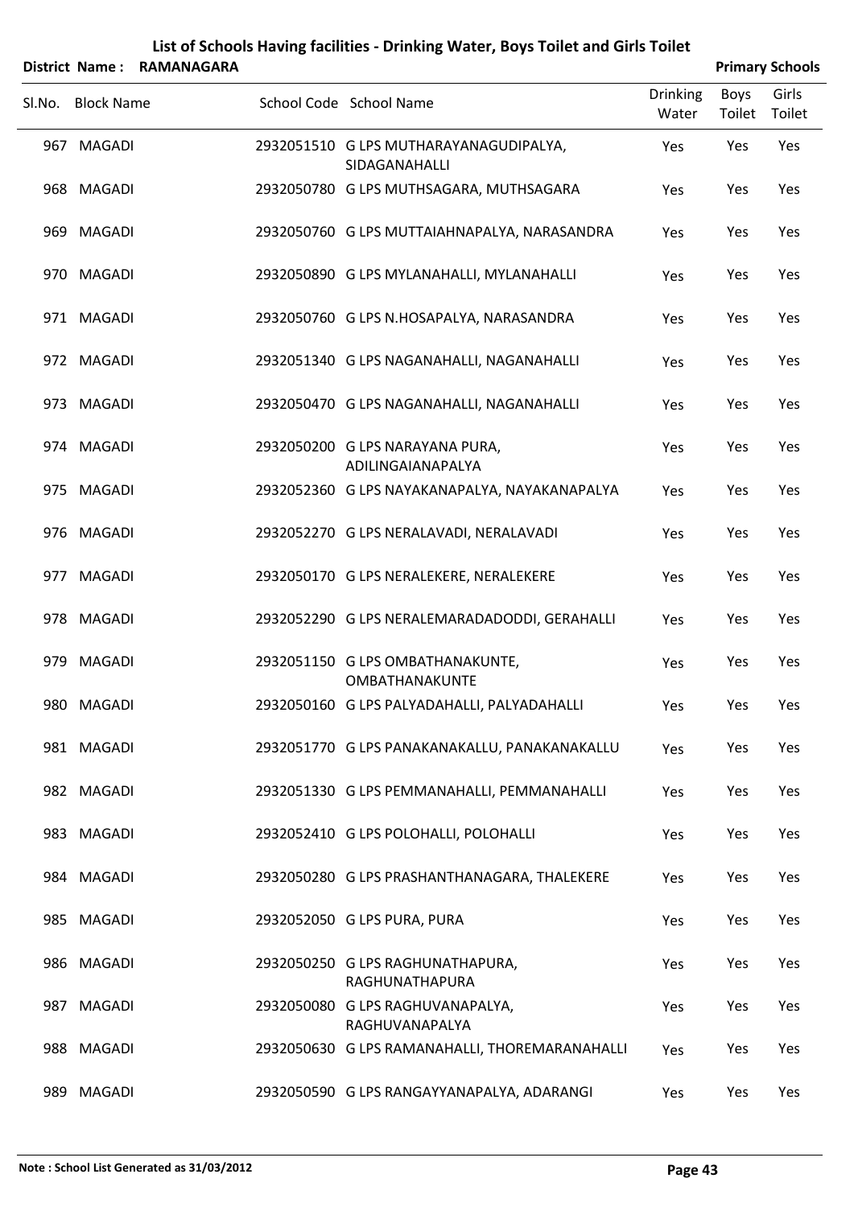# List of Schools Having facilities - Drinking Water, Boys Toilet and Girls Toilet

**District Name : RAMANAGARA** **Primary Schools**

| Sl.No. | Block Name | School Code | School Name | Drinking Water | Boys Toilet | Girls Toilet |
|---|---|---|---|---|---|---|
| 967 | MAGADI | 2932051510 | G LPS MUTHARAYANAGUDIPALYA, SIDAGANAHALLI | Yes | Yes | Yes |
| 968 | MAGADI | 2932050780 | G LPS MUTHSAGARA, MUTHSAGARA | Yes | Yes | Yes |
| 969 | MAGADI | 2932050760 | G LPS MUTTAIAHNAPALYA, NARASANDRA | Yes | Yes | Yes |
| 970 | MAGADI | 2932050890 | G LPS MYLANAHALLI, MYLANAHALLI | Yes | Yes | Yes |
| 971 | MAGADI | 2932050760 | G LPS N.HOSAPALYA, NARASANDRA | Yes | Yes | Yes |
| 972 | MAGADI | 2932051340 | G LPS NAGANAHALLI, NAGANAHALLI | Yes | Yes | Yes |
| 973 | MAGADI | 2932050470 | G LPS NAGANAHALLI, NAGANAHALLI | Yes | Yes | Yes |
| 974 | MAGADI | 2932050200 | G LPS NARAYANA PURA, ADILINGAIANAPALYA | Yes | Yes | Yes |
| 975 | MAGADI | 2932052360 | G LPS NAYAKANAPALYA, NAYAKANAPALYA | Yes | Yes | Yes |
| 976 | MAGADI | 2932052270 | G LPS NERALAVADI, NERALAVADI | Yes | Yes | Yes |
| 977 | MAGADI | 2932050170 | G LPS NERALEKERE, NERALEKERE | Yes | Yes | Yes |
| 978 | MAGADI | 2932052290 | G LPS NERALEMARADADODDI, GERAHALLI | Yes | Yes | Yes |
| 979 | MAGADI | 2932051150 | G LPS OMBATHANAKUNTE, OMBATHANAKUNTE | Yes | Yes | Yes |
| 980 | MAGADI | 2932050160 | G LPS PALYADAHALLI, PALYADAHALLI | Yes | Yes | Yes |
| 981 | MAGADI | 2932051770 | G LPS PANAKANAKALLU, PANAKANAKALLU | Yes | Yes | Yes |
| 982 | MAGADI | 2932051330 | G LPS PEMMANAHALLI, PEMMANAHALLI | Yes | Yes | Yes |
| 983 | MAGADI | 2932052410 | G LPS POLOHALLI, POLOHALLI | Yes | Yes | Yes |
| 984 | MAGADI | 2932050280 | G LPS PRASHANTHANAGARA, THALEKERE | Yes | Yes | Yes |
| 985 | MAGADI | 2932052050 | G LPS PURA, PURA | Yes | Yes | Yes |
| 986 | MAGADI | 2932050250 | G LPS RAGHUNATHAPURA, RAGHUNATHAPURA | Yes | Yes | Yes |
| 987 | MAGADI | 2932050080 | G LPS RAGHUVANAPALYA, RAGHUVANAPALYA | Yes | Yes | Yes |
| 988 | MAGADI | 2932050630 | G LPS RAMANAHALLI, THOREMARANAHALLI | Yes | Yes | Yes |
| 989 | MAGADI | 2932050590 | G LPS RANGAYYANAPALYA, ADARANGI | Yes | Yes | Yes |

**Note : School List Generated as 31/03/2012**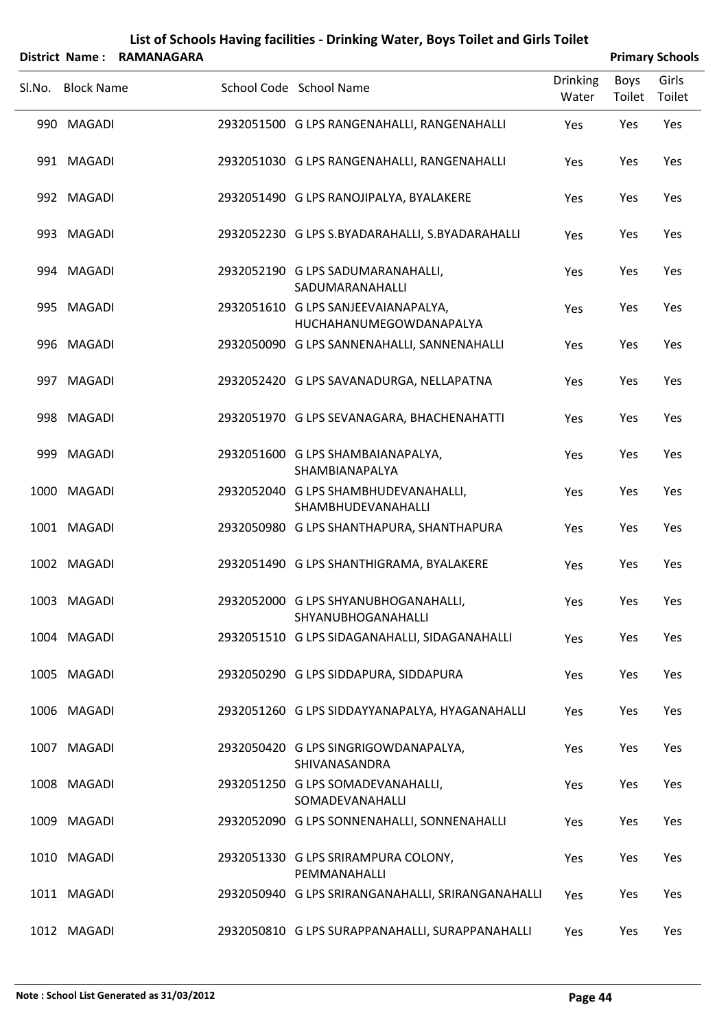# List of Schools Having facilities - Drinking Water, Boys Toilet and Girls Toilet

**District Name : RAMANAGARA** **Primary Schools**

| Sl.No. | Block Name | School Code | School Name | Drinking Water | Boys Toilet | Girls Toilet |
|---|---|---|---|---|---|---|
| 990 | MAGADI | 2932051500 | G LPS RANGENAHALLI, RANGENAHALLI | Yes | Yes | Yes |
| 991 | MAGADI | 2932051030 | G LPS RANGENAHALLI, RANGENAHALLI | Yes | Yes | Yes |
| 992 | MAGADI | 2932051490 | G LPS RANOJIPALYA, BYALAKERE | Yes | Yes | Yes |
| 993 | MAGADI | 2932052230 | G LPS S.BYADARAHALLI, S.BYADARAHALLI | Yes | Yes | Yes |
| 994 | MAGADI | 2932052190 | G LPS SADUMARANAHALLI, SADUMARANAHALLI | Yes | Yes | Yes |
| 995 | MAGADI | 2932051610 | G LPS SANJEEVAIANAPALYA, HUCHAHANUMEGOWDANAPALYA | Yes | Yes | Yes |
| 996 | MAGADI | 2932050090 | G LPS SANNENAHALLI, SANNENAHALLI | Yes | Yes | Yes |
| 997 | MAGADI | 2932052420 | G LPS SAVANADURGA, NELLAPATNA | Yes | Yes | Yes |
| 998 | MAGADI | 2932051970 | G LPS SEVANAGARA, BHACHENAHATTI | Yes | Yes | Yes |
| 999 | MAGADI | 2932051600 | G LPS SHAMBAIANAPALYA, SHAMBIANAPALYA | Yes | Yes | Yes |
| 1000 | MAGADI | 2932052040 | G LPS SHAMBHUDEVANAHALLI, SHAMBHUDEVANAHALLI | Yes | Yes | Yes |
| 1001 | MAGADI | 2932050980 | G LPS SHANTHAPURA, SHANTHAPURA | Yes | Yes | Yes |
| 1002 | MAGADI | 2932051490 | G LPS SHANTHIGRAMA, BYALAKERE | Yes | Yes | Yes |
| 1003 | MAGADI | 2932052000 | G LPS SHYANUBHOGANAHALLI, SHYANUBHOGANAHALLI | Yes | Yes | Yes |
| 1004 | MAGADI | 2932051510 | G LPS SIDAGANAHALLI, SIDAGANAHALLI | Yes | Yes | Yes |
| 1005 | MAGADI | 2932050290 | G LPS SIDDAPURA, SIDDAPURA | Yes | Yes | Yes |
| 1006 | MAGADI | 2932051260 | G LPS SIDDAYYANAPALYA, HYAGANAHALLI | Yes | Yes | Yes |
| 1007 | MAGADI | 2932050420 | G LPS SINGRIGOWDANAPALYA, SHIVANASANDRA | Yes | Yes | Yes |
| 1008 | MAGADI | 2932051250 | G LPS SOMADEVANAHALLI, SOMADEVANAHALLI | Yes | Yes | Yes |
| 1009 | MAGADI | 2932052090 | G LPS SONNENAHALLI, SONNENAHALLI | Yes | Yes | Yes |
| 1010 | MAGADI | 2932051330 | G LPS SRIRAMPURA COLONY, PEMMANAHALLI | Yes | Yes | Yes |
| 1011 | MAGADI | 2932050940 | G LPS SRIRANGANAHALLI, SRIRANGANAHALLI | Yes | Yes | Yes |
| 1012 | MAGADI | 2932050810 | G LPS SURAPPANAHALLI, SURAPPANAHALLI | Yes | Yes | Yes |

**Note : School List Generated as 31/03/2012**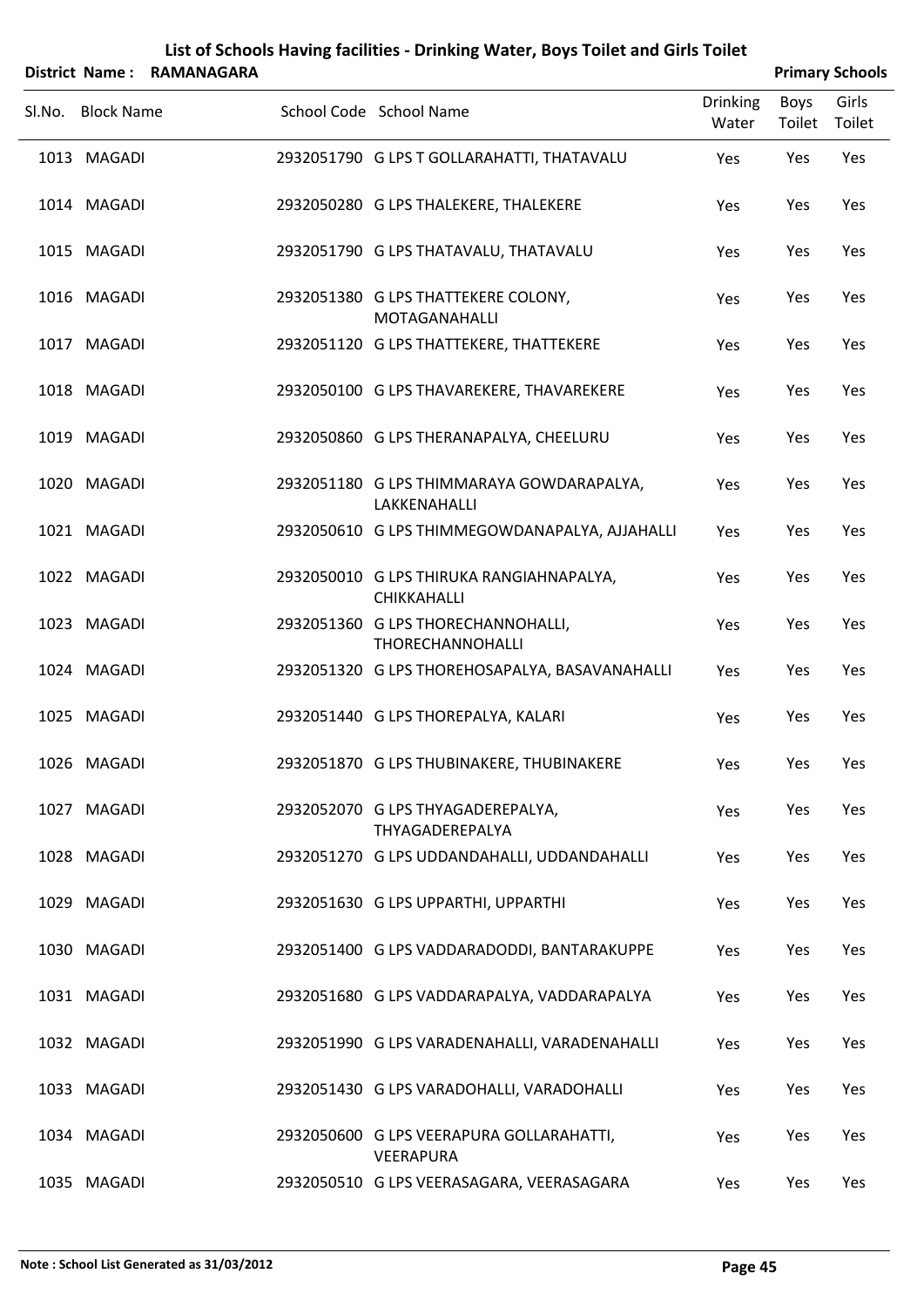# List of Schools Having facilities - Drinking Water, Boys Toilet and Girls Toilet

**District Name : RAMANAGARA** **Primary Schools**

| Sl.No. | Block Name | School Code | School Name | Drinking Water | Boys Toilet | Girls Toilet |
|---|---|---|---|---|---|---|
| 1013 | MAGADI | 2932051790 | G LPS T GOLLARAHATTI, THATAVALU | Yes | Yes | Yes |
| 1014 | MAGADI | 2932050280 | G LPS THALEKERE, THALEKERE | Yes | Yes | Yes |
| 1015 | MAGADI | 2932051790 | G LPS THATAVALU, THATAVALU | Yes | Yes | Yes |
| 1016 | MAGADI | 2932051380 | G LPS THATTEKERE COLONY, MOTAGANAHALLI | Yes | Yes | Yes |
| 1017 | MAGADI | 2932051120 | G LPS THATTEKERE, THATTEKERE | Yes | Yes | Yes |
| 1018 | MAGADI | 2932050100 | G LPS THAVAREKERE, THAVAREKERE | Yes | Yes | Yes |
| 1019 | MAGADI | 2932050860 | G LPS THERANAPALYA, CHEELURU | Yes | Yes | Yes |
| 1020 | MAGADI | 2932051180 | G LPS THIMMARAYA GOWDARAPALYA, LAKKENAHALLI | Yes | Yes | Yes |
| 1021 | MAGADI | 2932050610 | G LPS THIMMEGOWDANAPALYA, AJJAHALLI | Yes | Yes | Yes |
| 1022 | MAGADI | 2932050010 | G LPS THIRUKA RANGIAHNAPALYA, CHIKKAHALLI | Yes | Yes | Yes |
| 1023 | MAGADI | 2932051360 | G LPS THORECHANNOHALLI, THORECHANNOHALLI | Yes | Yes | Yes |
| 1024 | MAGADI | 2932051320 | G LPS THOREHOSAPALYA, BASAVANAHALLI | Yes | Yes | Yes |
| 1025 | MAGADI | 2932051440 | G LPS THOREPALYA, KALARI | Yes | Yes | Yes |
| 1026 | MAGADI | 2932051870 | G LPS THUBINAKERE, THUBINAKERE | Yes | Yes | Yes |
| 1027 | MAGADI | 2932052070 | G LPS THYAGADEREPALYA, THYAGADEREPALYA | Yes | Yes | Yes |
| 1028 | MAGADI | 2932051270 | G LPS UDDANDAHALLI, UDDANDAHALLI | Yes | Yes | Yes |
| 1029 | MAGADI | 2932051630 | G LPS UPPARTHI, UPPARTHI | Yes | Yes | Yes |
| 1030 | MAGADI | 2932051400 | G LPS VADDARADODDI, BANTARAKUPPE | Yes | Yes | Yes |
| 1031 | MAGADI | 2932051680 | G LPS VADDARAPALYA, VADDARAPALYA | Yes | Yes | Yes |
| 1032 | MAGADI | 2932051990 | G LPS VARADENAHALLI, VARADENAHALLI | Yes | Yes | Yes |
| 1033 | MAGADI | 2932051430 | G LPS VARADOHALLI, VARADOHALLI | Yes | Yes | Yes |
| 1034 | MAGADI | 2932050600 | G LPS VEERAPURA GOLLARAHATTI, VEERAPURA | Yes | Yes | Yes |
| 1035 | MAGADI | 2932050510 | G LPS VEERASAGARA, VEERASAGARA | Yes | Yes | Yes |

**Note : School List Generated as 31/03/2012**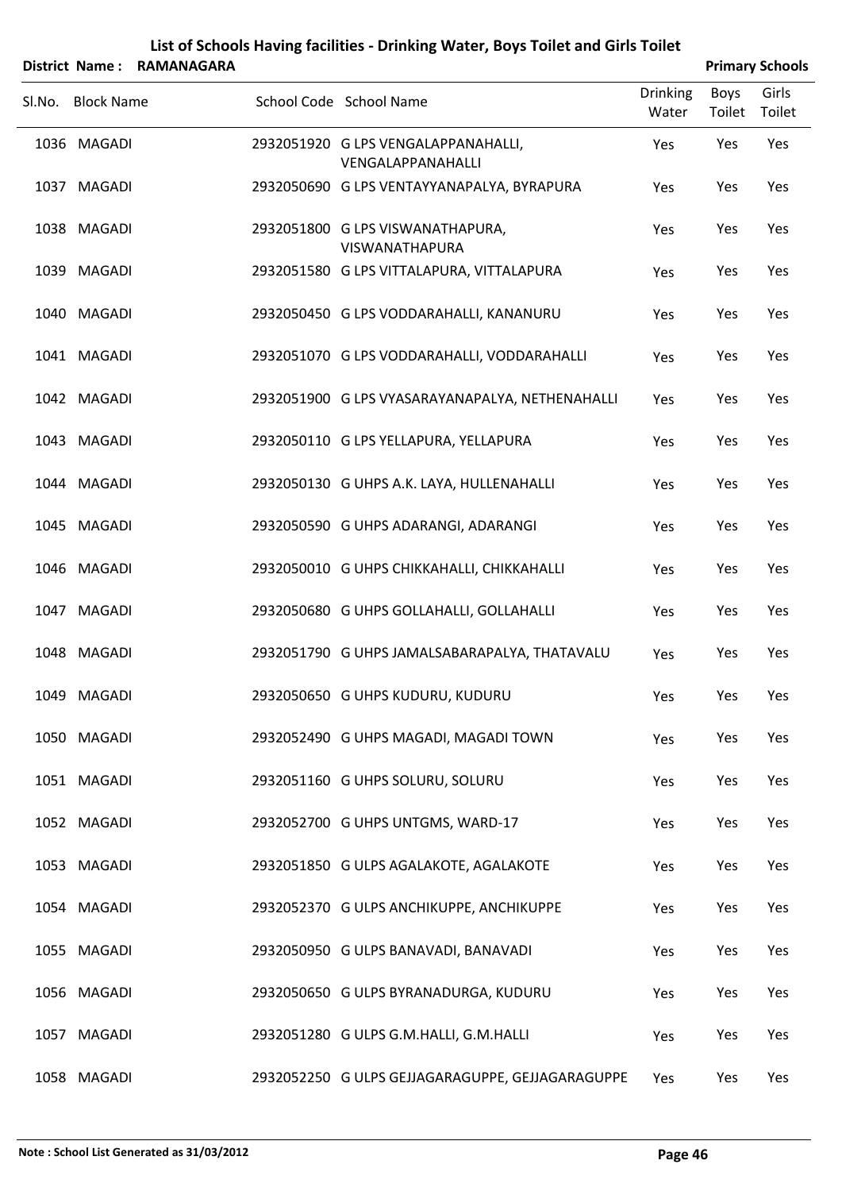# List of Schools Having facilities - Drinking Water, Boys Toilet and Girls Toilet

**District Name : RAMANAGARA** **Primary Schools**

| Sl.No. | Block Name | School Code | School Name | Drinking Water | Boys Toilet | Girls Toilet |
|---|---|---|---|---|---|---|
| 1036 | MAGADI | 2932051920 | G LPS VENGALAPPANAHALLI, VENGALAPPANAHALLI | Yes | Yes | Yes |
| 1037 | MAGADI | 2932050690 | G LPS VENTAYYANAPALYA, BYRAPURA | Yes | Yes | Yes |
| 1038 | MAGADI | 2932051800 | G LPS VISWANATHAPURA, VISWANATHAPURA | Yes | Yes | Yes |
| 1039 | MAGADI | 2932051580 | G LPS VITTALAPURA, VITTALAPURA | Yes | Yes | Yes |
| 1040 | MAGADI | 2932050450 | G LPS VODDARAHALLI, KANANURU | Yes | Yes | Yes |
| 1041 | MAGADI | 2932051070 | G LPS VODDARAHALLI, VODDARAHALLI | Yes | Yes | Yes |
| 1042 | MAGADI | 2932051900 | G LPS VYASARAYANAPALYA, NETHENAHALLI | Yes | Yes | Yes |
| 1043 | MAGADI | 2932050110 | G LPS YELLAPURA, YELLAPURA | Yes | Yes | Yes |
| 1044 | MAGADI | 2932050130 | G UHPS A.K. LAYA, HULLENAHALLI | Yes | Yes | Yes |
| 1045 | MAGADI | 2932050590 | G UHPS ADARANGI, ADARANGI | Yes | Yes | Yes |
| 1046 | MAGADI | 2932050010 | G UHPS CHIKKAHALLI, CHIKKAHALLI | Yes | Yes | Yes |
| 1047 | MAGADI | 2932050680 | G UHPS GOLLAHALLI, GOLLAHALLI | Yes | Yes | Yes |
| 1048 | MAGADI | 2932051790 | G UHPS JAMALSABARAPALYA, THATAVALU | Yes | Yes | Yes |
| 1049 | MAGADI | 2932050650 | G UHPS KUDURU, KUDURU | Yes | Yes | Yes |
| 1050 | MAGADI | 2932052490 | G UHPS MAGADI, MAGADI TOWN | Yes | Yes | Yes |
| 1051 | MAGADI | 2932051160 | G UHPS SOLURU, SOLURU | Yes | Yes | Yes |
| 1052 | MAGADI | 2932052700 | G UHPS UNTGMS, WARD-17 | Yes | Yes | Yes |
| 1053 | MAGADI | 2932051850 | G ULPS AGALAKOTE, AGALAKOTE | Yes | Yes | Yes |
| 1054 | MAGADI | 2932052370 | G ULPS ANCHIKUPPE, ANCHIKUPPE | Yes | Yes | Yes |
| 1055 | MAGADI | 2932050950 | G ULPS BANAVADI, BANAVADI | Yes | Yes | Yes |
| 1056 | MAGADI | 2932050650 | G ULPS BYRANADURGA, KUDURU | Yes | Yes | Yes |
| 1057 | MAGADI | 2932051280 | G ULPS G.M.HALLI, G.M.HALLI | Yes | Yes | Yes |
| 1058 | MAGADI | 2932052250 | G ULPS GEJJAGARAGUPPE, GEJJAGARAGUPPE | Yes | Yes | Yes |

**Note : School List Generated as 31/03/2012**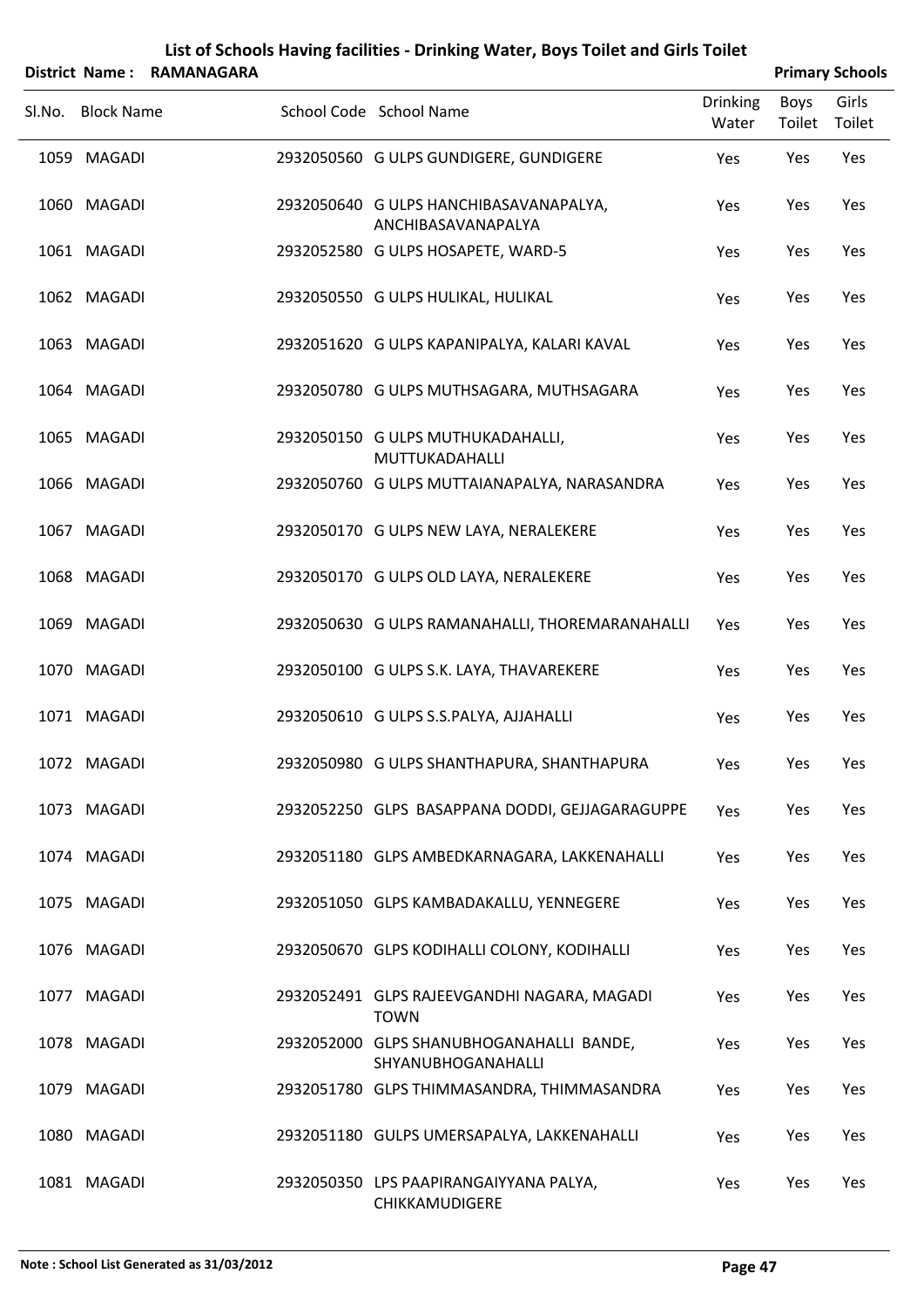# List of Schools Having facilities - Drinking Water, Boys Toilet and Girls Toilet

**District Name : RAMANAGARA** **Primary Schools**

| Sl.No. | Block Name | School Code | School Name | Drinking Water | Boys Toilet | Girls Toilet |
|---|---|---|---|---|---|---|
| 1059 | MAGADI | 2932050560 | G ULPS GUNDIGERE, GUNDIGERE | Yes | Yes | Yes |
| 1060 | MAGADI | 2932050640 | G ULPS HANCHIBASAVANAPALYA, ANCHIBASAVANAPALYA | Yes | Yes | Yes |
| 1061 | MAGADI | 2932052580 | G ULPS HOSAPETE, WARD-5 | Yes | Yes | Yes |
| 1062 | MAGADI | 2932050550 | G ULPS HULIKAL, HULIKAL | Yes | Yes | Yes |
| 1063 | MAGADI | 2932051620 | G ULPS KAPANIPALYA, KALARI KAVAL | Yes | Yes | Yes |
| 1064 | MAGADI | 2932050780 | G ULPS MUTHSAGARA, MUTHSAGARA | Yes | Yes | Yes |
| 1065 | MAGADI | 2932050150 | G ULPS MUTHUKADAHALLI, MUTTUKADAHALLI | Yes | Yes | Yes |
| 1066 | MAGADI | 2932050760 | G ULPS MUTTAIANAPALYA, NARASANDRA | Yes | Yes | Yes |
| 1067 | MAGADI | 2932050170 | G ULPS NEW LAYA, NERALEKERE | Yes | Yes | Yes |
| 1068 | MAGADI | 2932050170 | G ULPS OLD LAYA, NERALEKERE | Yes | Yes | Yes |
| 1069 | MAGADI | 2932050630 | G ULPS RAMANAHALLI, THOREMARANAHALLI | Yes | Yes | Yes |
| 1070 | MAGADI | 2932050100 | G ULPS S.K. LAYA, THAVAREKERE | Yes | Yes | Yes |
| 1071 | MAGADI | 2932050610 | G ULPS S.S.PALYA, AJJAHALLI | Yes | Yes | Yes |
| 1072 | MAGADI | 2932050980 | G ULPS SHANTHAPURA, SHANTHAPURA | Yes | Yes | Yes |
| 1073 | MAGADI | 2932052250 | GLPS BASAPPANA DODDI, GEJJAGARAGUPPE | Yes | Yes | Yes |
| 1074 | MAGADI | 2932051180 | GLPS AMBEDKARNAGARA, LAKKENAHALLI | Yes | Yes | Yes |
| 1075 | MAGADI | 2932051050 | GLPS KAMBADAKALLU, YENNEGERE | Yes | Yes | Yes |
| 1076 | MAGADI | 2932050670 | GLPS KODIHALLI COLONY, KODIHALLI | Yes | Yes | Yes |
| 1077 | MAGADI | 2932052491 | GLPS RAJEEVGANDHI NAGARA, MAGADI TOWN | Yes | Yes | Yes |
| 1078 | MAGADI | 2932052000 | GLPS SHANUBHOGANAHALLI BANDE, SHYANUBHOGANAHALLI | Yes | Yes | Yes |
| 1079 | MAGADI | 2932051780 | GLPS THIMMASANDRA, THIMMASANDRA | Yes | Yes | Yes |
| 1080 | MAGADI | 2932051180 | GULPS UMERSAPALYA, LAKKENAHALLI | Yes | Yes | Yes |
| 1081 | MAGADI | 2932050350 | LPS PAAPIRANGAIYYANA PALYA, CHIKKAMUDIGERE | Yes | Yes | Yes |

Note : School List Generated as 31/03/2012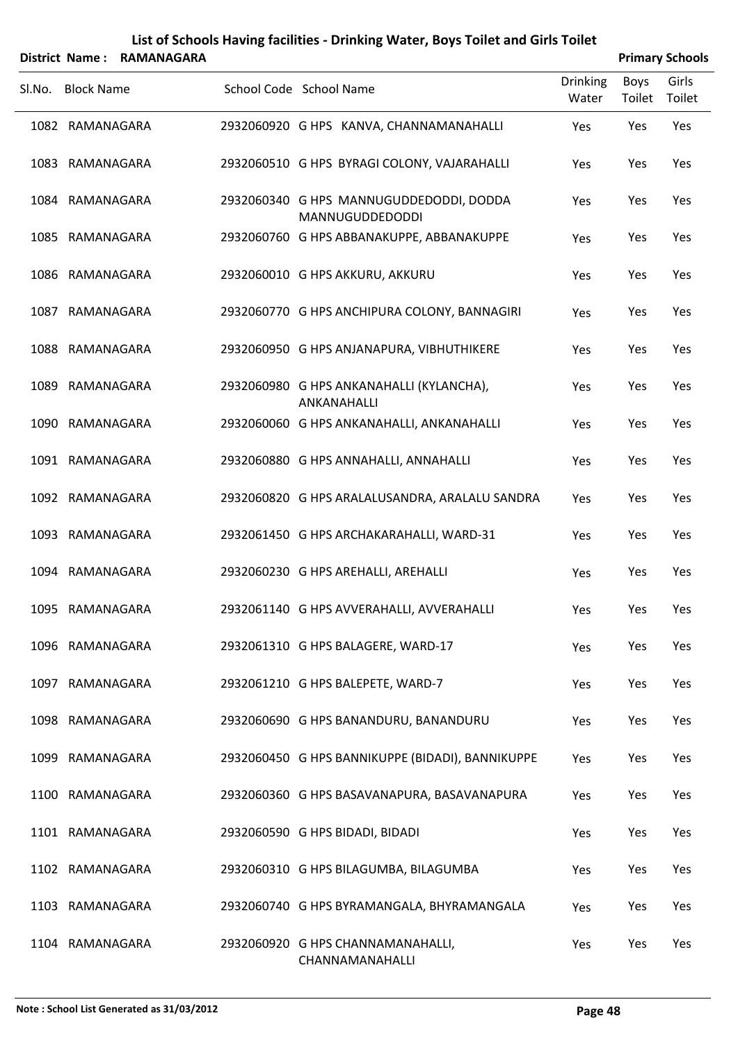# List of Schools Having facilities - Drinking Water, Boys Toilet and Girls Toilet

**District Name : RAMANAGARA** **Primary Schools**

| Sl.No. | Block Name | School Code | School Name | Drinking Water | Boys Toilet | Girls Toilet |
|---|---|---|---|---|---|---|
| 1082 | RAMANAGARA | 2932060920 | G HPS KANVA, CHANNAMANAHALLI | Yes | Yes | Yes |
| 1083 | RAMANAGARA | 2932060510 | G HPS BYRAGI COLONY, VAJARAHALLI | Yes | Yes | Yes |
| 1084 | RAMANAGARA | 2932060340 | G HPS MANNUGUDDEDODDI, DODDA MANNUGUDDEDODDI | Yes | Yes | Yes |
| 1085 | RAMANAGARA | 2932060760 | G HPS ABBANAKUPPE, ABBANAKUPPE | Yes | Yes | Yes |
| 1086 | RAMANAGARA | 2932060010 | G HPS AKKURU, AKKURU | Yes | Yes | Yes |
| 1087 | RAMANAGARA | 2932060770 | G HPS ANCHIPURA COLONY, BANNAGIRI | Yes | Yes | Yes |
| 1088 | RAMANAGARA | 2932060950 | G HPS ANJANAPURA, VIBHUTHIKERE | Yes | Yes | Yes |
| 1089 | RAMANAGARA | 2932060980 | G HPS ANKANAHALLI (KYLANCHA), ANKANAHALLI | Yes | Yes | Yes |
| 1090 | RAMANAGARA | 2932060060 | G HPS ANKANAHALLI, ANKANAHALLI | Yes | Yes | Yes |
| 1091 | RAMANAGARA | 2932060880 | G HPS ANNAHALLI, ANNAHALLI | Yes | Yes | Yes |
| 1092 | RAMANAGARA | 2932060820 | G HPS ARALALUSANDRA, ARALALU SANDRA | Yes | Yes | Yes |
| 1093 | RAMANAGARA | 2932061450 | G HPS ARCHAKARAHALLI, WARD-31 | Yes | Yes | Yes |
| 1094 | RAMANAGARA | 2932060230 | G HPS AREHALLI, AREHALLI | Yes | Yes | Yes |
| 1095 | RAMANAGARA | 2932061140 | G HPS AVVERAHALLI, AVVERAHALLI | Yes | Yes | Yes |
| 1096 | RAMANAGARA | 2932061310 | G HPS BALAGERE, WARD-17 | Yes | Yes | Yes |
| 1097 | RAMANAGARA | 2932061210 | G HPS BALEPETE, WARD-7 | Yes | Yes | Yes |
| 1098 | RAMANAGARA | 2932060690 | G HPS BANANDURU, BANANDURU | Yes | Yes | Yes |
| 1099 | RAMANAGARA | 2932060450 | G HPS BANNIKUPPE (BIDADI), BANNIKUPPE | Yes | Yes | Yes |
| 1100 | RAMANAGARA | 2932060360 | G HPS BASAVANAPURA, BASAVANAPURA | Yes | Yes | Yes |
| 1101 | RAMANAGARA | 2932060590 | G HPS BIDADI, BIDADI | Yes | Yes | Yes |
| 1102 | RAMANAGARA | 2932060310 | G HPS BILAGUMBA, BILAGUMBA | Yes | Yes | Yes |
| 1103 | RAMANAGARA | 2932060740 | G HPS BYRAMANGALA, BHYRAMANGALA | Yes | Yes | Yes |
| 1104 | RAMANAGARA | 2932060920 | G HPS CHANNAMANAHALLI, CHANNAMANAHALLI | Yes | Yes | Yes |

**Note : School List Generated as 31/03/2012**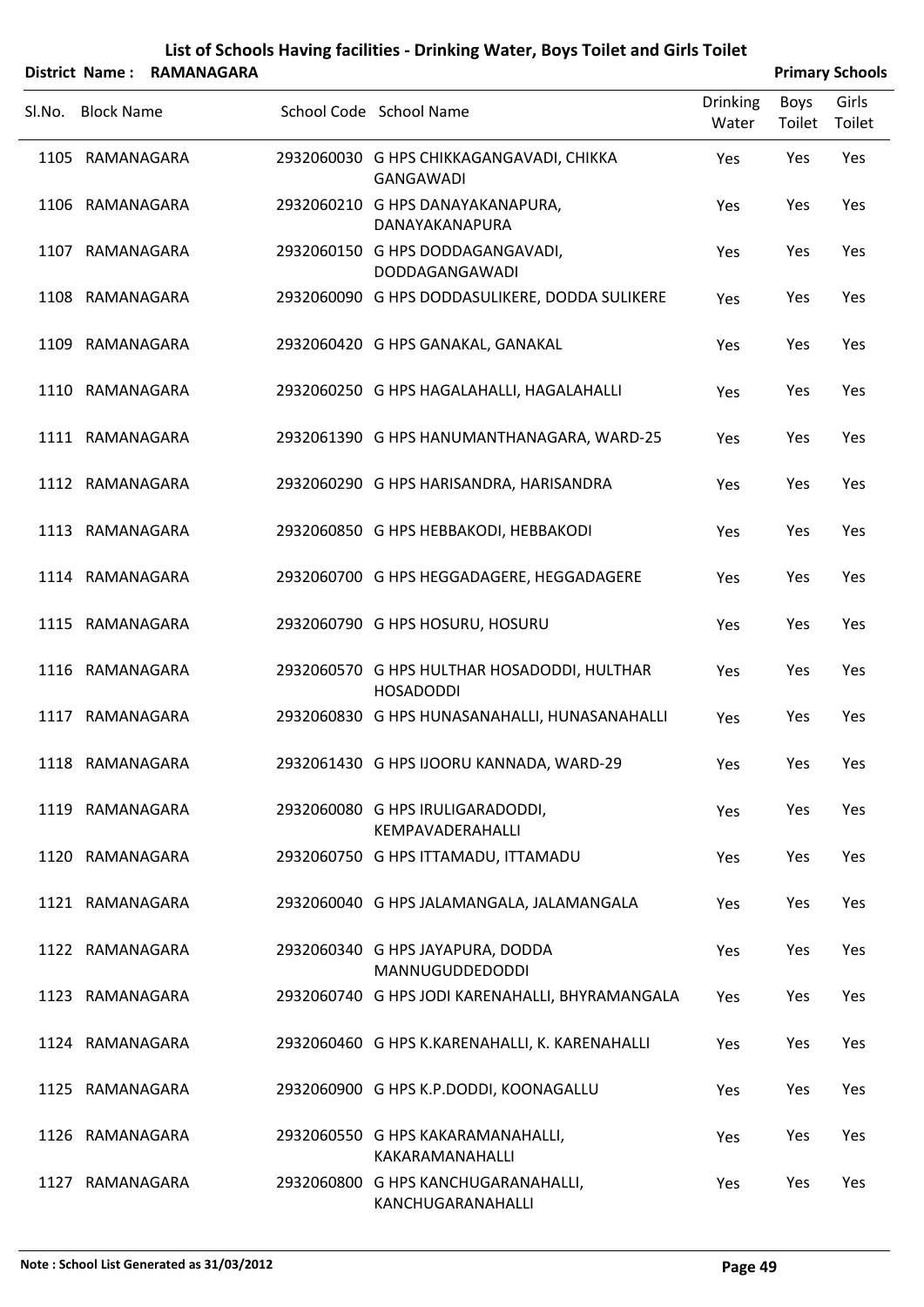# List of Schools Having facilities - Drinking Water, Boys Toilet and Girls Toilet

**District Name : RAMANAGARA** **Primary Schools**

| Sl.No. | Block Name | School Code | School Name | Drinking Water | Boys Toilet | Girls Toilet |
|---|---|---|---|---|---|---|
| 1105 | RAMANAGARA | 2932060030 | G HPS CHIKKAGANGAVADI, CHIKKA GANGAWADI | Yes | Yes | Yes |
| 1106 | RAMANAGARA | 2932060210 | G HPS DANAYAKANAPURA, DANAYAKANAPURA | Yes | Yes | Yes |
| 1107 | RAMANAGARA | 2932060150 | G HPS DODDAGANGAVADI, DODDAGANGAWADI | Yes | Yes | Yes |
| 1108 | RAMANAGARA | 2932060090 | G HPS DODDASULIKERE, DODDA SULIKERE | Yes | Yes | Yes |
| 1109 | RAMANAGARA | 2932060420 | G HPS GANAKAL, GANAKAL | Yes | Yes | Yes |
| 1110 | RAMANAGARA | 2932060250 | G HPS HAGALAHALLI, HAGALAHALLI | Yes | Yes | Yes |
| 1111 | RAMANAGARA | 2932061390 | G HPS HANUMANTHANAGARA, WARD-25 | Yes | Yes | Yes |
| 1112 | RAMANAGARA | 2932060290 | G HPS HARISANDRA, HARISANDRA | Yes | Yes | Yes |
| 1113 | RAMANAGARA | 2932060850 | G HPS HEBBAKODI, HEBBAKODI | Yes | Yes | Yes |
| 1114 | RAMANAGARA | 2932060700 | G HPS HEGGADAGERE, HEGGADAGERE | Yes | Yes | Yes |
| 1115 | RAMANAGARA | 2932060790 | G HPS HOSURU, HOSURU | Yes | Yes | Yes |
| 1116 | RAMANAGARA | 2932060570 | G HPS HULTHAR HOSADODDI, HULTHAR HOSADODDI | Yes | Yes | Yes |
| 1117 | RAMANAGARA | 2932060830 | G HPS HUNASANAHALLI, HUNASANAHALLI | Yes | Yes | Yes |
| 1118 | RAMANAGARA | 2932061430 | G HPS IJOORU KANNADA, WARD-29 | Yes | Yes | Yes |
| 1119 | RAMANAGARA | 2932060080 | G HPS IRULIGARADODDI, KEMPAVADERAHALLI | Yes | Yes | Yes |
| 1120 | RAMANAGARA | 2932060750 | G HPS ITTAMADU, ITTAMADU | Yes | Yes | Yes |
| 1121 | RAMANAGARA | 2932060040 | G HPS JALAMANGALA, JALAMANGALA | Yes | Yes | Yes |
| 1122 | RAMANAGARA | 2932060340 | G HPS JAYAPURA, DODDA MANNUGUDDEDODDI | Yes | Yes | Yes |
| 1123 | RAMANAGARA | 2932060740 | G HPS JODI KARENAHALLI, BHYRAMANGALA | Yes | Yes | Yes |
| 1124 | RAMANAGARA | 2932060460 | G HPS K.KARENAHALLI, K. KARENAHALLI | Yes | Yes | Yes |
| 1125 | RAMANAGARA | 2932060900 | G HPS K.P.DODDI, KOONAGALLU | Yes | Yes | Yes |
| 1126 | RAMANAGARA | 2932060550 | G HPS KAKARAMANAHALLI, KAKARAMANAHALLI | Yes | Yes | Yes |
| 1127 | RAMANAGARA | 2932060800 | G HPS KANCHUGARANAHALLI, KANCHUGARANAHALLI | Yes | Yes | Yes |

**Note : School List Generated as 31/03/2012**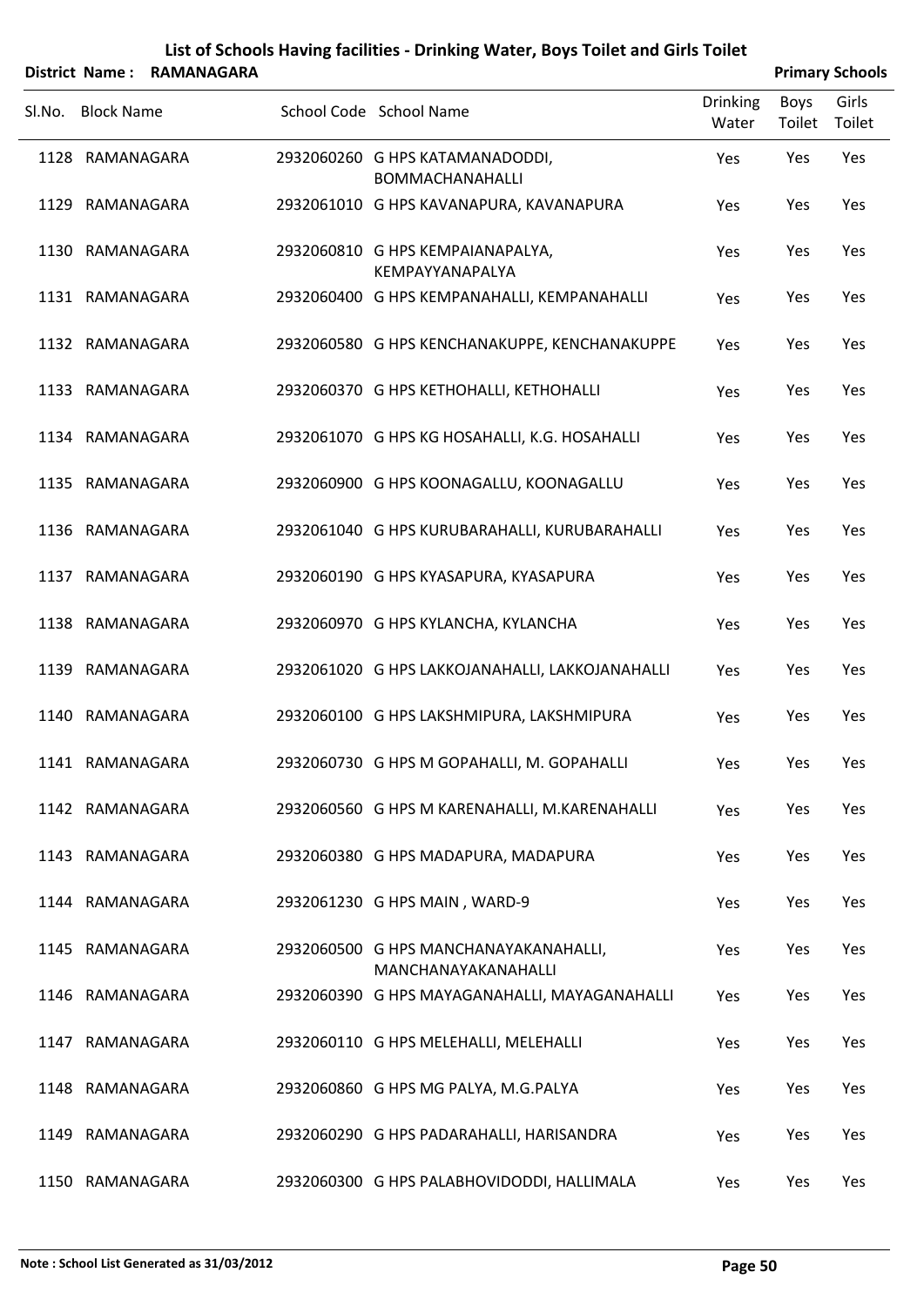# List of Schools Having facilities - Drinking Water, Boys Toilet and Girls Toilet

**District Name : RAMANAGARA** **Primary Schools**

| Sl.No. | Block Name | School Code | School Name | Drinking Water | Boys Toilet | Girls Toilet |
|---|---|---|---|---|---|---|
| 1128 | RAMANAGARA | 2932060260 | G HPS KATAMANADODDI, BOMMACHANAHALLI | Yes | Yes | Yes |
| 1129 | RAMANAGARA | 2932061010 | G HPS KAVANAPURA, KAVANAPURA | Yes | Yes | Yes |
| 1130 | RAMANAGARA | 2932060810 | G HPS KEMPAIANAPALYA, KEMPAYYANAPALYA | Yes | Yes | Yes |
| 1131 | RAMANAGARA | 2932060400 | G HPS KEMPANAHALLI, KEMPANAHALLI | Yes | Yes | Yes |
| 1132 | RAMANAGARA | 2932060580 | G HPS KENCHANAKUPPE, KENCHANAKUPPE | Yes | Yes | Yes |
| 1133 | RAMANAGARA | 2932060370 | G HPS KETHOHALLI, KETHOHALLI | Yes | Yes | Yes |
| 1134 | RAMANAGARA | 2932061070 | G HPS KG HOSAHALLI, K.G. HOSAHALLI | Yes | Yes | Yes |
| 1135 | RAMANAGARA | 2932060900 | G HPS KOONAGALLU, KOONAGALLU | Yes | Yes | Yes |
| 1136 | RAMANAGARA | 2932061040 | G HPS KURUBARAHALLI, KURUBARAHALLI | Yes | Yes | Yes |
| 1137 | RAMANAGARA | 2932060190 | G HPS KYASAPURA, KYASAPURA | Yes | Yes | Yes |
| 1138 | RAMANAGARA | 2932060970 | G HPS KYLANCHA, KYLANCHA | Yes | Yes | Yes |
| 1139 | RAMANAGARA | 2932061020 | G HPS LAKKOJANAHALLI, LAKKOJANAHALLI | Yes | Yes | Yes |
| 1140 | RAMANAGARA | 2932060100 | G HPS LAKSHMIPURA, LAKSHMIPURA | Yes | Yes | Yes |
| 1141 | RAMANAGARA | 2932060730 | G HPS M GOPAHALLI, M. GOPAHALLI | Yes | Yes | Yes |
| 1142 | RAMANAGARA | 2932060560 | G HPS M KARENAHALLI, M.KARENAHALLI | Yes | Yes | Yes |
| 1143 | RAMANAGARA | 2932060380 | G HPS MADAPURA, MADAPURA | Yes | Yes | Yes |
| 1144 | RAMANAGARA | 2932061230 | G HPS MAIN , WARD-9 | Yes | Yes | Yes |
| 1145 | RAMANAGARA | 2932060500 | G HPS MANCHANAYAKANAHALLI, MANCHANAYAKANAHALLI | Yes | Yes | Yes |
| 1146 | RAMANAGARA | 2932060390 | G HPS MAYAGANAHALLI, MAYAGANAHALLI | Yes | Yes | Yes |
| 1147 | RAMANAGARA | 2932060110 | G HPS MELEHALLI, MELEHALLI | Yes | Yes | Yes |
| 1148 | RAMANAGARA | 2932060860 | G HPS MG PALYA, M.G.PALYA | Yes | Yes | Yes |
| 1149 | RAMANAGARA | 2932060290 | G HPS PADARAHALLI, HARISANDRA | Yes | Yes | Yes |
| 1150 | RAMANAGARA | 2932060300 | G HPS PALABHOVIDODDI, HALLIMALA | Yes | Yes | Yes |

**Note : School List Generated as 31/03/2012**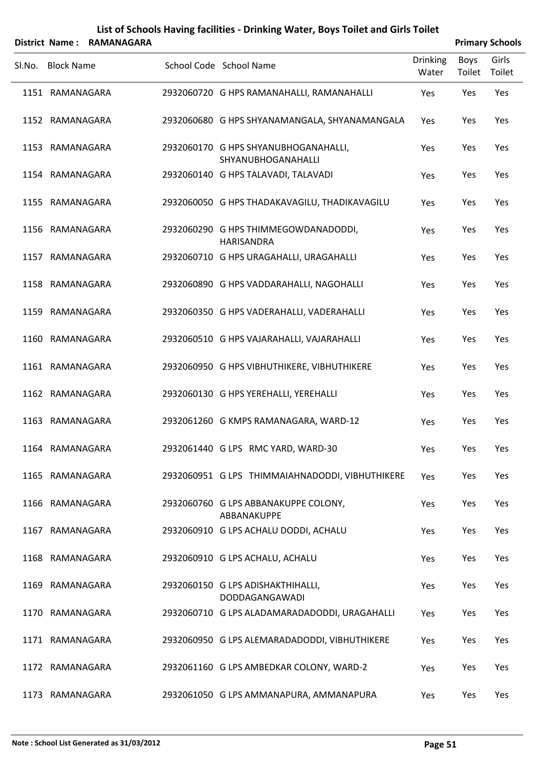# List of Schools Having facilities - Drinking Water, Boys Toilet and Girls Toilet

**District Name : RAMANAGARA** **Primary Schools**

| Sl.No. | Block Name | School Code | School Name | Drinking Water | Boys Toilet | Girls Toilet |
|---|---|---|---|---|---|---|
| 1151 | RAMANAGARA | 2932060720 | G HPS RAMANAHALLI, RAMANAHALLI | Yes | Yes | Yes |
| 1152 | RAMANAGARA | 2932060680 | G HPS SHYANAMANGALA, SHYANAMANGALA | Yes | Yes | Yes |
| 1153 | RAMANAGARA | 2932060170 | G HPS SHYANUBHOGANAHALLI, SHYANUBHOGANAHALLI | Yes | Yes | Yes |
| 1154 | RAMANAGARA | 2932060140 | G HPS TALAVADI, TALAVADI | Yes | Yes | Yes |
| 1155 | RAMANAGARA | 2932060050 | G HPS THADAKAVAGILU, THADIKAVAGILU | Yes | Yes | Yes |
| 1156 | RAMANAGARA | 2932060290 | G HPS THIMMEGOWDANADODDI, HARISANDRA | Yes | Yes | Yes |
| 1157 | RAMANAGARA | 2932060710 | G HPS URAGAHALLI, URAGAHALLI | Yes | Yes | Yes |
| 1158 | RAMANAGARA | 2932060890 | G HPS VADDARAHALLI, NAGOHALLI | Yes | Yes | Yes |
| 1159 | RAMANAGARA | 2932060350 | G HPS VADERAHALLI, VADERAHALLI | Yes | Yes | Yes |
| 1160 | RAMANAGARA | 2932060510 | G HPS VAJARAHALLI, VAJARAHALLI | Yes | Yes | Yes |
| 1161 | RAMANAGARA | 2932060950 | G HPS VIBHUTHIKERE, VIBHUTHIKERE | Yes | Yes | Yes |
| 1162 | RAMANAGARA | 2932060130 | G HPS YEREHALLI, YEREHALLI | Yes | Yes | Yes |
| 1163 | RAMANAGARA | 2932061260 | G KMPS RAMANAGARA, WARD-12 | Yes | Yes | Yes |
| 1164 | RAMANAGARA | 2932061440 | G LPS RMC YARD, WARD-30 | Yes | Yes | Yes |
| 1165 | RAMANAGARA | 2932060951 | G LPS THIMMAIAHNADODDI, VIBHUTHIKERE | Yes | Yes | Yes |
| 1166 | RAMANAGARA | 2932060760 | G LPS ABBANAKUPPE COLONY, ABBANAKUPPE | Yes | Yes | Yes |
| 1167 | RAMANAGARA | 2932060910 | G LPS ACHALU DODDI, ACHALU | Yes | Yes | Yes |
| 1168 | RAMANAGARA | 2932060910 | G LPS ACHALU, ACHALU | Yes | Yes | Yes |
| 1169 | RAMANAGARA | 2932060150 | G LPS ADISHAKTHIHALLI, DODDAGANGAWADI | Yes | Yes | Yes |
| 1170 | RAMANAGARA | 2932060710 | G LPS ALADAMARADADODDI, URAGAHALLI | Yes | Yes | Yes |
| 1171 | RAMANAGARA | 2932060950 | G LPS ALEMARADADODDI, VIBHUTHIKERE | Yes | Yes | Yes |
| 1172 | RAMANAGARA | 2932061160 | G LPS AMBEDKAR COLONY, WARD-2 | Yes | Yes | Yes |
| 1173 | RAMANAGARA | 2932061050 | G LPS AMMANAPURA, AMMANAPURA | Yes | Yes | Yes |

**Note : School List Generated as 31/03/2012**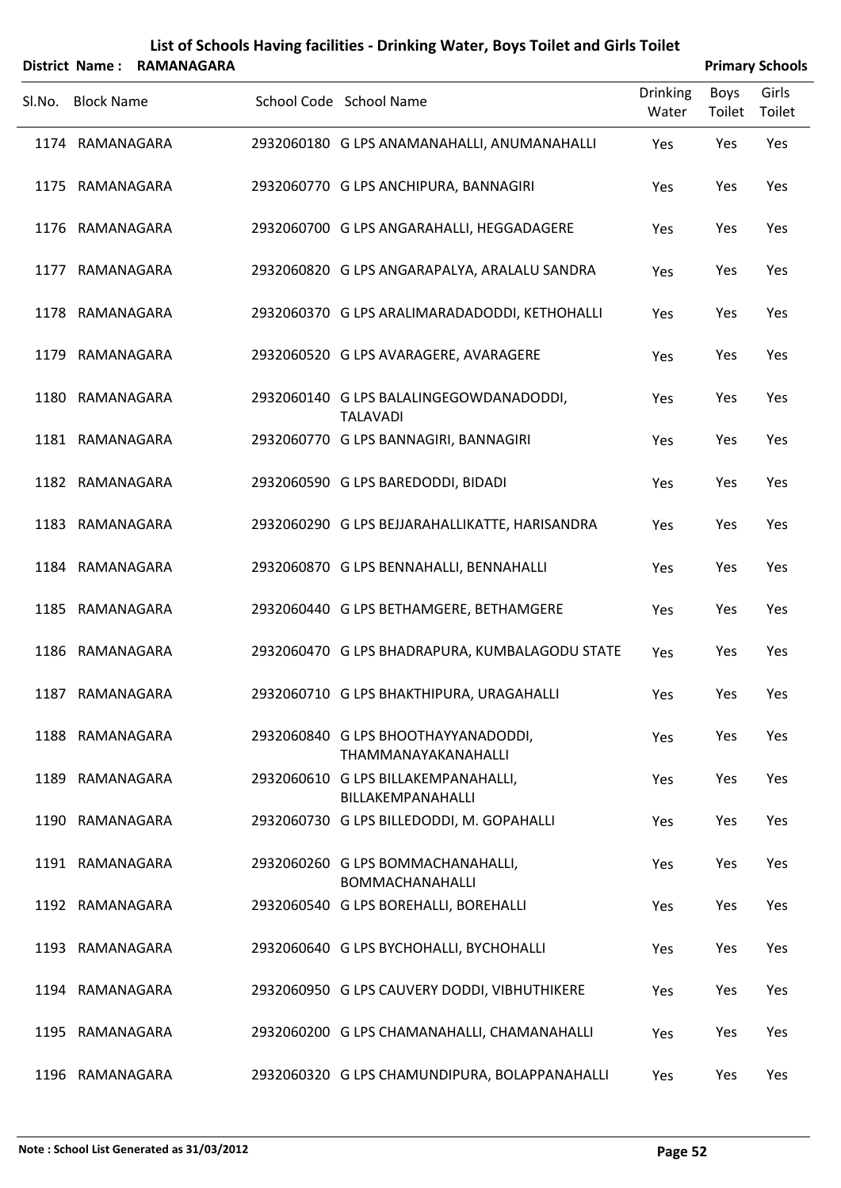# List of Schools Having facilities - Drinking Water, Boys Toilet and Girls Toilet

**District Name : RAMANAGARA** **Primary Schools**

| Sl.No. | Block Name | School Code | School Name | Drinking Water | Boys Toilet | Girls Toilet |
|---|---|---|---|---|---|---|
| 1174 | RAMANAGARA | 2932060180 | G LPS ANAMANAHALLI, ANUMANAHALLI | Yes | Yes | Yes |
| 1175 | RAMANAGARA | 2932060770 | G LPS ANCHIPURA, BANNAGIRI | Yes | Yes | Yes |
| 1176 | RAMANAGARA | 2932060700 | G LPS ANGARAHALLI, HEGGADAGERE | Yes | Yes | Yes |
| 1177 | RAMANAGARA | 2932060820 | G LPS ANGARAPALYA, ARALALU SANDRA | Yes | Yes | Yes |
| 1178 | RAMANAGARA | 2932060370 | G LPS ARALIMARADADODDI, KETHOHALLI | Yes | Yes | Yes |
| 1179 | RAMANAGARA | 2932060520 | G LPS AVARAGERE, AVARAGERE | Yes | Yes | Yes |
| 1180 | RAMANAGARA | 2932060140 | G LPS BALALINGEGOWDANADODDI, TALAVADI | Yes | Yes | Yes |
| 1181 | RAMANAGARA | 2932060770 | G LPS BANNAGIRI, BANNAGIRI | Yes | Yes | Yes |
| 1182 | RAMANAGARA | 2932060590 | G LPS BAREDODDI, BIDADI | Yes | Yes | Yes |
| 1183 | RAMANAGARA | 2932060290 | G LPS BEJJARAHALLIKATTE, HARISANDRA | Yes | Yes | Yes |
| 1184 | RAMANAGARA | 2932060870 | G LPS BENNAHALLI, BENNAHALLI | Yes | Yes | Yes |
| 1185 | RAMANAGARA | 2932060440 | G LPS BETHAMGERE, BETHAMGERE | Yes | Yes | Yes |
| 1186 | RAMANAGARA | 2932060470 | G LPS BHADRAPURA, KUMBALAGODU STATE | Yes | Yes | Yes |
| 1187 | RAMANAGARA | 2932060710 | G LPS BHAKTHIPURA, URAGAHALLI | Yes | Yes | Yes |
| 1188 | RAMANAGARA | 2932060840 | G LPS BHOOTHAYYANADODDI, THAMMANAYAKANAHALLI | Yes | Yes | Yes |
| 1189 | RAMANAGARA | 2932060610 | G LPS BILLAKEMPANAHALLI, BILLAKEMPANAHALLI | Yes | Yes | Yes |
| 1190 | RAMANAGARA | 2932060730 | G LPS BILLEDODDI, M. GOPAHALLI | Yes | Yes | Yes |
| 1191 | RAMANAGARA | 2932060260 | G LPS BOMMACHANAHALLI, BOMMACHANAHALLI | Yes | Yes | Yes |
| 1192 | RAMANAGARA | 2932060540 | G LPS BOREHALLI, BOREHALLI | Yes | Yes | Yes |
| 1193 | RAMANAGARA | 2932060640 | G LPS BYCHOHALLI, BYCHOHALLI | Yes | Yes | Yes |
| 1194 | RAMANAGARA | 2932060950 | G LPS CAUVERY DODDI, VIBHUTHIKERE | Yes | Yes | Yes |
| 1195 | RAMANAGARA | 2932060200 | G LPS CHAMANAHALLI, CHAMANAHALLI | Yes | Yes | Yes |
| 1196 | RAMANAGARA | 2932060320 | G LPS CHAMUNDIPURA, BOLAPPANAHALLI | Yes | Yes | Yes |

**Note : School List Generated as 31/03/2012**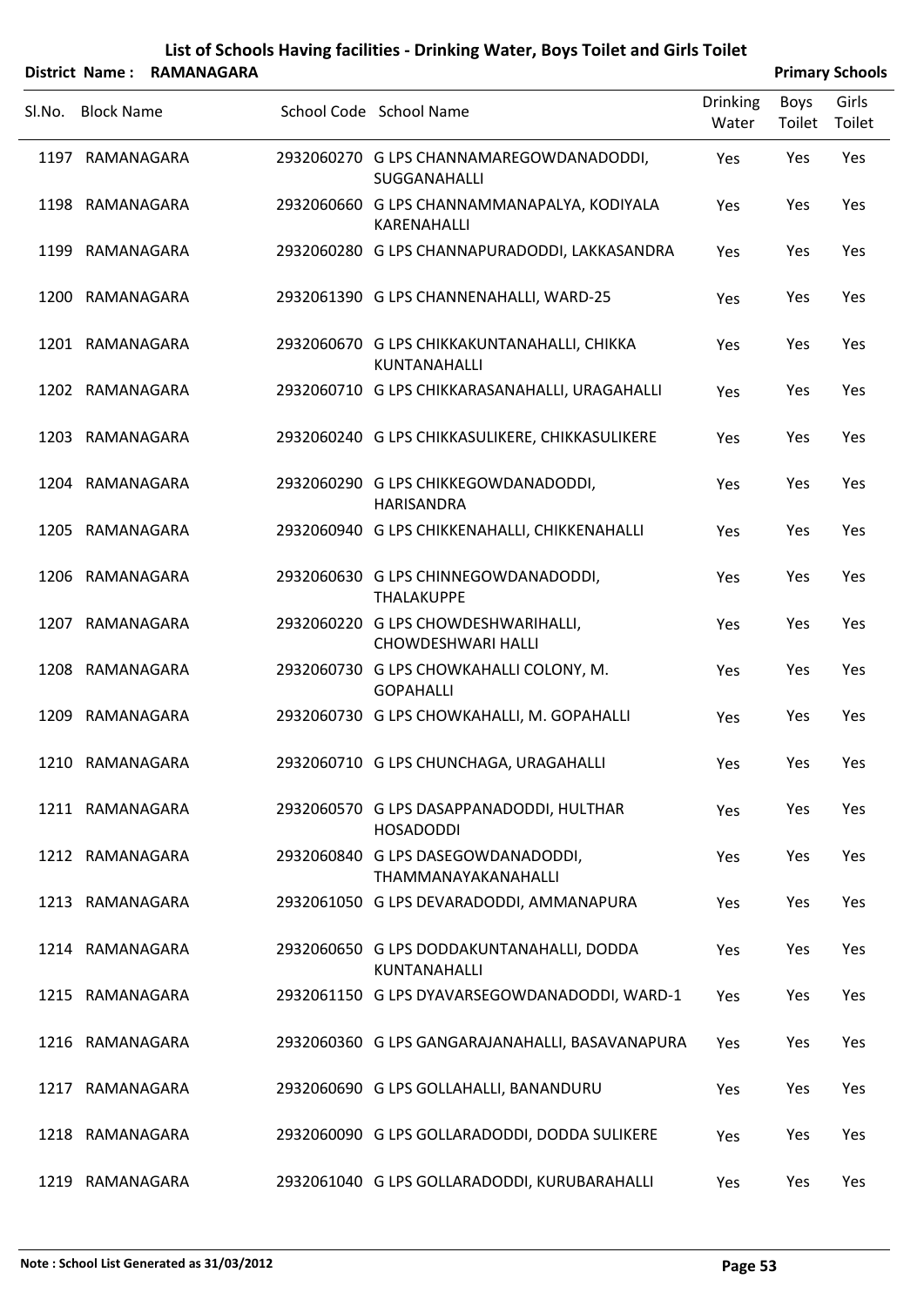# List of Schools Having facilities - Drinking Water, Boys Toilet and Girls Toilet

**District Name : RAMANAGARA** **Primary Schools**

| Sl.No. | Block Name | School Code | School Name | Drinking Water | Boys Toilet | Girls Toilet |
|---|---|---|---|---|---|---|
| 1197 | RAMANAGARA | 2932060270 | G LPS CHANNAMAREGOWDANADODDI, SUGGANAHALLI | Yes | Yes | Yes |
| 1198 | RAMANAGARA | 2932060660 | G LPS CHANNAMMANAPALYA, KODIYALA KARENAHALLI | Yes | Yes | Yes |
| 1199 | RAMANAGARA | 2932060280 | G LPS CHANNAPURADODDI, LAKKASANDRA | Yes | Yes | Yes |
| 1200 | RAMANAGARA | 2932061390 | G LPS CHANNENAHALLI, WARD-25 | Yes | Yes | Yes |
| 1201 | RAMANAGARA | 2932060670 | G LPS CHIKKAKUNTANAHALLI, CHIKKA KUNTANAHALLI | Yes | Yes | Yes |
| 1202 | RAMANAGARA | 2932060710 | G LPS CHIKKARASANAHALLI, URAGAHALLI | Yes | Yes | Yes |
| 1203 | RAMANAGARA | 2932060240 | G LPS CHIKKASULIKERE, CHIKKASULIKERE | Yes | Yes | Yes |
| 1204 | RAMANAGARA | 2932060290 | G LPS CHIKKEGOWDANADODDI, HARISANDRA | Yes | Yes | Yes |
| 1205 | RAMANAGARA | 2932060940 | G LPS CHIKKENAHALLI, CHIKKENAHALLI | Yes | Yes | Yes |
| 1206 | RAMANAGARA | 2932060630 | G LPS CHINNEGOWDANADODDI, THALAKUPPE | Yes | Yes | Yes |
| 1207 | RAMANAGARA | 2932060220 | G LPS CHOWDESHWARIHALLI, CHOWDESHWARI HALLI | Yes | Yes | Yes |
| 1208 | RAMANAGARA | 2932060730 | G LPS CHOWKAHALLI COLONY, M. GOPAHALLI | Yes | Yes | Yes |
| 1209 | RAMANAGARA | 2932060730 | G LPS CHOWKAHALLI, M. GOPAHALLI | Yes | Yes | Yes |
| 1210 | RAMANAGARA | 2932060710 | G LPS CHUNCHAGA, URAGAHALLI | Yes | Yes | Yes |
| 1211 | RAMANAGARA | 2932060570 | G LPS DASAPPANADODDI, HULTHAR HOSADODDI | Yes | Yes | Yes |
| 1212 | RAMANAGARA | 2932060840 | G LPS DASEGOWDANADODDI, THAMMANAYAKANAHALLI | Yes | Yes | Yes |
| 1213 | RAMANAGARA | 2932061050 | G LPS DEVARADODDI, AMMANAPURA | Yes | Yes | Yes |
| 1214 | RAMANAGARA | 2932060650 | G LPS DODDAKUNTANAHALLI, DODDA KUNTANAHALLI | Yes | Yes | Yes |
| 1215 | RAMANAGARA | 2932061150 | G LPS DYAVARSEGOWDANADODDI, WARD-1 | Yes | Yes | Yes |
| 1216 | RAMANAGARA | 2932060360 | G LPS GANGARAJANAHALLI, BASAVANAPURA | Yes | Yes | Yes |
| 1217 | RAMANAGARA | 2932060690 | G LPS GOLLAHALLI, BANANDURU | Yes | Yes | Yes |
| 1218 | RAMANAGARA | 2932060090 | G LPS GOLLARADODDI, DODDA SULIKERE | Yes | Yes | Yes |
| 1219 | RAMANAGARA | 2932061040 | G LPS GOLLARADODDI, KURUBARAHALLI | Yes | Yes | Yes |

**Note : School List Generated as 31/03/2012**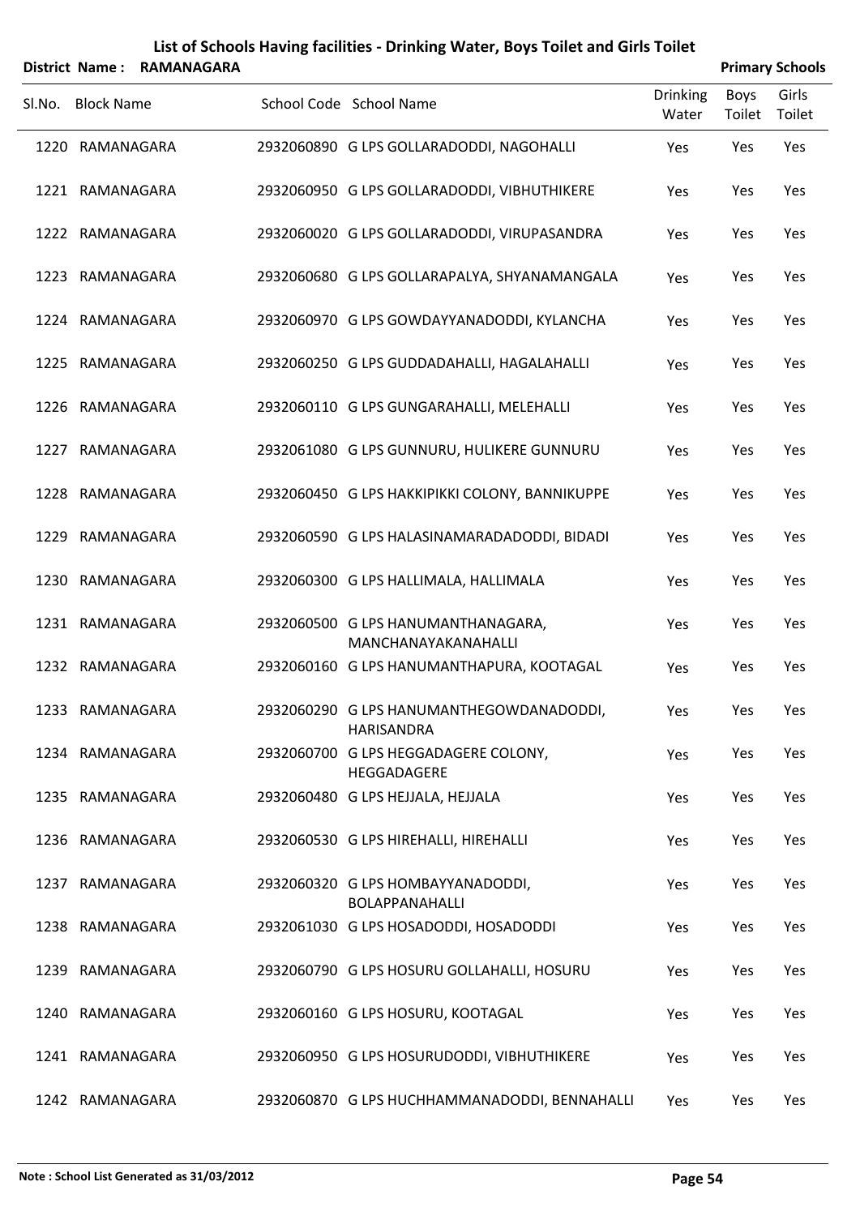# List of Schools Having facilities - Drinking Water, Boys Toilet and Girls Toilet

**District Name : RAMANAGARA** **Primary Schools**

| Sl.No. | Block Name | School Code | School Name | Drinking Water | Boys Toilet | Girls Toilet |
|---|---|---|---|---|---|---|
| 1220 | RAMANAGARA | 2932060890 | G LPS GOLLARADODDI, NAGOHALLI | Yes | Yes | Yes |
| 1221 | RAMANAGARA | 2932060950 | G LPS GOLLARADODDI, VIBHUTHIKERE | Yes | Yes | Yes |
| 1222 | RAMANAGARA | 2932060020 | G LPS GOLLARADODDI, VIRUPASANDRA | Yes | Yes | Yes |
| 1223 | RAMANAGARA | 2932060680 | G LPS GOLLARAPALYA, SHYANAMANGALA | Yes | Yes | Yes |
| 1224 | RAMANAGARA | 2932060970 | G LPS GOWDAYYANADODDI, KYLANCHA | Yes | Yes | Yes |
| 1225 | RAMANAGARA | 2932060250 | G LPS GUDDADAHALLI, HAGALAHALLI | Yes | Yes | Yes |
| 1226 | RAMANAGARA | 2932060110 | G LPS GUNGARAHALLI, MELEHALLI | Yes | Yes | Yes |
| 1227 | RAMANAGARA | 2932061080 | G LPS GUNNURU, HULIKERE GUNNURU | Yes | Yes | Yes |
| 1228 | RAMANAGARA | 2932060450 | G LPS HAKKIPIKKI COLONY, BANNIKUPPE | Yes | Yes | Yes |
| 1229 | RAMANAGARA | 2932060590 | G LPS HALASINAMARADADODDI, BIDADI | Yes | Yes | Yes |
| 1230 | RAMANAGARA | 2932060300 | G LPS HALLIMALA, HALLIMALA | Yes | Yes | Yes |
| 1231 | RAMANAGARA | 2932060500 | G LPS HANUMANTHANAGARA, MANCHANAYAKANAHALLI | Yes | Yes | Yes |
| 1232 | RAMANAGARA | 2932060160 | G LPS HANUMANTHAPURA, KOOTAGAL | Yes | Yes | Yes |
| 1233 | RAMANAGARA | 2932060290 | G LPS HANUMANTHEGOWDANADODDI, HARISANDRA | Yes | Yes | Yes |
| 1234 | RAMANAGARA | 2932060700 | G LPS HEGGADAGERE COLONY, HEGGADAGERE | Yes | Yes | Yes |
| 1235 | RAMANAGARA | 2932060480 | G LPS HEJJALA, HEJJALA | Yes | Yes | Yes |
| 1236 | RAMANAGARA | 2932060530 | G LPS HIREHALLI, HIREHALLI | Yes | Yes | Yes |
| 1237 | RAMANAGARA | 2932060320 | G LPS HOMBAYYANADODDI, BOLAPPANAHALLI | Yes | Yes | Yes |
| 1238 | RAMANAGARA | 2932061030 | G LPS HOSADODDI, HOSADODDI | Yes | Yes | Yes |
| 1239 | RAMANAGARA | 2932060790 | G LPS HOSURU GOLLAHALLI, HOSURU | Yes | Yes | Yes |
| 1240 | RAMANAGARA | 2932060160 | G LPS HOSURU, KOOTAGAL | Yes | Yes | Yes |
| 1241 | RAMANAGARA | 2932060950 | G LPS HOSURUDODDI, VIBHUTHIKERE | Yes | Yes | Yes |
| 1242 | RAMANAGARA | 2932060870 | G LPS HUCHHAMMANADODDI, BENNAHALLI | Yes | Yes | Yes |

**Note : School List Generated as 31/03/2012**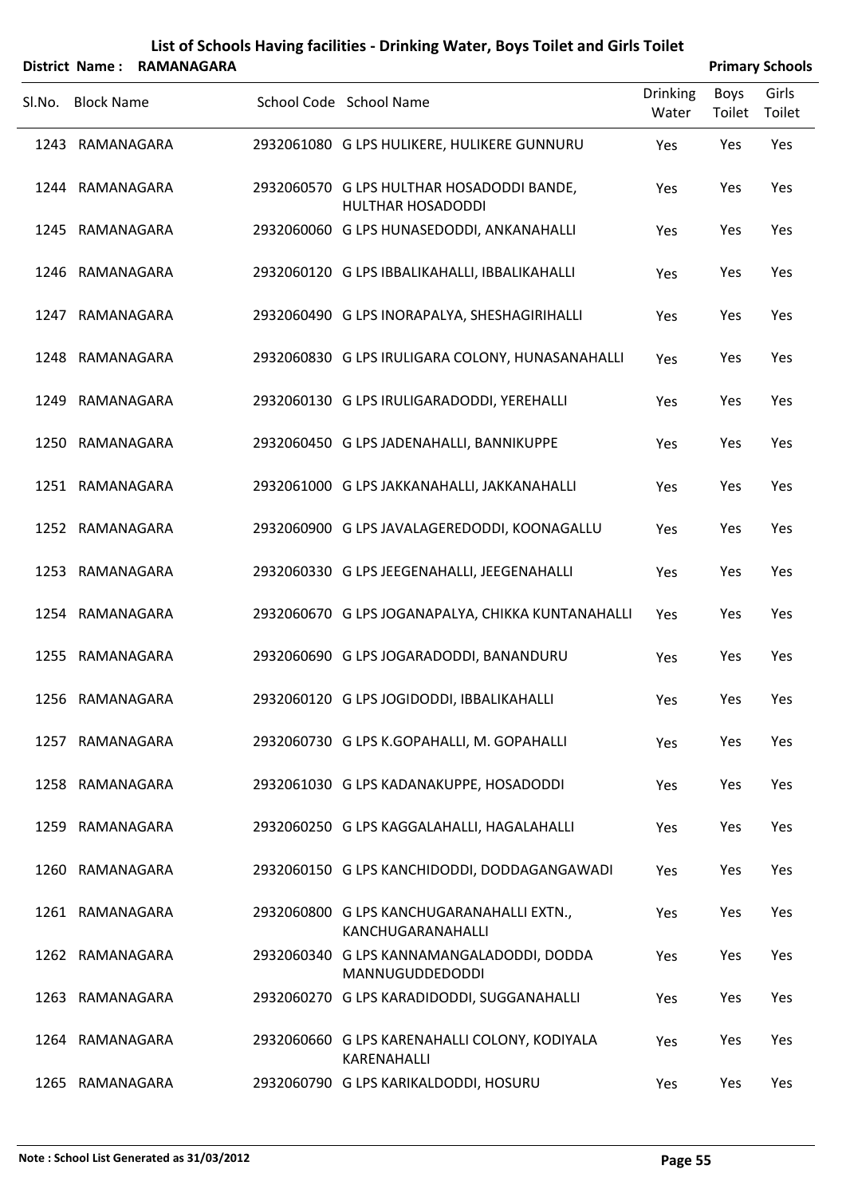# List of Schools Having facilities - Drinking Water, Boys Toilet and Girls Toilet

**District Name : RAMANAGARA** — **Primary Schools**

| Sl.No. | Block Name | School Code | School Name | Drinking Water | Boys Toilet | Girls Toilet |
|---|---|---|---|---|---|---|
| 1243 | RAMANAGARA | 2932061080 | G LPS HULIKERE, HULIKERE GUNNURU | Yes | Yes | Yes |
| 1244 | RAMANAGARA | 2932060570 | G LPS HULTHAR HOSADODDI BANDE, HULTHAR HOSADODDI | Yes | Yes | Yes |
| 1245 | RAMANAGARA | 2932060060 | G LPS HUNASEDODDI, ANKANAHALLI | Yes | Yes | Yes |
| 1246 | RAMANAGARA | 2932060120 | G LPS IBBALIKAHALLI, IBBALIKAHALLI | Yes | Yes | Yes |
| 1247 | RAMANAGARA | 2932060490 | G LPS INORAPALYA, SHESHAGIRIHALLI | Yes | Yes | Yes |
| 1248 | RAMANAGARA | 2932060830 | G LPS IRULIGARA COLONY, HUNASANAHALLI | Yes | Yes | Yes |
| 1249 | RAMANAGARA | 2932060130 | G LPS IRULIGARADODDI, YEREHALLI | Yes | Yes | Yes |
| 1250 | RAMANAGARA | 2932060450 | G LPS JADENAHALLI, BANNIKUPPE | Yes | Yes | Yes |
| 1251 | RAMANAGARA | 2932061000 | G LPS JAKKANAHALLI, JAKKANAHALLI | Yes | Yes | Yes |
| 1252 | RAMANAGARA | 2932060900 | G LPS JAVALAGEREDODDI, KOONAGALLU | Yes | Yes | Yes |
| 1253 | RAMANAGARA | 2932060330 | G LPS JEEGENAHALLI, JEEGENAHALLI | Yes | Yes | Yes |
| 1254 | RAMANAGARA | 2932060670 | G LPS JOGANAPALYA, CHIKKA KUNTANAHALLI | Yes | Yes | Yes |
| 1255 | RAMANAGARA | 2932060690 | G LPS JOGARADODDI, BANANDURU | Yes | Yes | Yes |
| 1256 | RAMANAGARA | 2932060120 | G LPS JOGIDODDI, IBBALIKAHALLI | Yes | Yes | Yes |
| 1257 | RAMANAGARA | 2932060730 | G LPS K.GOPAHALLI, M. GOPAHALLI | Yes | Yes | Yes |
| 1258 | RAMANAGARA | 2932061030 | G LPS KADANAKUPPE, HOSADODDI | Yes | Yes | Yes |
| 1259 | RAMANAGARA | 2932060250 | G LPS KAGGALAHALLI, HAGALAHALLI | Yes | Yes | Yes |
| 1260 | RAMANAGARA | 2932060150 | G LPS KANCHIDODDI, DODDAGANGAWADI | Yes | Yes | Yes |
| 1261 | RAMANAGARA | 2932060800 | G LPS KANCHUGARANAHALLI EXTN., KANCHUGARANAHALLI | Yes | Yes | Yes |
| 1262 | RAMANAGARA | 2932060340 | G LPS KANNAMANGALADODDI, DODDA MANNUGUDDEDODDI | Yes | Yes | Yes |
| 1263 | RAMANAGARA | 2932060270 | G LPS KARADIDODDI, SUGGANAHALLI | Yes | Yes | Yes |
| 1264 | RAMANAGARA | 2932060660 | G LPS KARENAHALLI COLONY, KODIYALA KARENAHALLI | Yes | Yes | Yes |
| 1265 | RAMANAGARA | 2932060790 | G LPS KARIKALDODDI, HOSURU | Yes | Yes | Yes |

Note : School List Generated as 31/03/2012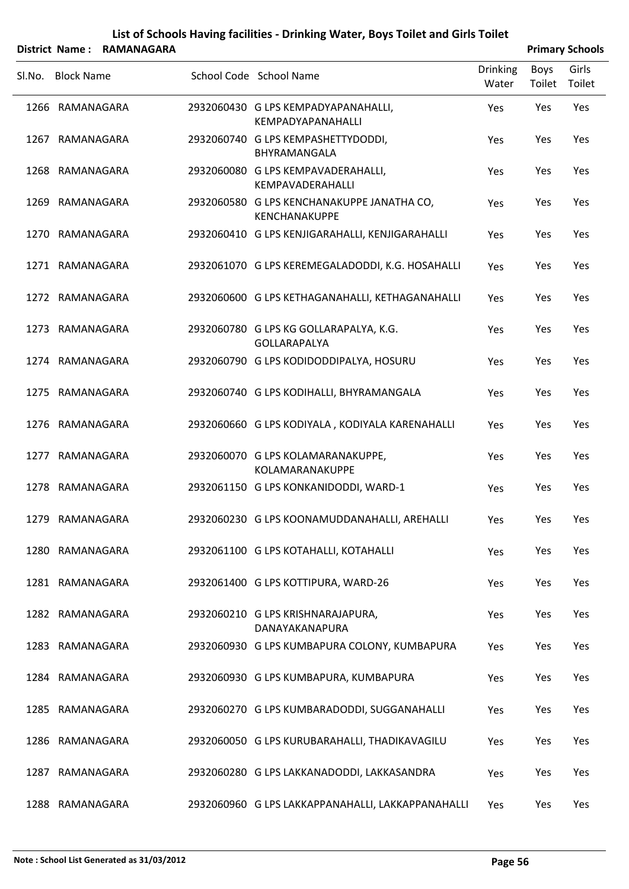# List of Schools Having facilities - Drinking Water, Boys Toilet and Girls Toilet

**District Name : RAMANAGARA** **Primary Schools**

| Sl.No. | Block Name | School Code | School Name | Drinking Water | Boys Toilet | Girls Toilet |
|---|---|---|---|---|---|---|
| 1266 | RAMANAGARA | 2932060430 | G LPS KEMPADYAPANAHALLI, KEMPADYAPANAHALLI | Yes | Yes | Yes |
| 1267 | RAMANAGARA | 2932060740 | G LPS KEMPASHETTYDODDI, BHYRAMANGALA | Yes | Yes | Yes |
| 1268 | RAMANAGARA | 2932060080 | G LPS KEMPAVADERAHALLI, KEMPAVADERAHALLI | Yes | Yes | Yes |
| 1269 | RAMANAGARA | 2932060580 | G LPS KENCHANAKUPPE JANATHA CO, KENCHANAKUPPE | Yes | Yes | Yes |
| 1270 | RAMANAGARA | 2932060410 | G LPS KENJIGARAHALLI, KENJIGARAHALLI | Yes | Yes | Yes |
| 1271 | RAMANAGARA | 2932061070 | G LPS KEREMEGALADODDI, K.G. HOSAHALLI | Yes | Yes | Yes |
| 1272 | RAMANAGARA | 2932060600 | G LPS KETHAGANAHALLI, KETHAGANAHALLI | Yes | Yes | Yes |
| 1273 | RAMANAGARA | 2932060780 | G LPS KG GOLLARAPALYA, K.G. GOLLARAPALYA | Yes | Yes | Yes |
| 1274 | RAMANAGARA | 2932060790 | G LPS KODIDODDIPALYA, HOSURU | Yes | Yes | Yes |
| 1275 | RAMANAGARA | 2932060740 | G LPS KODIHALLI, BHYRAMANGALA | Yes | Yes | Yes |
| 1276 | RAMANAGARA | 2932060660 | G LPS KODIYALA , KODIYALA KARENAHALLI | Yes | Yes | Yes |
| 1277 | RAMANAGARA | 2932060070 | G LPS KOLAMARANAKUPPE, KOLAMARANAKUPPE | Yes | Yes | Yes |
| 1278 | RAMANAGARA | 2932061150 | G LPS KONKANIDODDI, WARD-1 | Yes | Yes | Yes |
| 1279 | RAMANAGARA | 2932060230 | G LPS KOONAMUDDANAHALLI, AREHALLI | Yes | Yes | Yes |
| 1280 | RAMANAGARA | 2932061100 | G LPS KOTAHALLI, KOTAHALLI | Yes | Yes | Yes |
| 1281 | RAMANAGARA | 2932061400 | G LPS KOTTIPURA, WARD-26 | Yes | Yes | Yes |
| 1282 | RAMANAGARA | 2932060210 | G LPS KRISHNARAJAPURA, DANAYAKANAPURA | Yes | Yes | Yes |
| 1283 | RAMANAGARA | 2932060930 | G LPS KUMBAPURA COLONY, KUMBAPURA | Yes | Yes | Yes |
| 1284 | RAMANAGARA | 2932060930 | G LPS KUMBAPURA, KUMBAPURA | Yes | Yes | Yes |
| 1285 | RAMANAGARA | 2932060270 | G LPS KUMBARADODDI, SUGGANAHALLI | Yes | Yes | Yes |
| 1286 | RAMANAGARA | 2932060050 | G LPS KURUBARAHALLI, THADIKAVAGILU | Yes | Yes | Yes |
| 1287 | RAMANAGARA | 2932060280 | G LPS LAKKANADODDI, LAKKASANDRA | Yes | Yes | Yes |
| 1288 | RAMANAGARA | 2932060960 | G LPS LAKKAPPANAHALLI, LAKKAPPANAHALLI | Yes | Yes | Yes |

**Note : School List Generated as 31/03/2012**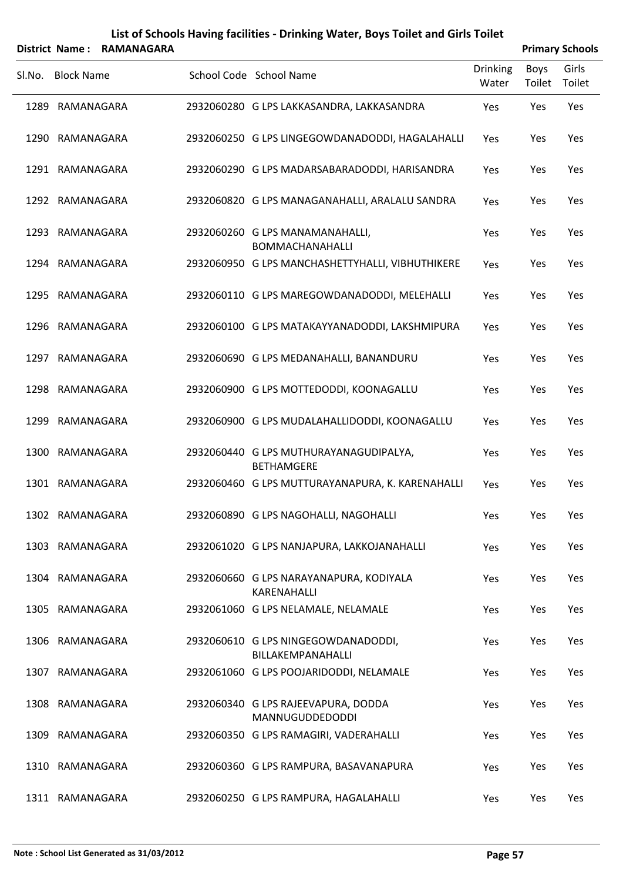## List of Schools Having facilities - Drinking Water, Boys Toilet and Girls Toilet

**District Name : RAMANAGARA** **Primary Schools**

| Sl.No. | Block Name | School Code | School Name | Drinking Water | Boys Toilet | Girls Toilet |
|---|---|---|---|---|---|---|
| 1289 | RAMANAGARA | 2932060280 | G LPS LAKKASANDRA, LAKKASANDRA | Yes | Yes | Yes |
| 1290 | RAMANAGARA | 2932060250 | G LPS LINGEGOWDANADODDI, HAGALAHALLI | Yes | Yes | Yes |
| 1291 | RAMANAGARA | 2932060290 | G LPS MADARSABARADODDI, HARISANDRA | Yes | Yes | Yes |
| 1292 | RAMANAGARA | 2932060820 | G LPS MANAGANAHALLI, ARALALU SANDRA | Yes | Yes | Yes |
| 1293 | RAMANAGARA | 2932060260 | G LPS MANAMANAHALLI, BOMMACHANAHALLI | Yes | Yes | Yes |
| 1294 | RAMANAGARA | 2932060950 | G LPS MANCHASHETTYHALLI, VIBHUTHIKERE | Yes | Yes | Yes |
| 1295 | RAMANAGARA | 2932060110 | G LPS MAREGOWDANADODDI, MELEHALLI | Yes | Yes | Yes |
| 1296 | RAMANAGARA | 2932060100 | G LPS MATAKAYYANADODDI, LAKSHMIPURA | Yes | Yes | Yes |
| 1297 | RAMANAGARA | 2932060690 | G LPS MEDANAHALLI, BANANDURU | Yes | Yes | Yes |
| 1298 | RAMANAGARA | 2932060900 | G LPS MOTTEDODDI, KOONAGALLU | Yes | Yes | Yes |
| 1299 | RAMANAGARA | 2932060900 | G LPS MUDALAHALLIDODDI, KOONAGALLU | Yes | Yes | Yes |
| 1300 | RAMANAGARA | 2932060440 | G LPS MUTHURAYANAGUDIPALYA, BETHAMGERE | Yes | Yes | Yes |
| 1301 | RAMANAGARA | 2932060460 | G LPS MUTTURAYANAPURA, K. KARENAHALLI | Yes | Yes | Yes |
| 1302 | RAMANAGARA | 2932060890 | G LPS NAGOHALLI, NAGOHALLI | Yes | Yes | Yes |
| 1303 | RAMANAGARA | 2932061020 | G LPS NANJAPURA, LAKKOJANAHALLI | Yes | Yes | Yes |
| 1304 | RAMANAGARA | 2932060660 | G LPS NARAYANAPURA, KODIYALA KARENAHALLI | Yes | Yes | Yes |
| 1305 | RAMANAGARA | 2932061060 | G LPS NELAMALE, NELAMALE | Yes | Yes | Yes |
| 1306 | RAMANAGARA | 2932060610 | G LPS NINGEGOWDANADODDI, BILLAKEMPANAHALLI | Yes | Yes | Yes |
| 1307 | RAMANAGARA | 2932061060 | G LPS POOJARIDODDI, NELAMALE | Yes | Yes | Yes |
| 1308 | RAMANAGARA | 2932060340 | G LPS RAJEEVAPURA, DODDA MANNUGUDDEDODDI | Yes | Yes | Yes |
| 1309 | RAMANAGARA | 2932060350 | G LPS RAMAGIRI, VADERAHALLI | Yes | Yes | Yes |
| 1310 | RAMANAGARA | 2932060360 | G LPS RAMPURA, BASAVANAPURA | Yes | Yes | Yes |
| 1311 | RAMANAGARA | 2932060250 | G LPS RAMPURA, HAGALAHALLI | Yes | Yes | Yes |

**Note : School List Generated as 31/03/2012**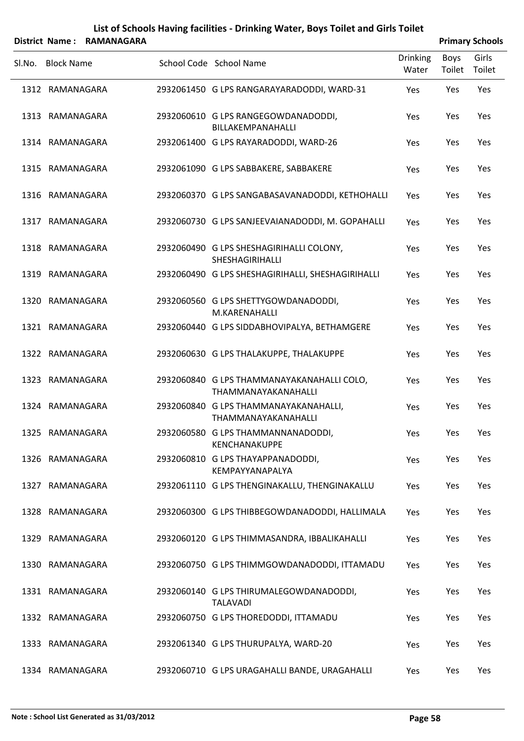# List of Schools Having facilities - Drinking Water, Boys Toilet and Girls Toilet

**District Name : RAMANAGARA** **Primary Schools**

| Sl.No. | Block Name | School Code | School Name | Drinking Water | Boys Toilet | Girls Toilet |
|---|---|---|---|---|---|---|
| 1312 | RAMANAGARA | 2932061450 | G LPS RANGARAYARADODDI, WARD-31 | Yes | Yes | Yes |
| 1313 | RAMANAGARA | 2932060610 | G LPS RANGEGOWDANADODDI, BILLAKEMPANAHALLI | Yes | Yes | Yes |
| 1314 | RAMANAGARA | 2932061400 | G LPS RAYARADODDI, WARD-26 | Yes | Yes | Yes |
| 1315 | RAMANAGARA | 2932061090 | G LPS SABBAKERE, SABBAKERE | Yes | Yes | Yes |
| 1316 | RAMANAGARA | 2932060370 | G LPS SANGABASAVANADODDI, KETHOHALLI | Yes | Yes | Yes |
| 1317 | RAMANAGARA | 2932060730 | G LPS SANJEEVAIANADODDI, M. GOPAHALLI | Yes | Yes | Yes |
| 1318 | RAMANAGARA | 2932060490 | G LPS SHESHAGIRIHALLI COLONY, SHESHAGIRIHALLI | Yes | Yes | Yes |
| 1319 | RAMANAGARA | 2932060490 | G LPS SHESHAGIRIHALLI, SHESHAGIRIHALLI | Yes | Yes | Yes |
| 1320 | RAMANAGARA | 2932060560 | G LPS SHETTYGOWDANADODDI, M.KARENAHALLI | Yes | Yes | Yes |
| 1321 | RAMANAGARA | 2932060440 | G LPS SIDDABHOVIPALYA, BETHAMGERE | Yes | Yes | Yes |
| 1322 | RAMANAGARA | 2932060630 | G LPS THALAKUPPE, THALAKUPPE | Yes | Yes | Yes |
| 1323 | RAMANAGARA | 2932060840 | G LPS THAMMANAYAKANAHALLI COLO, THAMMANAYAKANAHALLI | Yes | Yes | Yes |
| 1324 | RAMANAGARA | 2932060840 | G LPS THAMMANAYAKANAHALLI, THAMMANAYAKANAHALLI | Yes | Yes | Yes |
| 1325 | RAMANAGARA | 2932060580 | G LPS THAMMANNANADODDI, KENCHANAKUPPE | Yes | Yes | Yes |
| 1326 | RAMANAGARA | 2932060810 | G LPS THAYAPPANADODDI, KEMPAYYANAPALYA | Yes | Yes | Yes |
| 1327 | RAMANAGARA | 2932061110 | G LPS THENGINAKALLU, THENGINAKALLU | Yes | Yes | Yes |
| 1328 | RAMANAGARA | 2932060300 | G LPS THIBBEGOWDANADODDI, HALLIMALA | Yes | Yes | Yes |
| 1329 | RAMANAGARA | 2932060120 | G LPS THIMMASANDRA, IBBALIKAHALLI | Yes | Yes | Yes |
| 1330 | RAMANAGARA | 2932060750 | G LPS THIMMGOWDANADODDI, ITTAMADU | Yes | Yes | Yes |
| 1331 | RAMANAGARA | 2932060140 | G LPS THIRUMALEGOWDANADODDI, TALAVADI | Yes | Yes | Yes |
| 1332 | RAMANAGARA | 2932060750 | G LPS THOREDODDI, ITTAMADU | Yes | Yes | Yes |
| 1333 | RAMANAGARA | 2932061340 | G LPS THURUPALYA, WARD-20 | Yes | Yes | Yes |
| 1334 | RAMANAGARA | 2932060710 | G LPS URAGAHALLI BANDE, URAGAHALLI | Yes | Yes | Yes |

**Note : School List Generated as 31/03/2012**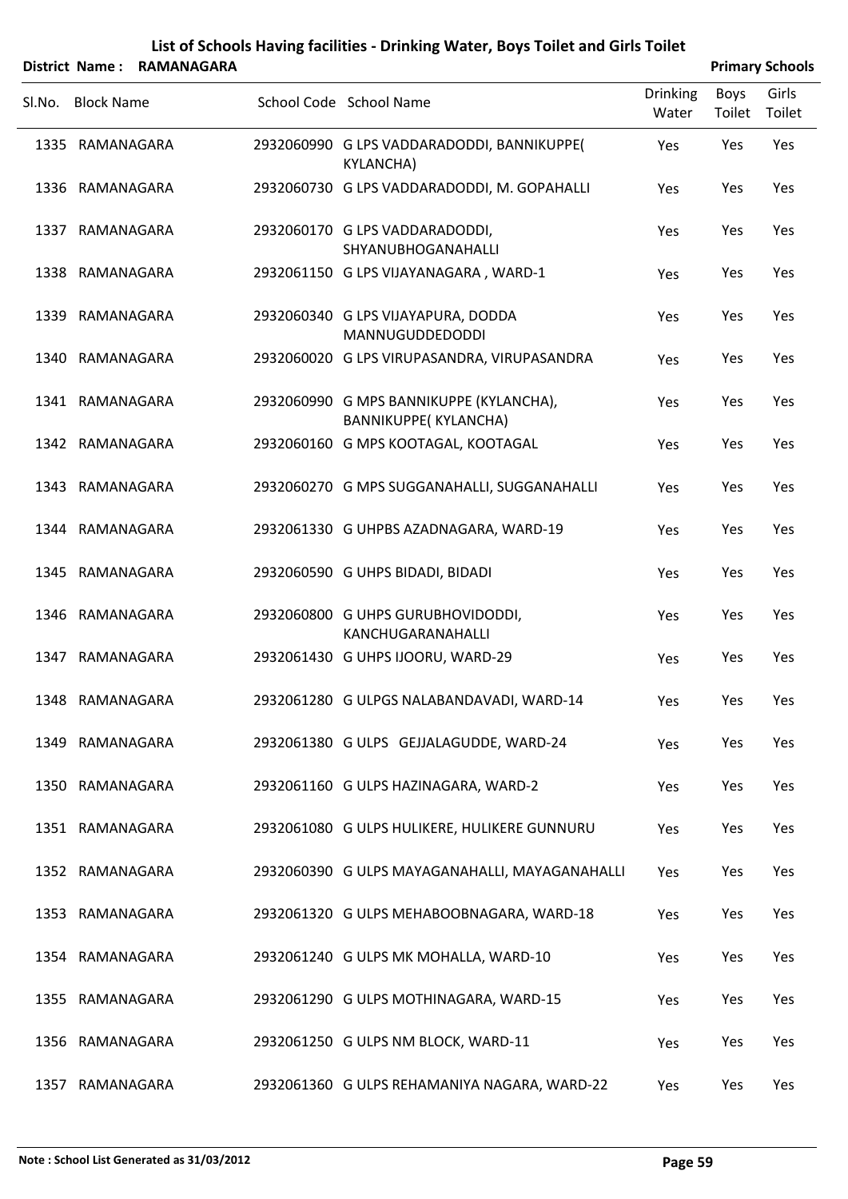# List of Schools Having facilities - Drinking Water, Boys Toilet and Girls Toilet

**District Name : RAMANAGARA** **Primary Schools**

| Sl.No. | Block Name | School Code | School Name | Drinking Water | Boys Toilet | Girls Toilet |
|---|---|---|---|---|---|---|
| 1335 | RAMANAGARA | 2932060990 | G LPS VADDARADODDI, BANNIKUPPE( KYLANCHA) | Yes | Yes | Yes |
| 1336 | RAMANAGARA | 2932060730 | G LPS VADDARADODDI, M. GOPAHALLI | Yes | Yes | Yes |
| 1337 | RAMANAGARA | 2932060170 | G LPS VADDARADODDI, SHYANUBHOGANAHALLI | Yes | Yes | Yes |
| 1338 | RAMANAGARA | 2932061150 | G LPS VIJAYANAGARA , WARD-1 | Yes | Yes | Yes |
| 1339 | RAMANAGARA | 2932060340 | G LPS VIJAYAPURA, DODDA MANNUGUDDEDODDI | Yes | Yes | Yes |
| 1340 | RAMANAGARA | 2932060020 | G LPS VIRUPASANDRA, VIRUPASANDRA | Yes | Yes | Yes |
| 1341 | RAMANAGARA | 2932060990 | G MPS BANNIKUPPE (KYLANCHA), BANNIKUPPE( KYLANCHA) | Yes | Yes | Yes |
| 1342 | RAMANAGARA | 2932060160 | G MPS KOOTAGAL, KOOTAGAL | Yes | Yes | Yes |
| 1343 | RAMANAGARA | 2932060270 | G MPS SUGGANAHALLI, SUGGANAHALLI | Yes | Yes | Yes |
| 1344 | RAMANAGARA | 2932061330 | G UHPBS AZADNAGARA, WARD-19 | Yes | Yes | Yes |
| 1345 | RAMANAGARA | 2932060590 | G UHPS BIDADI, BIDADI | Yes | Yes | Yes |
| 1346 | RAMANAGARA | 2932060800 | G UHPS GURUBHOVIDODDI, KANCHUGARANAHALLI | Yes | Yes | Yes |
| 1347 | RAMANAGARA | 2932061430 | G UHPS IJOORU, WARD-29 | Yes | Yes | Yes |
| 1348 | RAMANAGARA | 2932061280 | G ULPGS NALABANDAVADI, WARD-14 | Yes | Yes | Yes |
| 1349 | RAMANAGARA | 2932061380 | G ULPS GEJJALAGUDDE, WARD-24 | Yes | Yes | Yes |
| 1350 | RAMANAGARA | 2932061160 | G ULPS HAZINAGARA, WARD-2 | Yes | Yes | Yes |
| 1351 | RAMANAGARA | 2932061080 | G ULPS HULIKERE, HULIKERE GUNNURU | Yes | Yes | Yes |
| 1352 | RAMANAGARA | 2932060390 | G ULPS MAYAGANAHALLI, MAYAGANAHALLI | Yes | Yes | Yes |
| 1353 | RAMANAGARA | 2932061320 | G ULPS MEHABOOBNAGARA, WARD-18 | Yes | Yes | Yes |
| 1354 | RAMANAGARA | 2932061240 | G ULPS MK MOHALLA, WARD-10 | Yes | Yes | Yes |
| 1355 | RAMANAGARA | 2932061290 | G ULPS MOTHINAGARA, WARD-15 | Yes | Yes | Yes |
| 1356 | RAMANAGARA | 2932061250 | G ULPS NM BLOCK, WARD-11 | Yes | Yes | Yes |
| 1357 | RAMANAGARA | 2932061360 | G ULPS REHAMANIYA NAGARA, WARD-22 | Yes | Yes | Yes |

**Note : School List Generated as 31/03/2012**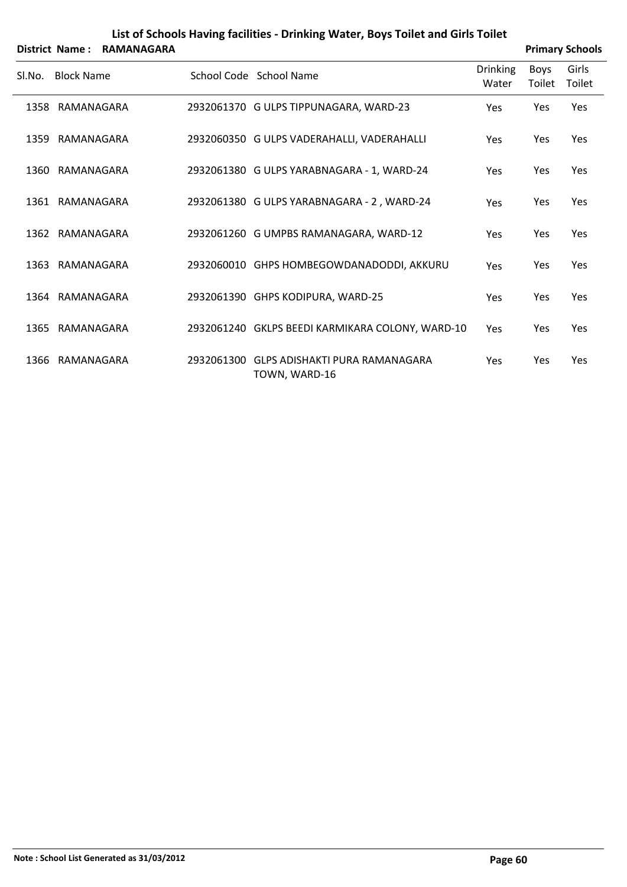# List of Schools Having facilities - Drinking Water, Boys Toilet and Girls Toilet

**District Name : RAMANAGARA** **Primary Schools**

| Sl.No. | Block Name | School Code | School Name | Drinking Water | Boys Toilet | Girls Toilet |
|---|---|---|---|---|---|---|
| 1358 | RAMANAGARA | 2932061370 | G ULPS TIPPUNAGARA, WARD-23 | Yes | Yes | Yes |
| 1359 | RAMANAGARA | 2932060350 | G ULPS VADERAHALLI, VADERAHALLI | Yes | Yes | Yes |
| 1360 | RAMANAGARA | 2932061380 | G ULPS YARABNAGARA - 1, WARD-24 | Yes | Yes | Yes |
| 1361 | RAMANAGARA | 2932061380 | G ULPS YARABNAGARA - 2 , WARD-24 | Yes | Yes | Yes |
| 1362 | RAMANAGARA | 2932061260 | G UMPBS RAMANAGARA, WARD-12 | Yes | Yes | Yes |
| 1363 | RAMANAGARA | 2932060010 | GHPS HOMBEGOWDANADODDI, AKKURU | Yes | Yes | Yes |
| 1364 | RAMANAGARA | 2932061390 | GHPS KODIPURA, WARD-25 | Yes | Yes | Yes |
| 1365 | RAMANAGARA | 2932061240 | GKLPS BEEDI KARMIKARA COLONY, WARD-10 | Yes | Yes | Yes |
| 1366 | RAMANAGARA | 2932061300 | GLPS ADISHAKTI PURA RAMANAGARA TOWN, WARD-16 | Yes | Yes | Yes |

**Note : School List Generated as 31/03/2012**